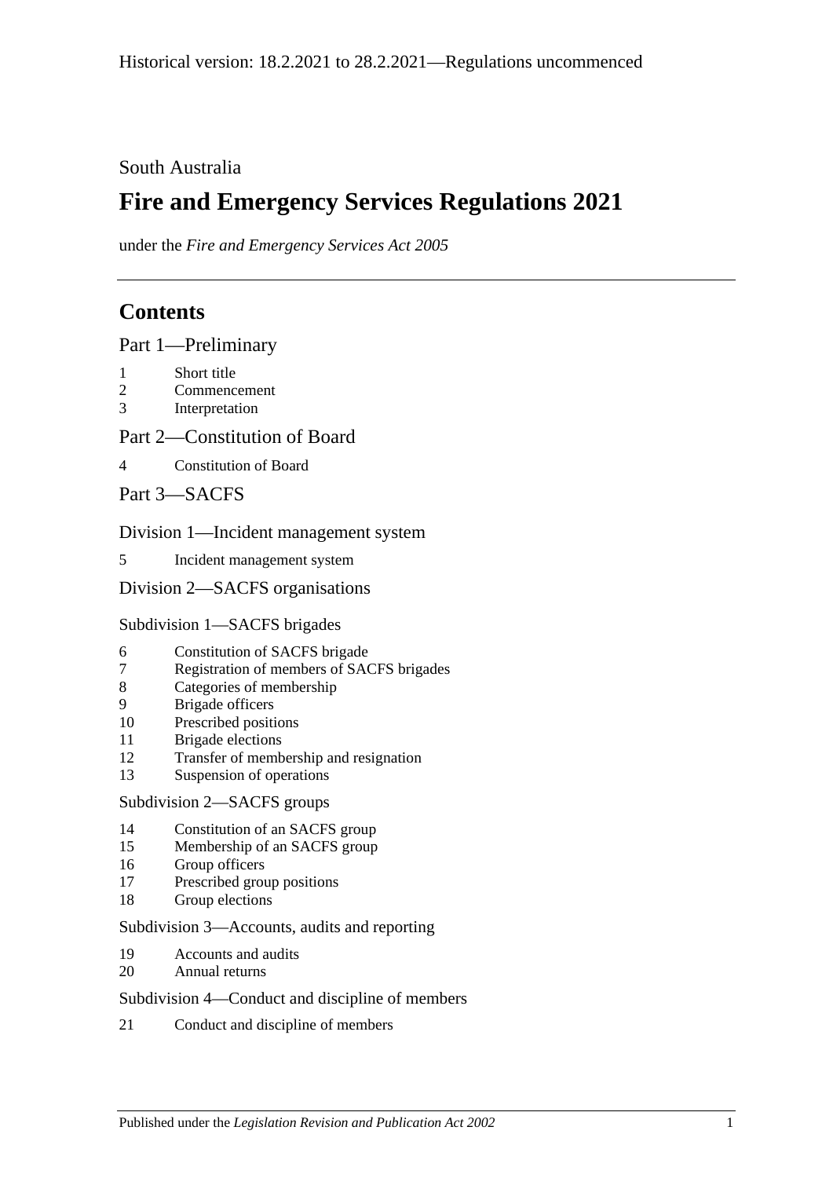Historical version: 18.2.2021 to 28.2.2021—Regulations uncommenced

South Australia

# Fire and Emergency Services Regulations 2021

under the *Fire and Emergency Services Act 2005*

## Contents

Part 1—Preliminary

1 Short title
2 Commencement
3 Interpretation

Part 2—Constitution of Board

4 Constitution of Board

Part 3—SACFS

Division 1—Incident management system

5 Incident management system

Division 2—SACFS organisations

Subdivision 1—SACFS brigades

6 Constitution of SACFS brigade
7 Registration of members of SACFS brigades
8 Categories of membership
9 Brigade officers
10 Prescribed positions
11 Brigade elections
12 Transfer of membership and resignation
13 Suspension of operations

Subdivision 2—SACFS groups

14 Constitution of an SACFS group
15 Membership of an SACFS group
16 Group officers
17 Prescribed group positions
18 Group elections

Subdivision 3—Accounts, audits and reporting

19 Accounts and audits
20 Annual returns

Subdivision 4—Conduct and discipline of members

21 Conduct and discipline of members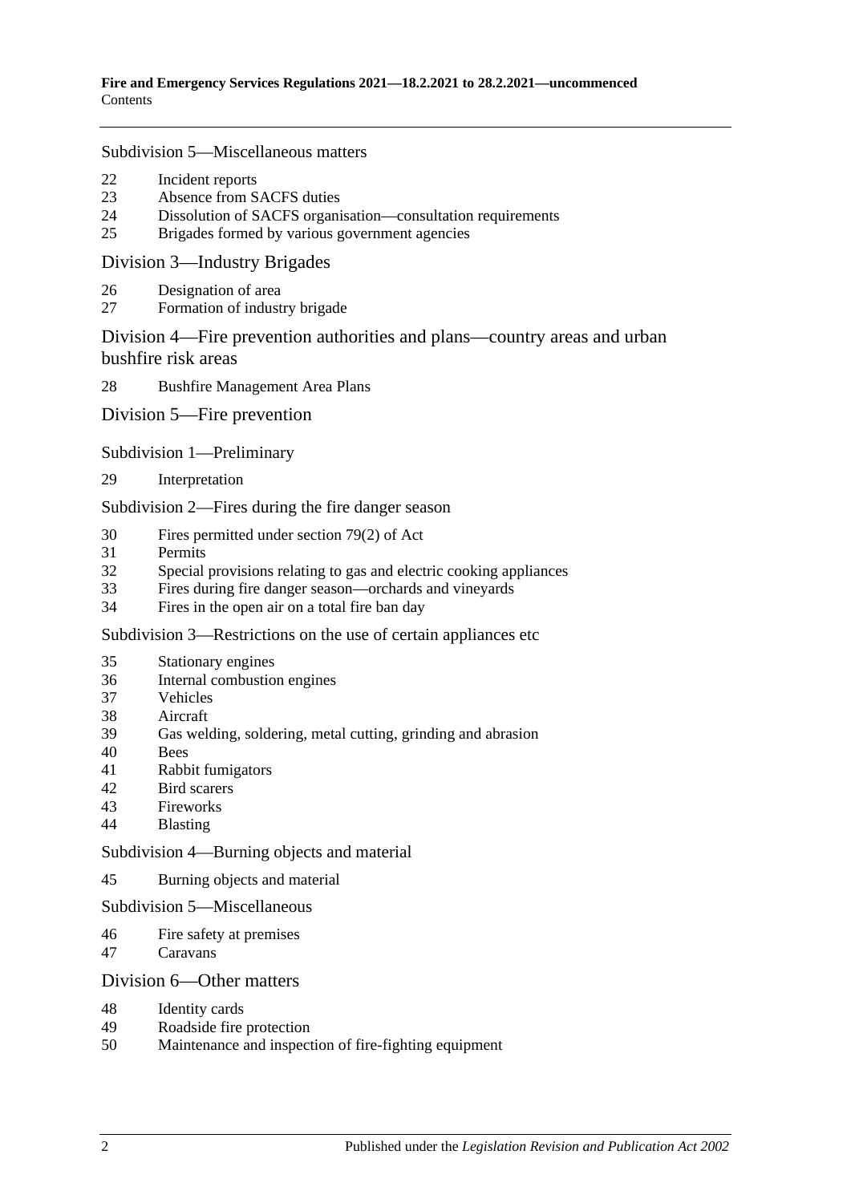Subdivision 5—Miscellaneous matters

22 Incident reports
23 Absence from SACFS duties
24 Dissolution of SACFS organisation—consultation requirements
25 Brigades formed by various government agencies

Division 3—Industry Brigades

26 Designation of area
27 Formation of industry brigade

Division 4—Fire prevention authorities and plans—country areas and urban bushfire risk areas

28 Bushfire Management Area Plans

Division 5—Fire prevention

Subdivision 1—Preliminary

29 Interpretation

Subdivision 2—Fires during the fire danger season

30 Fires permitted under section 79(2) of Act
31 Permits
32 Special provisions relating to gas and electric cooking appliances
33 Fires during fire danger season—orchards and vineyards
34 Fires in the open air on a total fire ban day

Subdivision 3—Restrictions on the use of certain appliances etc

35 Stationary engines
36 Internal combustion engines
37 Vehicles
38 Aircraft
39 Gas welding, soldering, metal cutting, grinding and abrasion
40 Bees
41 Rabbit fumigators
42 Bird scarers
43 Fireworks
44 Blasting

Subdivision 4—Burning objects and material

45 Burning objects and material

Subdivision 5—Miscellaneous

46 Fire safety at premises
47 Caravans

Division 6—Other matters

48 Identity cards
49 Roadside fire protection
50 Maintenance and inspection of fire-fighting equipment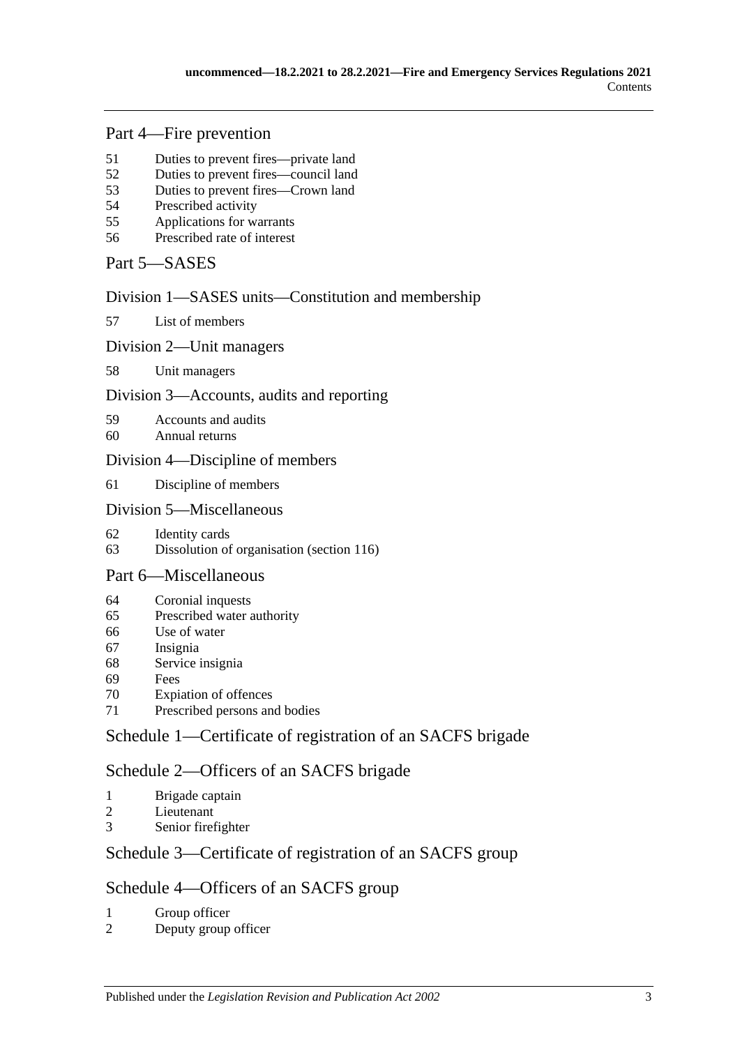## Part 4—Fire prevention

51 Duties to prevent fires—private land
52 Duties to prevent fires—council land
53 Duties to prevent fires—Crown land
54 Prescribed activity
55 Applications for warrants
56 Prescribed rate of interest

## Part 5—SASES

### Division 1—SASES units—Constitution and membership

57 List of members

### Division 2—Unit managers

58 Unit managers

### Division 3—Accounts, audits and reporting

59 Accounts and audits
60 Annual returns

### Division 4—Discipline of members

61 Discipline of members

### Division 5—Miscellaneous

62 Identity cards
63 Dissolution of organisation (section 116)

## Part 6—Miscellaneous

64 Coronial inquests
65 Prescribed water authority
66 Use of water
67 Insignia
68 Service insignia
69 Fees
70 Expiation of offences
71 Prescribed persons and bodies

## Schedule 1—Certificate of registration of an SACFS brigade

## Schedule 2—Officers of an SACFS brigade

1 Brigade captain
2 Lieutenant
3 Senior firefighter

## Schedule 3—Certificate of registration of an SACFS group

## Schedule 4—Officers of an SACFS group

1 Group officer
2 Deputy group officer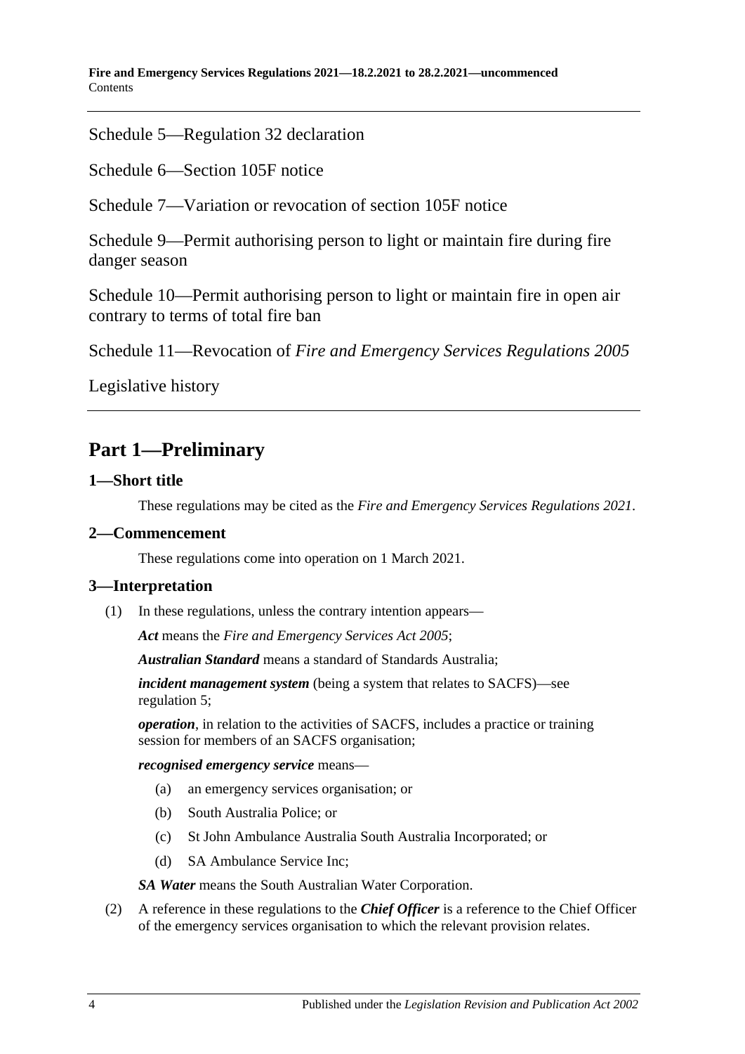Schedule 5—Regulation 32 declaration

Schedule 6—Section 105F notice

Schedule 7—Variation or revocation of section 105F notice

Schedule 9—Permit authorising person to light or maintain fire during fire danger season

Schedule 10—Permit authorising person to light or maintain fire in open air contrary to terms of total fire ban

Schedule 11—Revocation of *Fire and Emergency Services Regulations 2005*

Legislative history

## Part 1—Preliminary

### 1—Short title

These regulations may be cited as the *Fire and Emergency Services Regulations 2021*.

### 2—Commencement

These regulations come into operation on 1 March 2021.

### 3—Interpretation

(1) In these regulations, unless the contrary intention appears—

***Act*** means the *Fire and Emergency Services Act 2005*;

***Australian Standard*** means a standard of Standards Australia;

***incident management system*** (being a system that relates to SACFS)—see regulation 5;

***operation***, in relation to the activities of SACFS, includes a practice or training session for members of an SACFS organisation;

***recognised emergency service*** means—

(a) an emergency services organisation; or

(b) South Australia Police; or

(c) St John Ambulance Australia South Australia Incorporated; or

(d) SA Ambulance Service Inc;

***SA Water*** means the South Australian Water Corporation.

(2) A reference in these regulations to the ***Chief Officer*** is a reference to the Chief Officer of the emergency services organisation to which the relevant provision relates.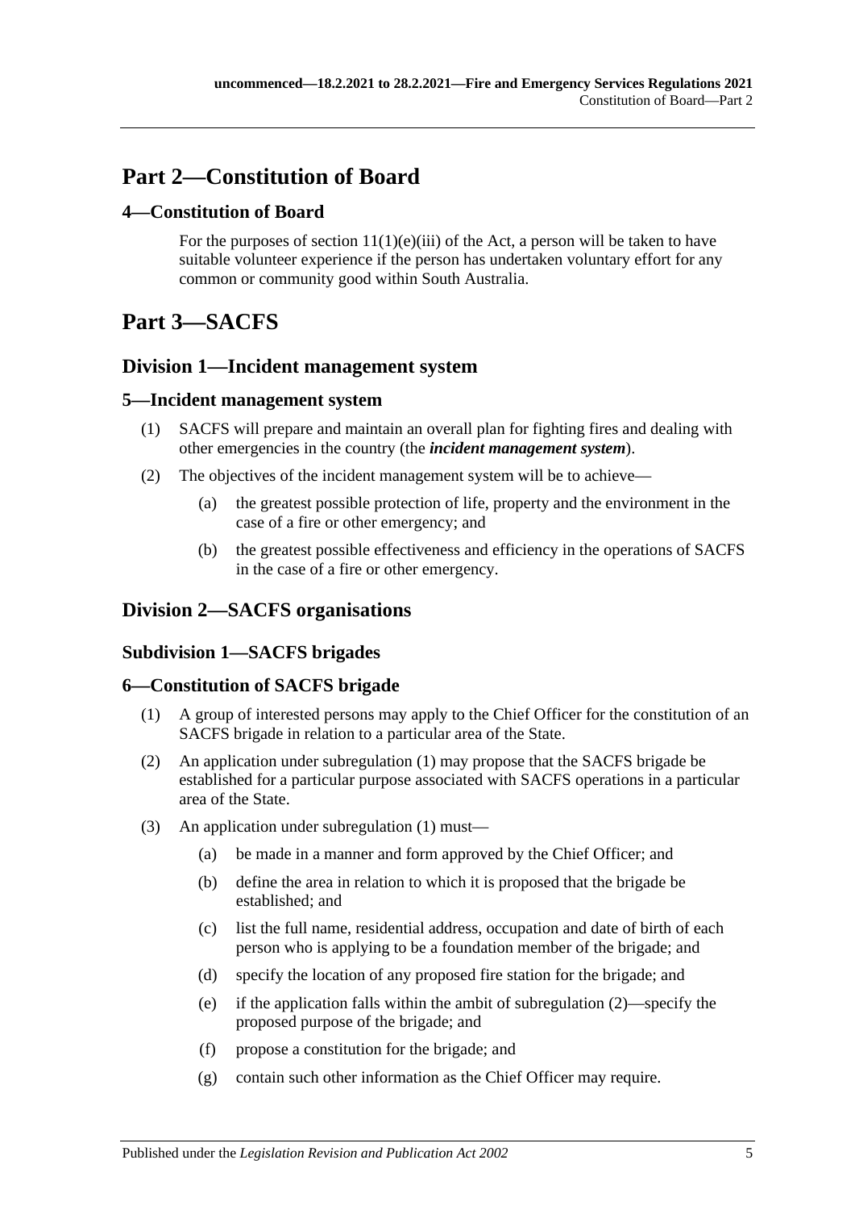# Part 2—Constitution of Board

## 4—Constitution of Board

For the purposes of section 11(1)(e)(iii) of the Act, a person will be taken to have suitable volunteer experience if the person has undertaken voluntary effort for any common or community good within South Australia.

# Part 3—SACFS

## Division 1—Incident management system

### 5—Incident management system

(1) SACFS will prepare and maintain an overall plan for fighting fires and dealing with other emergencies in the country (the ***incident management system***).

(2) The objectives of the incident management system will be to achieve—

(a) the greatest possible protection of life, property and the environment in the case of a fire or other emergency; and

(b) the greatest possible effectiveness and efficiency in the operations of SACFS in the case of a fire or other emergency.

## Division 2—SACFS organisations

### Subdivision 1—SACFS brigades

### 6—Constitution of SACFS brigade

(1) A group of interested persons may apply to the Chief Officer for the constitution of an SACFS brigade in relation to a particular area of the State.

(2) An application under subregulation (1) may propose that the SACFS brigade be established for a particular purpose associated with SACFS operations in a particular area of the State.

(3) An application under subregulation (1) must—

(a) be made in a manner and form approved by the Chief Officer; and

(b) define the area in relation to which it is proposed that the brigade be established; and

(c) list the full name, residential address, occupation and date of birth of each person who is applying to be a foundation member of the brigade; and

(d) specify the location of any proposed fire station for the brigade; and

(e) if the application falls within the ambit of subregulation (2)—specify the proposed purpose of the brigade; and

(f) propose a constitution for the brigade; and

(g) contain such other information as the Chief Officer may require.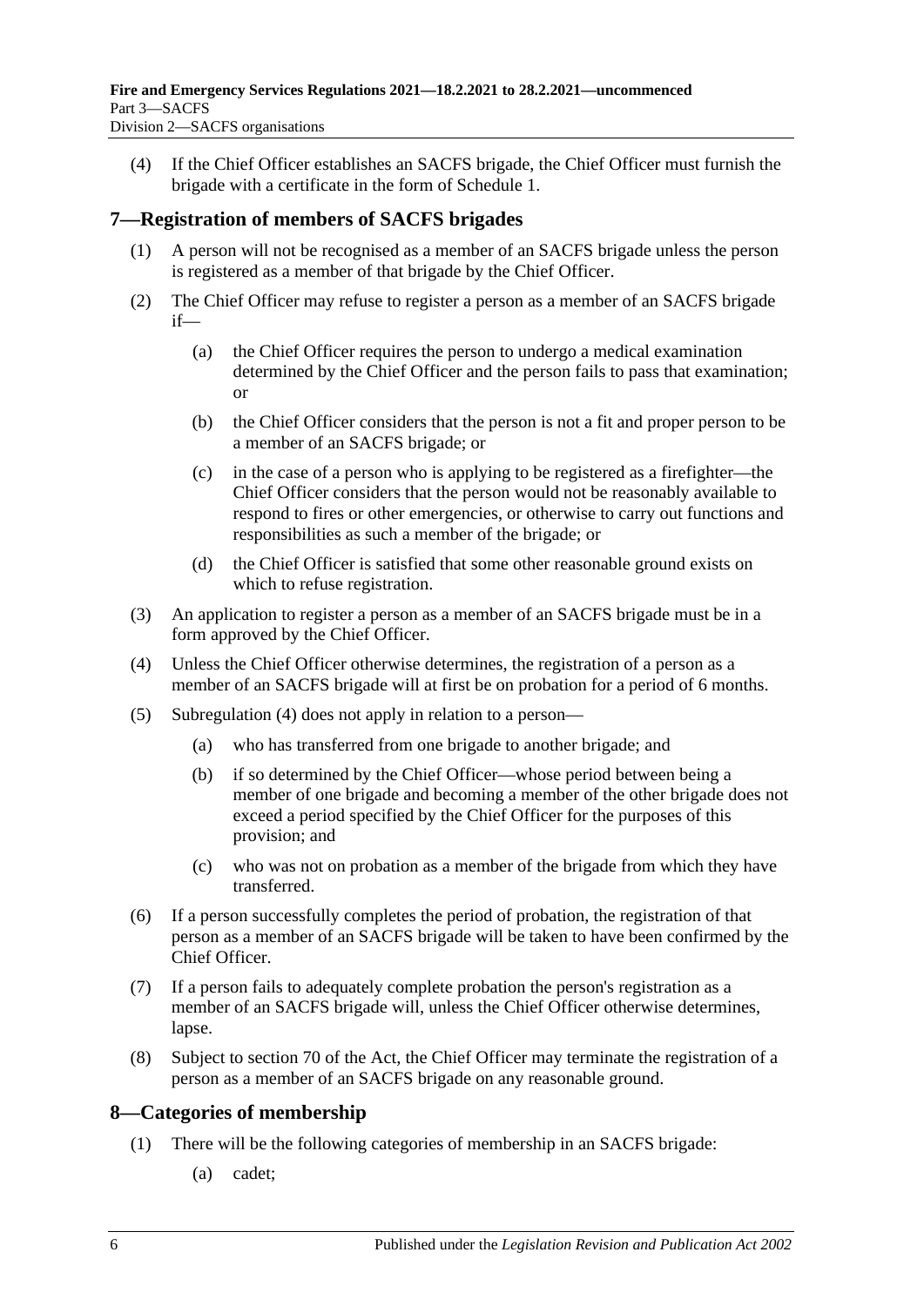(4) If the Chief Officer establishes an SACFS brigade, the Chief Officer must furnish the brigade with a certificate in the form of Schedule 1.

## 7—Registration of members of SACFS brigades

(1) A person will not be recognised as a member of an SACFS brigade unless the person is registered as a member of that brigade by the Chief Officer.

(2) The Chief Officer may refuse to register a person as a member of an SACFS brigade if—

- (a) the Chief Officer requires the person to undergo a medical examination determined by the Chief Officer and the person fails to pass that examination; or
- (b) the Chief Officer considers that the person is not a fit and proper person to be a member of an SACFS brigade; or
- (c) in the case of a person who is applying to be registered as a firefighter—the Chief Officer considers that the person would not be reasonably available to respond to fires or other emergencies, or otherwise to carry out functions and responsibilities as such a member of the brigade; or
- (d) the Chief Officer is satisfied that some other reasonable ground exists on which to refuse registration.

(3) An application to register a person as a member of an SACFS brigade must be in a form approved by the Chief Officer.

(4) Unless the Chief Officer otherwise determines, the registration of a person as a member of an SACFS brigade will at first be on probation for a period of 6 months.

(5) Subregulation (4) does not apply in relation to a person—

- (a) who has transferred from one brigade to another brigade; and
- (b) if so determined by the Chief Officer—whose period between being a member of one brigade and becoming a member of the other brigade does not exceed a period specified by the Chief Officer for the purposes of this provision; and
- (c) who was not on probation as a member of the brigade from which they have transferred.

(6) If a person successfully completes the period of probation, the registration of that person as a member of an SACFS brigade will be taken to have been confirmed by the Chief Officer.

(7) If a person fails to adequately complete probation the person's registration as a member of an SACFS brigade will, unless the Chief Officer otherwise determines, lapse.

(8) Subject to section 70 of the Act, the Chief Officer may terminate the registration of a person as a member of an SACFS brigade on any reasonable ground.

## 8—Categories of membership

(1) There will be the following categories of membership in an SACFS brigade:

- (a) cadet;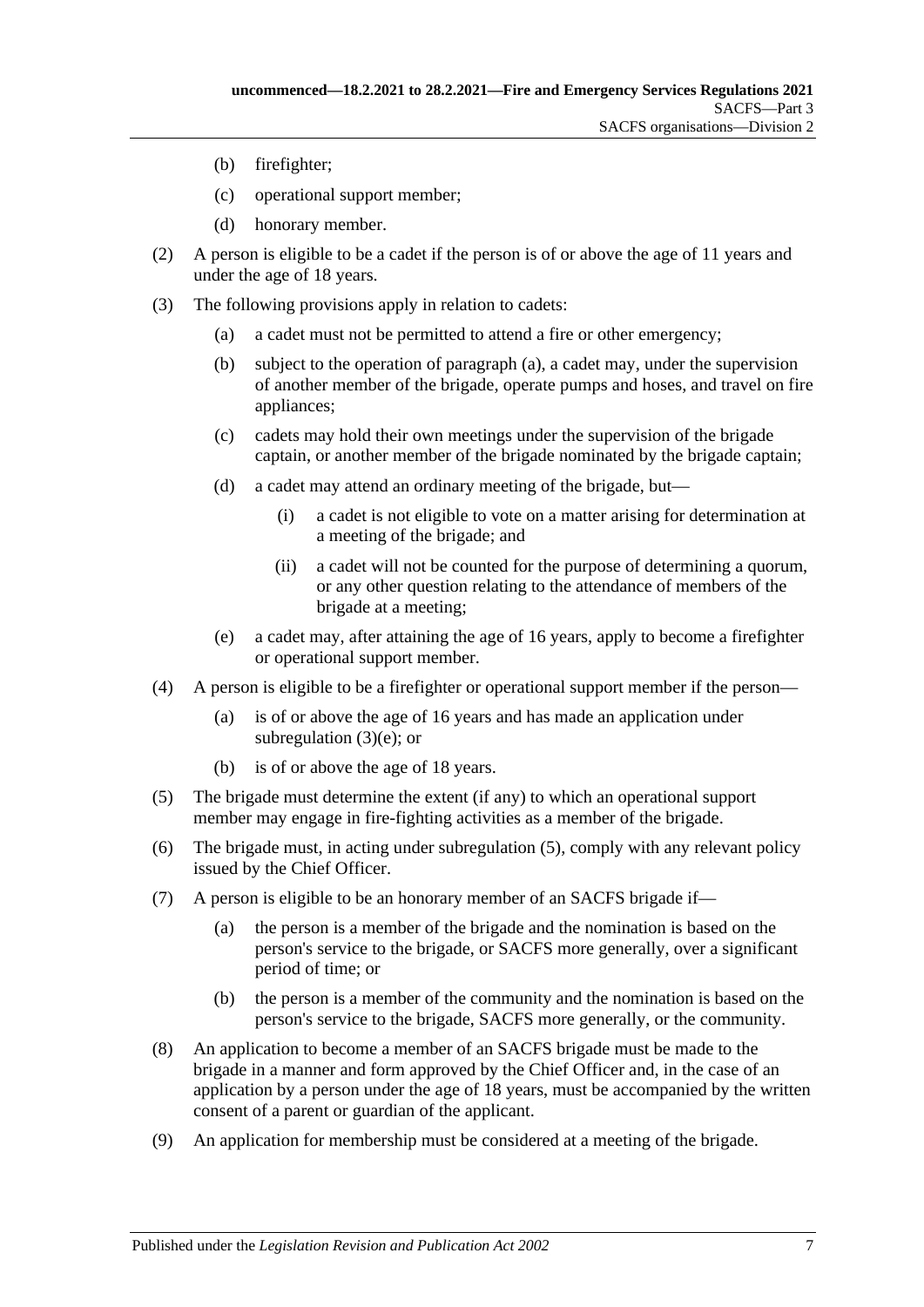(b) firefighter;

(c) operational support member;

(d) honorary member.

(2) A person is eligible to be a cadet if the person is of or above the age of 11 years and under the age of 18 years.

(3) The following provisions apply in relation to cadets:

(a) a cadet must not be permitted to attend a fire or other emergency;

(b) subject to the operation of paragraph (a), a cadet may, under the supervision of another member of the brigade, operate pumps and hoses, and travel on fire appliances;

(c) cadets may hold their own meetings under the supervision of the brigade captain, or another member of the brigade nominated by the brigade captain;

(d) a cadet may attend an ordinary meeting of the brigade, but—

(i) a cadet is not eligible to vote on a matter arising for determination at a meeting of the brigade; and

(ii) a cadet will not be counted for the purpose of determining a quorum, or any other question relating to the attendance of members of the brigade at a meeting;

(e) a cadet may, after attaining the age of 16 years, apply to become a firefighter or operational support member.

(4) A person is eligible to be a firefighter or operational support member if the person—

(a) is of or above the age of 16 years and has made an application under subregulation (3)(e); or

(b) is of or above the age of 18 years.

(5) The brigade must determine the extent (if any) to which an operational support member may engage in fire-fighting activities as a member of the brigade.

(6) The brigade must, in acting under subregulation (5), comply with any relevant policy issued by the Chief Officer.

(7) A person is eligible to be an honorary member of an SACFS brigade if—

(a) the person is a member of the brigade and the nomination is based on the person's service to the brigade, or SACFS more generally, over a significant period of time; or

(b) the person is a member of the community and the nomination is based on the person's service to the brigade, SACFS more generally, or the community.

(8) An application to become a member of an SACFS brigade must be made to the brigade in a manner and form approved by the Chief Officer and, in the case of an application by a person under the age of 18 years, must be accompanied by the written consent of a parent or guardian of the applicant.

(9) An application for membership must be considered at a meeting of the brigade.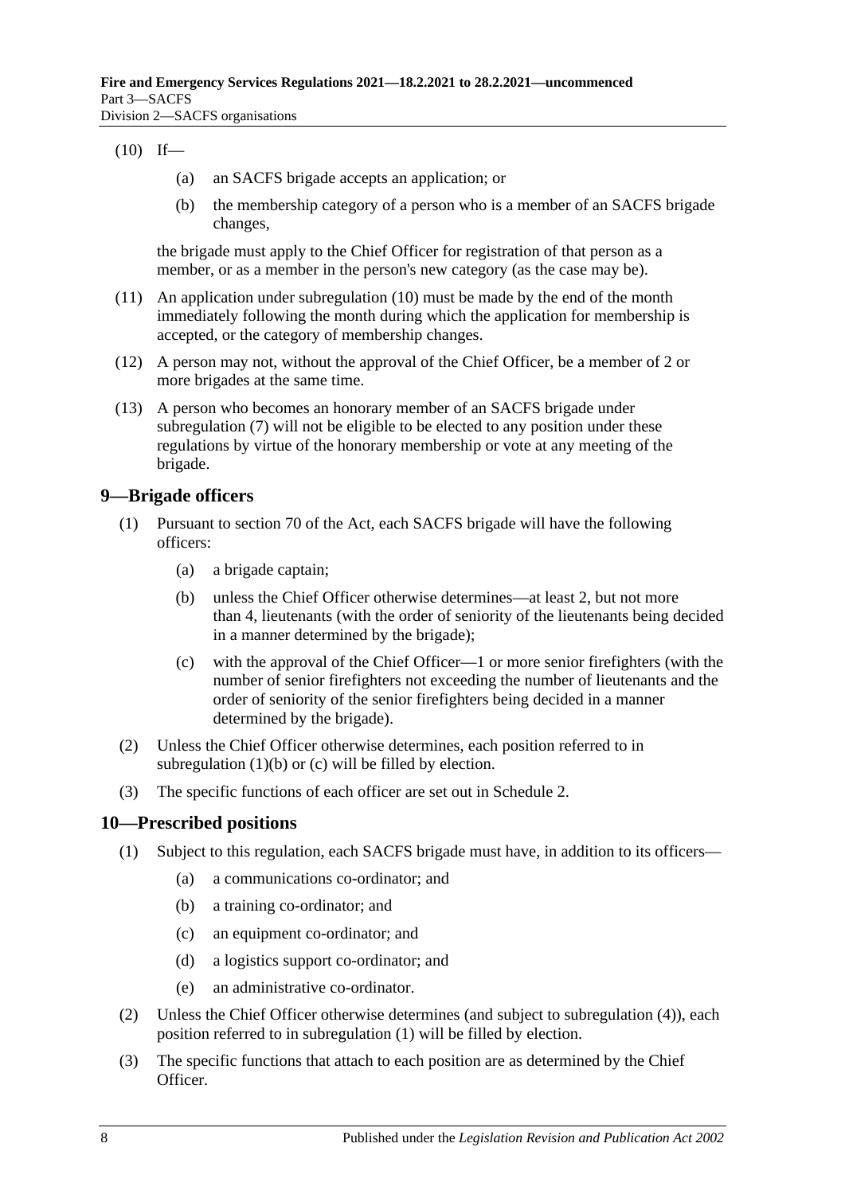(10) If—

(a) an SACFS brigade accepts an application; or

(b) the membership category of a person who is a member of an SACFS brigade changes,

the brigade must apply to the Chief Officer for registration of that person as a member, or as a member in the person's new category (as the case may be).

(11) An application under subregulation (10) must be made by the end of the month immediately following the month during which the application for membership is accepted, or the category of membership changes.

(12) A person may not, without the approval of the Chief Officer, be a member of 2 or more brigades at the same time.

(13) A person who becomes an honorary member of an SACFS brigade under subregulation (7) will not be eligible to be elected to any position under these regulations by virtue of the honorary membership or vote at any meeting of the brigade.

## 9—Brigade officers

(1) Pursuant to section 70 of the Act, each SACFS brigade will have the following officers:

(a) a brigade captain;

(b) unless the Chief Officer otherwise determines—at least 2, but not more than 4, lieutenants (with the order of seniority of the lieutenants being decided in a manner determined by the brigade);

(c) with the approval of the Chief Officer—1 or more senior firefighters (with the number of senior firefighters not exceeding the number of lieutenants and the order of seniority of the senior firefighters being decided in a manner determined by the brigade).

(2) Unless the Chief Officer otherwise determines, each position referred to in subregulation (1)(b) or (c) will be filled by election.

(3) The specific functions of each officer are set out in Schedule 2.

## 10—Prescribed positions

(1) Subject to this regulation, each SACFS brigade must have, in addition to its officers—

(a) a communications co-ordinator; and

(b) a training co-ordinator; and

(c) an equipment co-ordinator; and

(d) a logistics support co-ordinator; and

(e) an administrative co-ordinator.

(2) Unless the Chief Officer otherwise determines (and subject to subregulation (4)), each position referred to in subregulation (1) will be filled by election.

(3) The specific functions that attach to each position are as determined by the Chief Officer.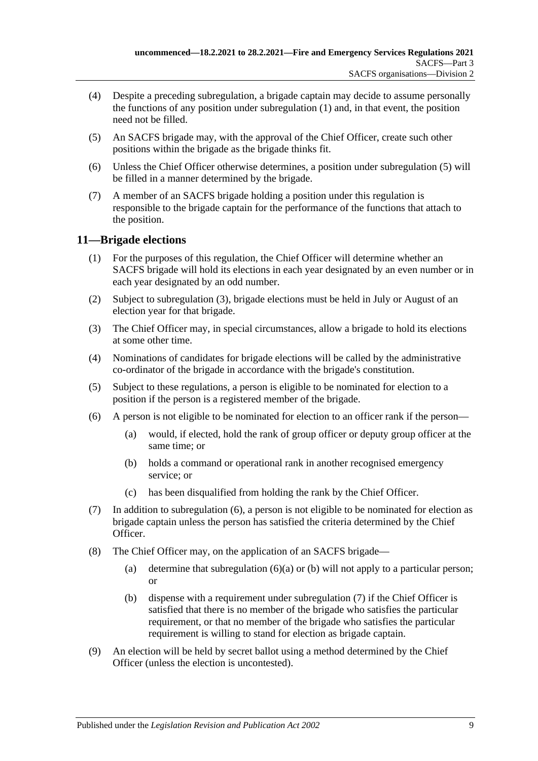(4) Despite a preceding subregulation, a brigade captain may decide to assume personally the functions of any position under subregulation (1) and, in that event, the position need not be filled.

(5) An SACFS brigade may, with the approval of the Chief Officer, create such other positions within the brigade as the brigade thinks fit.

(6) Unless the Chief Officer otherwise determines, a position under subregulation (5) will be filled in a manner determined by the brigade.

(7) A member of an SACFS brigade holding a position under this regulation is responsible to the brigade captain for the performance of the functions that attach to the position.

## 11—Brigade elections

(1) For the purposes of this regulation, the Chief Officer will determine whether an SACFS brigade will hold its elections in each year designated by an even number or in each year designated by an odd number.

(2) Subject to subregulation (3), brigade elections must be held in July or August of an election year for that brigade.

(3) The Chief Officer may, in special circumstances, allow a brigade to hold its elections at some other time.

(4) Nominations of candidates for brigade elections will be called by the administrative co-ordinator of the brigade in accordance with the brigade's constitution.

(5) Subject to these regulations, a person is eligible to be nominated for election to a position if the person is a registered member of the brigade.

(6) A person is not eligible to be nominated for election to an officer rank if the person—

(a) would, if elected, hold the rank of group officer or deputy group officer at the same time; or

(b) holds a command or operational rank in another recognised emergency service; or

(c) has been disqualified from holding the rank by the Chief Officer.

(7) In addition to subregulation (6), a person is not eligible to be nominated for election as brigade captain unless the person has satisfied the criteria determined by the Chief Officer.

(8) The Chief Officer may, on the application of an SACFS brigade—

(a) determine that subregulation (6)(a) or (b) will not apply to a particular person; or

(b) dispense with a requirement under subregulation (7) if the Chief Officer is satisfied that there is no member of the brigade who satisfies the particular requirement, or that no member of the brigade who satisfies the particular requirement is willing to stand for election as brigade captain.

(9) An election will be held by secret ballot using a method determined by the Chief Officer (unless the election is uncontested).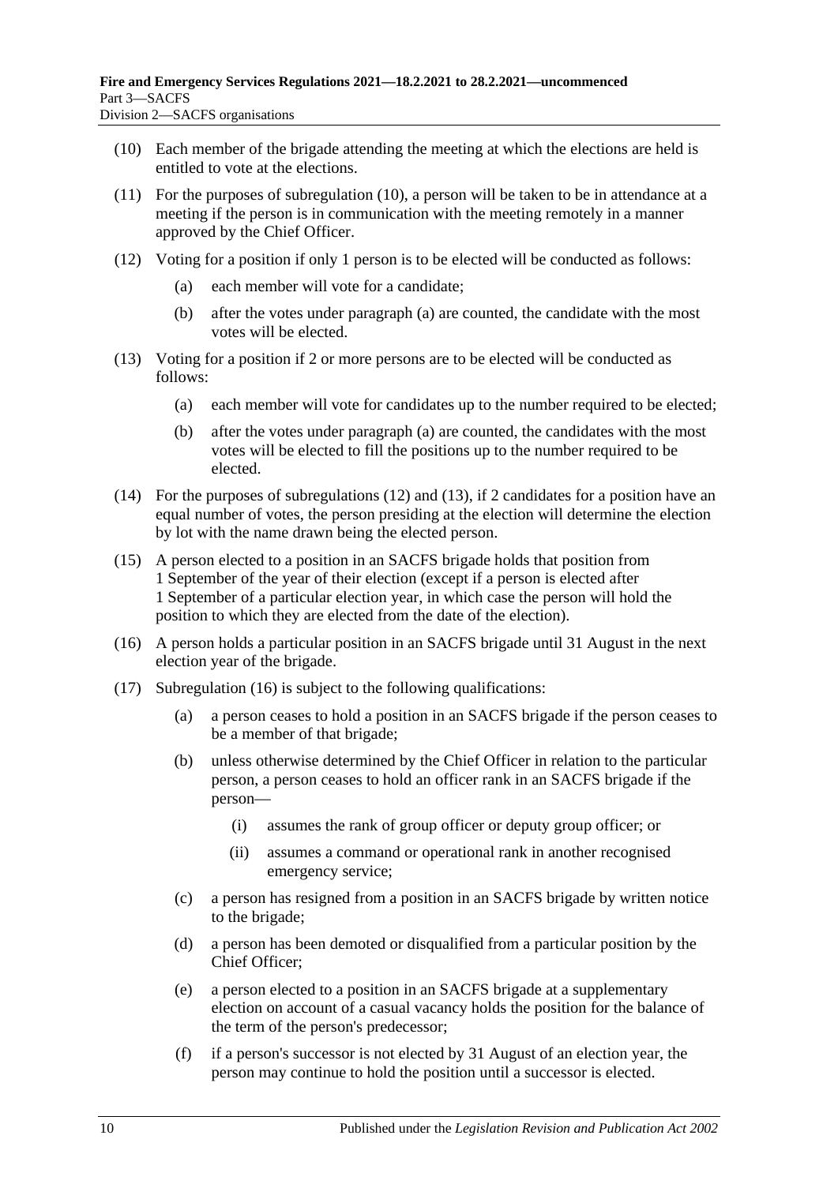(10) Each member of the brigade attending the meeting at which the elections are held is entitled to vote at the elections.

(11) For the purposes of subregulation (10), a person will be taken to be in attendance at a meeting if the person is in communication with the meeting remotely in a manner approved by the Chief Officer.

(12) Voting for a position if only 1 person is to be elected will be conducted as follows:

- (a) each member will vote for a candidate;
- (b) after the votes under paragraph (a) are counted, the candidate with the most votes will be elected.

(13) Voting for a position if 2 or more persons are to be elected will be conducted as follows:

- (a) each member will vote for candidates up to the number required to be elected;
- (b) after the votes under paragraph (a) are counted, the candidates with the most votes will be elected to fill the positions up to the number required to be elected.

(14) For the purposes of subregulations (12) and (13), if 2 candidates for a position have an equal number of votes, the person presiding at the election will determine the election by lot with the name drawn being the elected person.

(15) A person elected to a position in an SACFS brigade holds that position from 1 September of the year of their election (except if a person is elected after 1 September of a particular election year, in which case the person will hold the position to which they are elected from the date of the election).

(16) A person holds a particular position in an SACFS brigade until 31 August in the next election year of the brigade.

(17) Subregulation (16) is subject to the following qualifications:

- (a) a person ceases to hold a position in an SACFS brigade if the person ceases to be a member of that brigade;
- (b) unless otherwise determined by the Chief Officer in relation to the particular person, a person ceases to hold an officer rank in an SACFS brigade if the person—
    - (i) assumes the rank of group officer or deputy group officer; or
    - (ii) assumes a command or operational rank in another recognised emergency service;
- (c) a person has resigned from a position in an SACFS brigade by written notice to the brigade;
- (d) a person has been demoted or disqualified from a particular position by the Chief Officer;
- (e) a person elected to a position in an SACFS brigade at a supplementary election on account of a casual vacancy holds the position for the balance of the term of the person's predecessor;
- (f) if a person's successor is not elected by 31 August of an election year, the person may continue to hold the position until a successor is elected.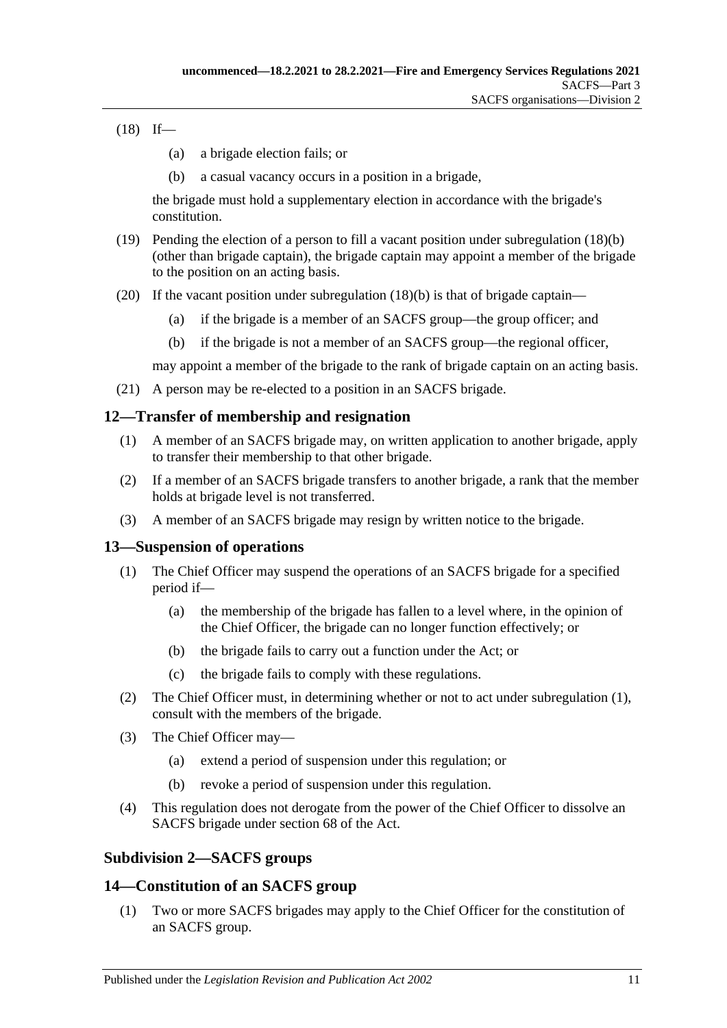(18) If—

(a) a brigade election fails; or

(b) a casual vacancy occurs in a position in a brigade,

the brigade must hold a supplementary election in accordance with the brigade's constitution.

(19) Pending the election of a person to fill a vacant position under subregulation (18)(b) (other than brigade captain), the brigade captain may appoint a member of the brigade to the position on an acting basis.

(20) If the vacant position under subregulation (18)(b) is that of brigade captain—

(a) if the brigade is a member of an SACFS group—the group officer; and

(b) if the brigade is not a member of an SACFS group—the regional officer,

may appoint a member of the brigade to the rank of brigade captain on an acting basis.

(21) A person may be re-elected to a position in an SACFS brigade.

## 12—Transfer of membership and resignation

(1) A member of an SACFS brigade may, on written application to another brigade, apply to transfer their membership to that other brigade.

(2) If a member of an SACFS brigade transfers to another brigade, a rank that the member holds at brigade level is not transferred.

(3) A member of an SACFS brigade may resign by written notice to the brigade.

## 13—Suspension of operations

(1) The Chief Officer may suspend the operations of an SACFS brigade for a specified period if—

(a) the membership of the brigade has fallen to a level where, in the opinion of the Chief Officer, the brigade can no longer function effectively; or

(b) the brigade fails to carry out a function under the Act; or

(c) the brigade fails to comply with these regulations.

(2) The Chief Officer must, in determining whether or not to act under subregulation (1), consult with the members of the brigade.

(3) The Chief Officer may—

(a) extend a period of suspension under this regulation; or

(b) revoke a period of suspension under this regulation.

(4) This regulation does not derogate from the power of the Chief Officer to dissolve an SACFS brigade under section 68 of the Act.

### Subdivision 2—SACFS groups

## 14—Constitution of an SACFS group

(1) Two or more SACFS brigades may apply to the Chief Officer for the constitution of an SACFS group.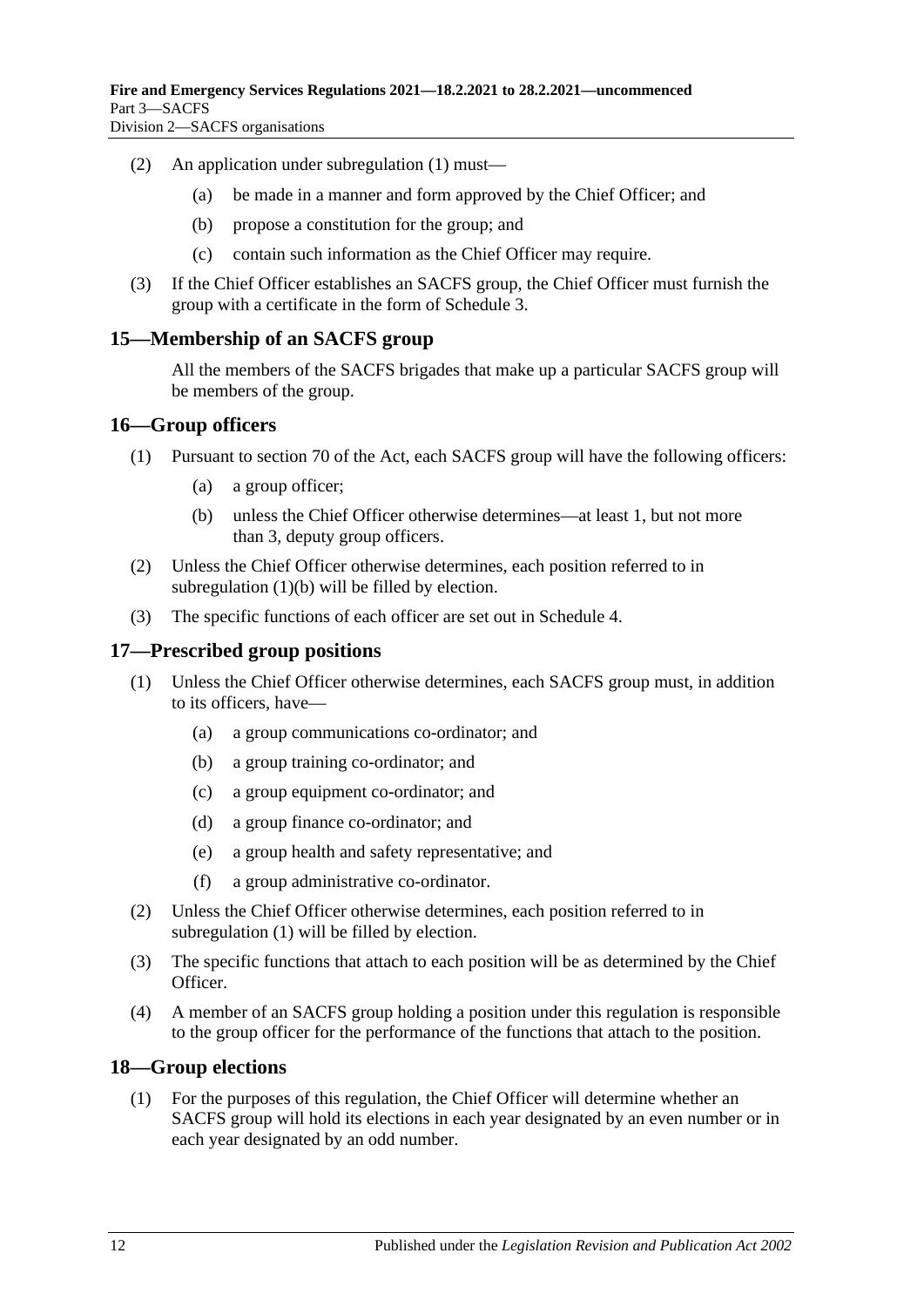(2) An application under subregulation (1) must—

(a) be made in a manner and form approved by the Chief Officer; and

(b) propose a constitution for the group; and

(c) contain such information as the Chief Officer may require.

(3) If the Chief Officer establishes an SACFS group, the Chief Officer must furnish the group with a certificate in the form of Schedule 3.

## 15—Membership of an SACFS group

All the members of the SACFS brigades that make up a particular SACFS group will be members of the group.

## 16—Group officers

(1) Pursuant to section 70 of the Act, each SACFS group will have the following officers:

(a) a group officer;

(b) unless the Chief Officer otherwise determines—at least 1, but not more than 3, deputy group officers.

(2) Unless the Chief Officer otherwise determines, each position referred to in subregulation (1)(b) will be filled by election.

(3) The specific functions of each officer are set out in Schedule 4.

## 17—Prescribed group positions

(1) Unless the Chief Officer otherwise determines, each SACFS group must, in addition to its officers, have—

(a) a group communications co-ordinator; and

(b) a group training co-ordinator; and

(c) a group equipment co-ordinator; and

(d) a group finance co-ordinator; and

(e) a group health and safety representative; and

(f) a group administrative co-ordinator.

(2) Unless the Chief Officer otherwise determines, each position referred to in subregulation (1) will be filled by election.

(3) The specific functions that attach to each position will be as determined by the Chief Officer.

(4) A member of an SACFS group holding a position under this regulation is responsible to the group officer for the performance of the functions that attach to the position.

## 18—Group elections

(1) For the purposes of this regulation, the Chief Officer will determine whether an SACFS group will hold its elections in each year designated by an even number or in each year designated by an odd number.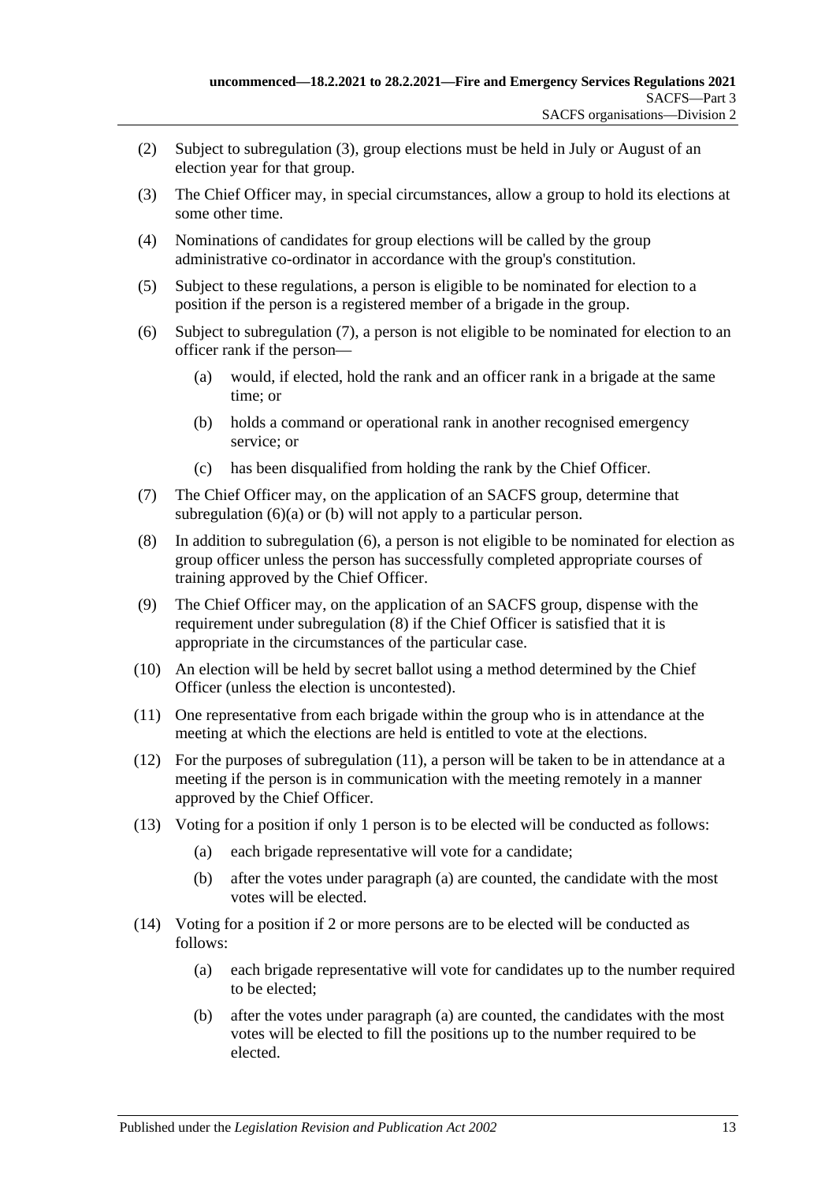(2) Subject to subregulation (3), group elections must be held in July or August of an election year for that group.

(3) The Chief Officer may, in special circumstances, allow a group to hold its elections at some other time.

(4) Nominations of candidates for group elections will be called by the group administrative co-ordinator in accordance with the group's constitution.

(5) Subject to these regulations, a person is eligible to be nominated for election to a position if the person is a registered member of a brigade in the group.

(6) Subject to subregulation (7), a person is not eligible to be nominated for election to an officer rank if the person—

(a) would, if elected, hold the rank and an officer rank in a brigade at the same time; or

(b) holds a command or operational rank in another recognised emergency service; or

(c) has been disqualified from holding the rank by the Chief Officer.

(7) The Chief Officer may, on the application of an SACFS group, determine that subregulation (6)(a) or (b) will not apply to a particular person.

(8) In addition to subregulation (6), a person is not eligible to be nominated for election as group officer unless the person has successfully completed appropriate courses of training approved by the Chief Officer.

(9) The Chief Officer may, on the application of an SACFS group, dispense with the requirement under subregulation (8) if the Chief Officer is satisfied that it is appropriate in the circumstances of the particular case.

(10) An election will be held by secret ballot using a method determined by the Chief Officer (unless the election is uncontested).

(11) One representative from each brigade within the group who is in attendance at the meeting at which the elections are held is entitled to vote at the elections.

(12) For the purposes of subregulation (11), a person will be taken to be in attendance at a meeting if the person is in communication with the meeting remotely in a manner approved by the Chief Officer.

(13) Voting for a position if only 1 person is to be elected will be conducted as follows:

(a) each brigade representative will vote for a candidate;

(b) after the votes under paragraph (a) are counted, the candidate with the most votes will be elected.

(14) Voting for a position if 2 or more persons are to be elected will be conducted as follows:

(a) each brigade representative will vote for candidates up to the number required to be elected;

(b) after the votes under paragraph (a) are counted, the candidates with the most votes will be elected to fill the positions up to the number required to be elected.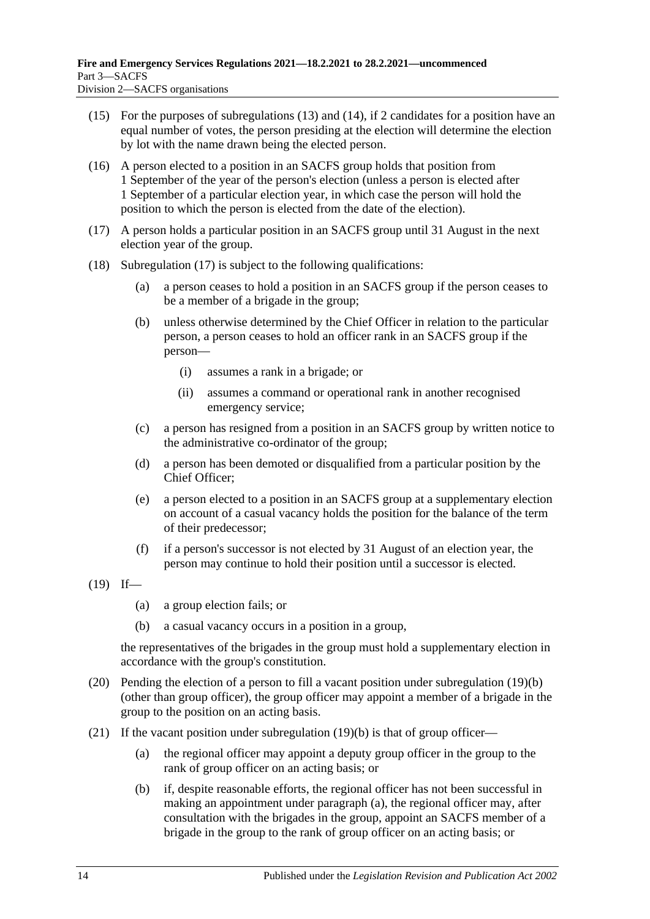(15) For the purposes of subregulations (13) and (14), if 2 candidates for a position have an equal number of votes, the person presiding at the election will determine the election by lot with the name drawn being the elected person.

(16) A person elected to a position in an SACFS group holds that position from 1 September of the year of the person's election (unless a person is elected after 1 September of a particular election year, in which case the person will hold the position to which the person is elected from the date of the election).

(17) A person holds a particular position in an SACFS group until 31 August in the next election year of the group.

(18) Subregulation (17) is subject to the following qualifications:

- (a) a person ceases to hold a position in an SACFS group if the person ceases to be a member of a brigade in the group;
- (b) unless otherwise determined by the Chief Officer in relation to the particular person, a person ceases to hold an officer rank in an SACFS group if the person—
  - (i) assumes a rank in a brigade; or
  - (ii) assumes a command or operational rank in another recognised emergency service;
- (c) a person has resigned from a position in an SACFS group by written notice to the administrative co-ordinator of the group;
- (d) a person has been demoted or disqualified from a particular position by the Chief Officer;
- (e) a person elected to a position in an SACFS group at a supplementary election on account of a casual vacancy holds the position for the balance of the term of their predecessor;
- (f) if a person's successor is not elected by 31 August of an election year, the person may continue to hold their position until a successor is elected.

(19) If—

- (a) a group election fails; or
- (b) a casual vacancy occurs in a position in a group,

the representatives of the brigades in the group must hold a supplementary election in accordance with the group's constitution.

(20) Pending the election of a person to fill a vacant position under subregulation (19)(b) (other than group officer), the group officer may appoint a member of a brigade in the group to the position on an acting basis.

(21) If the vacant position under subregulation (19)(b) is that of group officer—

- (a) the regional officer may appoint a deputy group officer in the group to the rank of group officer on an acting basis; or
- (b) if, despite reasonable efforts, the regional officer has not been successful in making an appointment under paragraph (a), the regional officer may, after consultation with the brigades in the group, appoint an SACFS member of a brigade in the group to the rank of group officer on an acting basis; or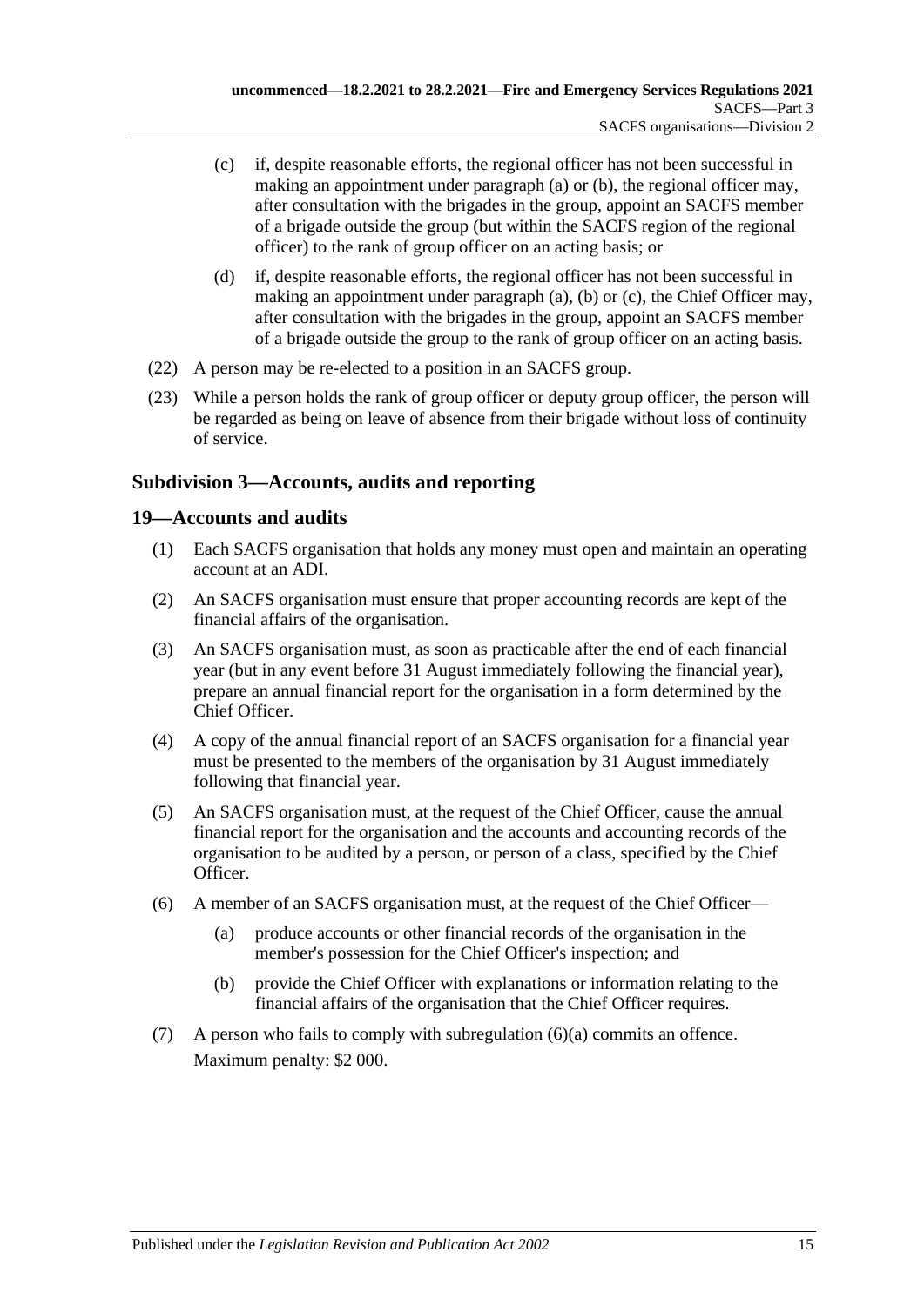(c) if, despite reasonable efforts, the regional officer has not been successful in making an appointment under paragraph (a) or (b), the regional officer may, after consultation with the brigades in the group, appoint an SACFS member of a brigade outside the group (but within the SACFS region of the regional officer) to the rank of group officer on an acting basis; or

(d) if, despite reasonable efforts, the regional officer has not been successful in making an appointment under paragraph (a), (b) or (c), the Chief Officer may, after consultation with the brigades in the group, appoint an SACFS member of a brigade outside the group to the rank of group officer on an acting basis.

(22) A person may be re-elected to a position in an SACFS group.

(23) While a person holds the rank of group officer or deputy group officer, the person will be regarded as being on leave of absence from their brigade without loss of continuity of service.

### Subdivision 3—Accounts, audits and reporting

### 19—Accounts and audits

(1) Each SACFS organisation that holds any money must open and maintain an operating account at an ADI.

(2) An SACFS organisation must ensure that proper accounting records are kept of the financial affairs of the organisation.

(3) An SACFS organisation must, as soon as practicable after the end of each financial year (but in any event before 31 August immediately following the financial year), prepare an annual financial report for the organisation in a form determined by the Chief Officer.

(4) A copy of the annual financial report of an SACFS organisation for a financial year must be presented to the members of the organisation by 31 August immediately following that financial year.

(5) An SACFS organisation must, at the request of the Chief Officer, cause the annual financial report for the organisation and the accounts and accounting records of the organisation to be audited by a person, or person of a class, specified by the Chief Officer.

(6) A member of an SACFS organisation must, at the request of the Chief Officer—

(a) produce accounts or other financial records of the organisation in the member's possession for the Chief Officer's inspection; and

(b) provide the Chief Officer with explanations or information relating to the financial affairs of the organisation that the Chief Officer requires.

(7) A person who fails to comply with subregulation (6)(a) commits an offence.

Maximum penalty: $2 000.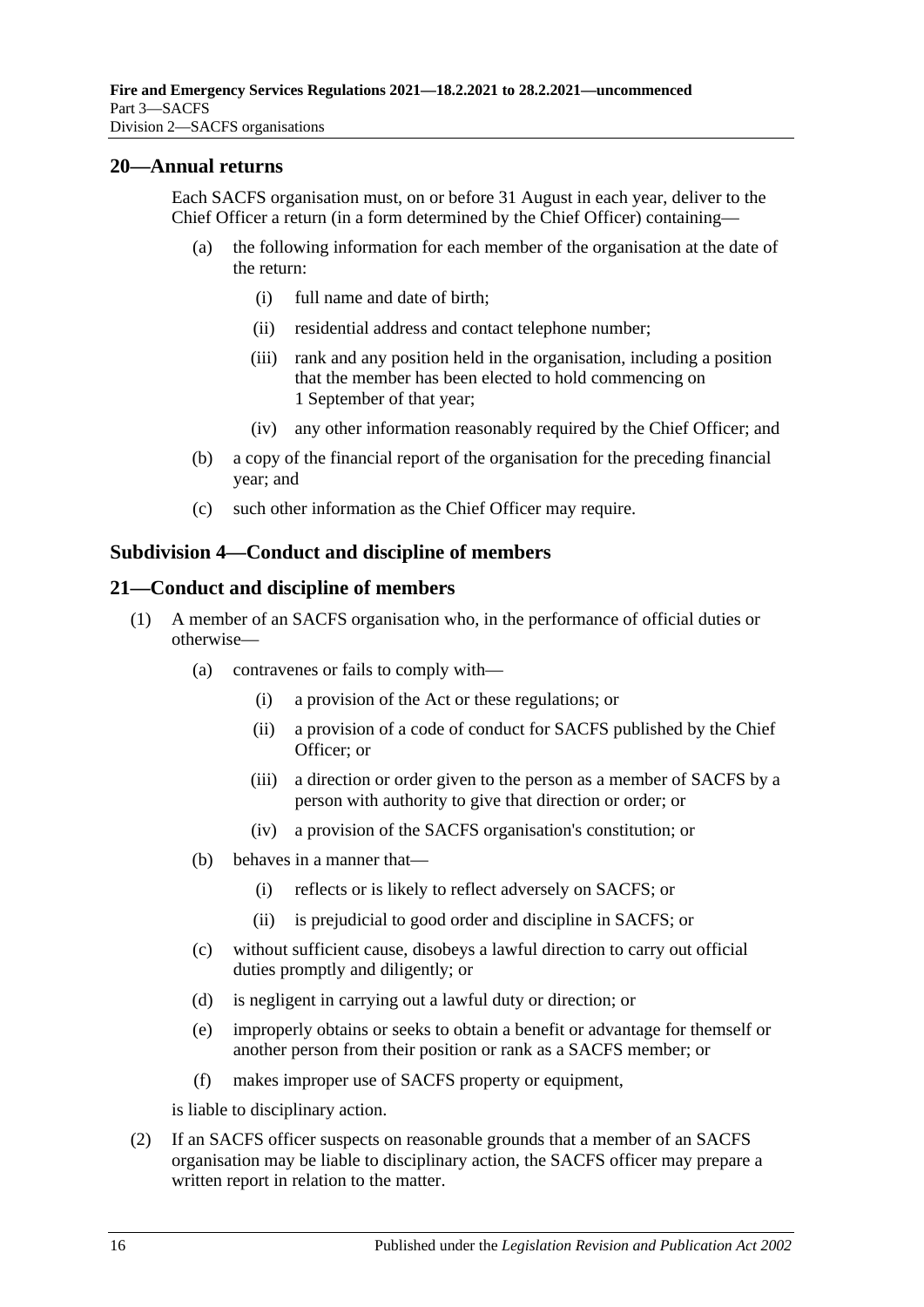## 20—Annual returns

Each SACFS organisation must, on or before 31 August in each year, deliver to the Chief Officer a return (in a form determined by the Chief Officer) containing—

- (a) the following information for each member of the organisation at the date of the return:
  - (i) full name and date of birth;
  - (ii) residential address and contact telephone number;
  - (iii) rank and any position held in the organisation, including a position that the member has been elected to hold commencing on 1 September of that year;
  - (iv) any other information reasonably required by the Chief Officer; and
- (b) a copy of the financial report of the organisation for the preceding financial year; and
- (c) such other information as the Chief Officer may require.

### Subdivision 4—Conduct and discipline of members

## 21—Conduct and discipline of members

(1) A member of an SACFS organisation who, in the performance of official duties or otherwise—

- (a) contravenes or fails to comply with—
  - (i) a provision of the Act or these regulations; or
  - (ii) a provision of a code of conduct for SACFS published by the Chief Officer; or
  - (iii) a direction or order given to the person as a member of SACFS by a person with authority to give that direction or order; or
  - (iv) a provision of the SACFS organisation's constitution; or
- (b) behaves in a manner that—
  - (i) reflects or is likely to reflect adversely on SACFS; or
  - (ii) is prejudicial to good order and discipline in SACFS; or
- (c) without sufficient cause, disobeys a lawful direction to carry out official duties promptly and diligently; or
- (d) is negligent in carrying out a lawful duty or direction; or
- (e) improperly obtains or seeks to obtain a benefit or advantage for themself or another person from their position or rank as a SACFS member; or
- (f) makes improper use of SACFS property or equipment,

is liable to disciplinary action.

(2) If an SACFS officer suspects on reasonable grounds that a member of an SACFS organisation may be liable to disciplinary action, the SACFS officer may prepare a written report in relation to the matter.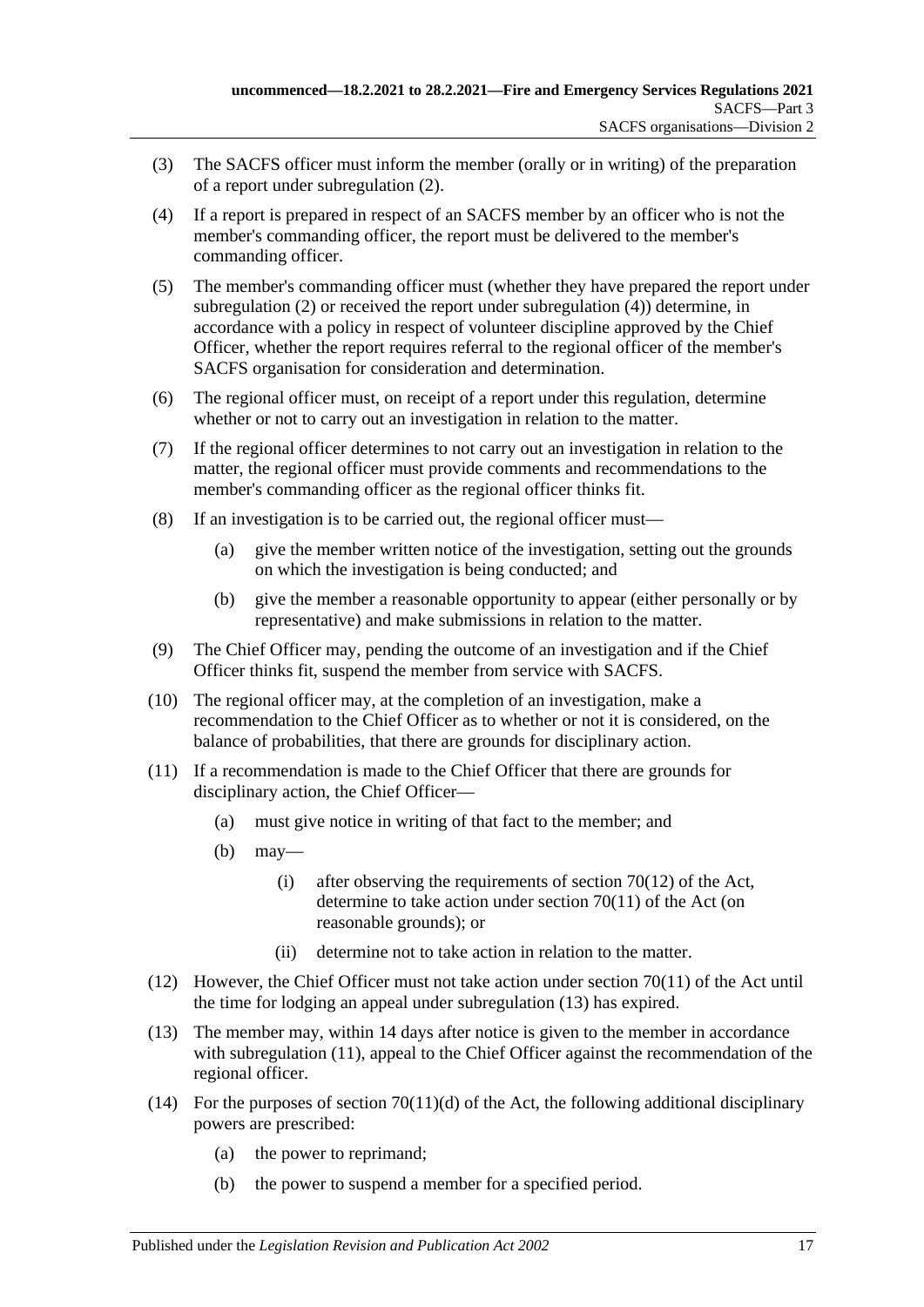(3) The SACFS officer must inform the member (orally or in writing) of the preparation of a report under subregulation (2).

(4) If a report is prepared in respect of an SACFS member by an officer who is not the member's commanding officer, the report must be delivered to the member's commanding officer.

(5) The member's commanding officer must (whether they have prepared the report under subregulation (2) or received the report under subregulation (4)) determine, in accordance with a policy in respect of volunteer discipline approved by the Chief Officer, whether the report requires referral to the regional officer of the member's SACFS organisation for consideration and determination.

(6) The regional officer must, on receipt of a report under this regulation, determine whether or not to carry out an investigation in relation to the matter.

(7) If the regional officer determines to not carry out an investigation in relation to the matter, the regional officer must provide comments and recommendations to the member's commanding officer as the regional officer thinks fit.

(8) If an investigation is to be carried out, the regional officer must—

  (a) give the member written notice of the investigation, setting out the grounds on which the investigation is being conducted; and

  (b) give the member a reasonable opportunity to appear (either personally or by representative) and make submissions in relation to the matter.

(9) The Chief Officer may, pending the outcome of an investigation and if the Chief Officer thinks fit, suspend the member from service with SACFS.

(10) The regional officer may, at the completion of an investigation, make a recommendation to the Chief Officer as to whether or not it is considered, on the balance of probabilities, that there are grounds for disciplinary action.

(11) If a recommendation is made to the Chief Officer that there are grounds for disciplinary action, the Chief Officer—

  (a) must give notice in writing of that fact to the member; and

  (b) may—

    (i) after observing the requirements of section 70(12) of the Act, determine to take action under section 70(11) of the Act (on reasonable grounds); or

    (ii) determine not to take action in relation to the matter.

(12) However, the Chief Officer must not take action under section 70(11) of the Act until the time for lodging an appeal under subregulation (13) has expired.

(13) The member may, within 14 days after notice is given to the member in accordance with subregulation (11), appeal to the Chief Officer against the recommendation of the regional officer.

(14) For the purposes of section 70(11)(d) of the Act, the following additional disciplinary powers are prescribed:

  (a) the power to reprimand;

  (b) the power to suspend a member for a specified period.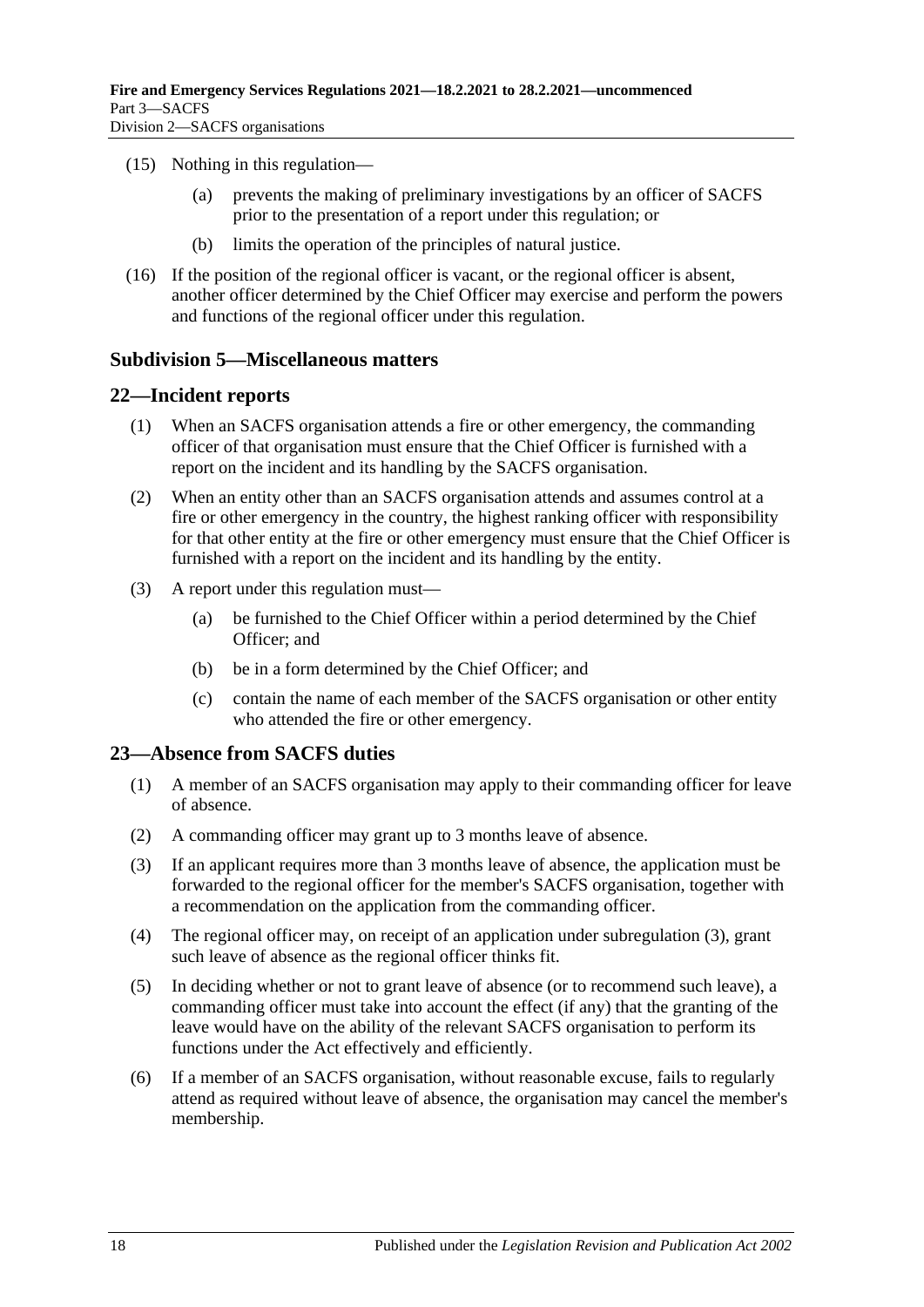(15) Nothing in this regulation—

(a) prevents the making of preliminary investigations by an officer of SACFS prior to the presentation of a report under this regulation; or

(b) limits the operation of the principles of natural justice.

(16) If the position of the regional officer is vacant, or the regional officer is absent, another officer determined by the Chief Officer may exercise and perform the powers and functions of the regional officer under this regulation.

### Subdivision 5—Miscellaneous matters

## 22—Incident reports

(1) When an SACFS organisation attends a fire or other emergency, the commanding officer of that organisation must ensure that the Chief Officer is furnished with a report on the incident and its handling by the SACFS organisation.

(2) When an entity other than an SACFS organisation attends and assumes control at a fire or other emergency in the country, the highest ranking officer with responsibility for that other entity at the fire or other emergency must ensure that the Chief Officer is furnished with a report on the incident and its handling by the entity.

(3) A report under this regulation must—

(a) be furnished to the Chief Officer within a period determined by the Chief Officer; and

(b) be in a form determined by the Chief Officer; and

(c) contain the name of each member of the SACFS organisation or other entity who attended the fire or other emergency.

## 23—Absence from SACFS duties

(1) A member of an SACFS organisation may apply to their commanding officer for leave of absence.

(2) A commanding officer may grant up to 3 months leave of absence.

(3) If an applicant requires more than 3 months leave of absence, the application must be forwarded to the regional officer for the member's SACFS organisation, together with a recommendation on the application from the commanding officer.

(4) The regional officer may, on receipt of an application under subregulation (3), grant such leave of absence as the regional officer thinks fit.

(5) In deciding whether or not to grant leave of absence (or to recommend such leave), a commanding officer must take into account the effect (if any) that the granting of the leave would have on the ability of the relevant SACFS organisation to perform its functions under the Act effectively and efficiently.

(6) If a member of an SACFS organisation, without reasonable excuse, fails to regularly attend as required without leave of absence, the organisation may cancel the member's membership.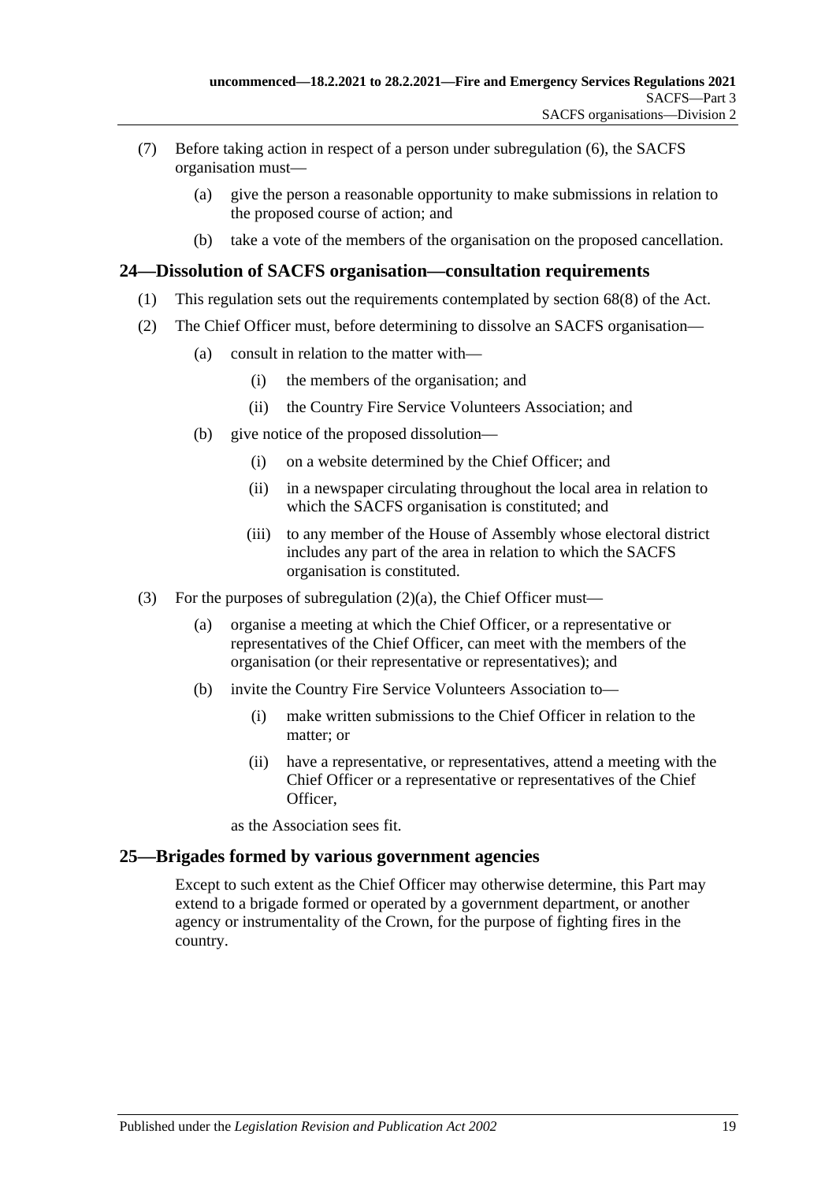(7) Before taking action in respect of a person under subregulation (6), the SACFS organisation must—

    (a) give the person a reasonable opportunity to make submissions in relation to the proposed course of action; and

    (b) take a vote of the members of the organisation on the proposed cancellation.

## 24—Dissolution of SACFS organisation—consultation requirements

(1) This regulation sets out the requirements contemplated by section 68(8) of the Act.

(2) The Chief Officer must, before determining to dissolve an SACFS organisation—

    (a) consult in relation to the matter with—

        (i) the members of the organisation; and

        (ii) the Country Fire Service Volunteers Association; and

    (b) give notice of the proposed dissolution—

        (i) on a website determined by the Chief Officer; and

        (ii) in a newspaper circulating throughout the local area in relation to which the SACFS organisation is constituted; and

        (iii) to any member of the House of Assembly whose electoral district includes any part of the area in relation to which the SACFS organisation is constituted.

(3) For the purposes of subregulation (2)(a), the Chief Officer must—

    (a) organise a meeting at which the Chief Officer, or a representative or representatives of the Chief Officer, can meet with the members of the organisation (or their representative or representatives); and

    (b) invite the Country Fire Service Volunteers Association to—

        (i) make written submissions to the Chief Officer in relation to the matter; or

        (ii) have a representative, or representatives, attend a meeting with the Chief Officer or a representative or representatives of the Chief Officer,

    as the Association sees fit.

## 25—Brigades formed by various government agencies

Except to such extent as the Chief Officer may otherwise determine, this Part may extend to a brigade formed or operated by a government department, or another agency or instrumentality of the Crown, for the purpose of fighting fires in the country.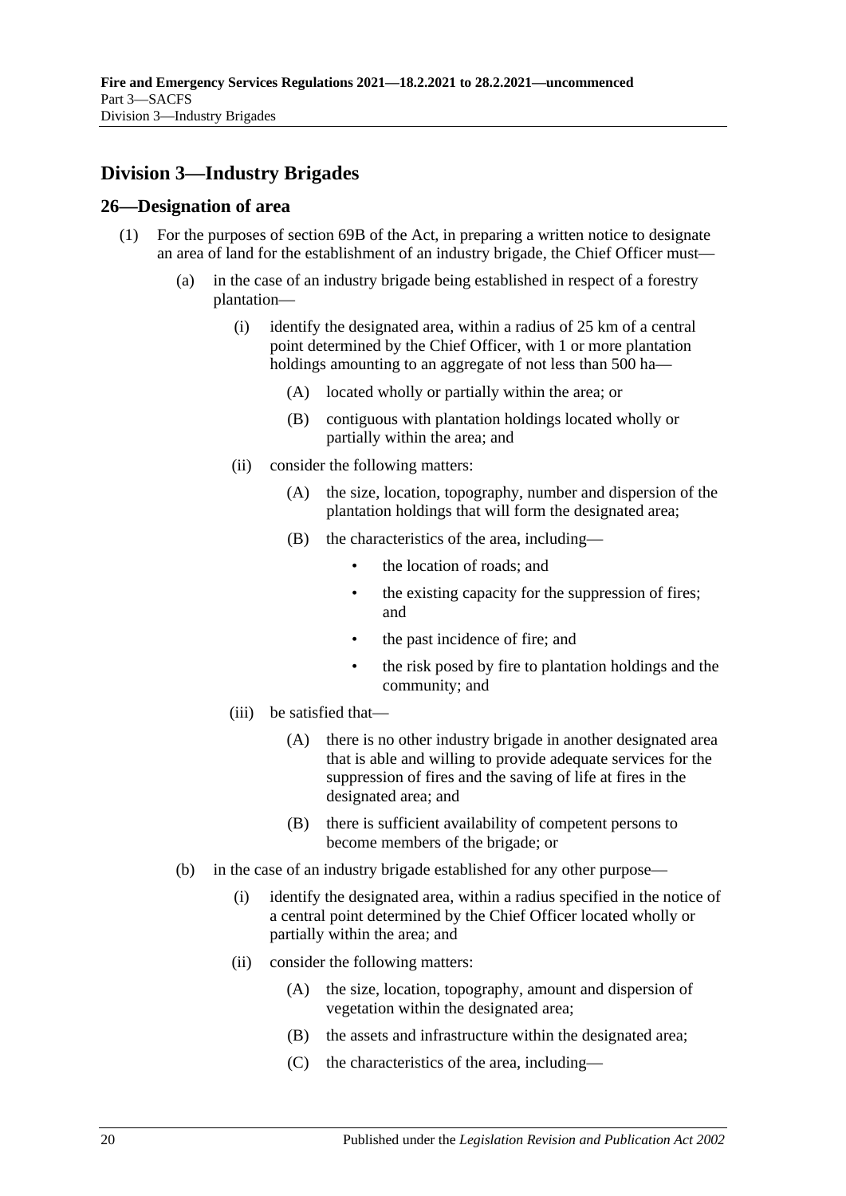## Division 3—Industry Brigades

### 26—Designation of area

(1) For the purposes of section 69B of the Act, in preparing a written notice to designate an area of land for the establishment of an industry brigade, the Chief Officer must—

- (a) in the case of an industry brigade being established in respect of a forestry plantation—
  - (i) identify the designated area, within a radius of 25 km of a central point determined by the Chief Officer, with 1 or more plantation holdings amounting to an aggregate of not less than 500 ha—
    - (A) located wholly or partially within the area; or
    - (B) contiguous with plantation holdings located wholly or partially within the area; and
  - (ii) consider the following matters:
    - (A) the size, location, topography, number and dispersion of the plantation holdings that will form the designated area;
    - (B) the characteristics of the area, including—
      - the location of roads; and
      - the existing capacity for the suppression of fires; and
      - the past incidence of fire; and
      - the risk posed by fire to plantation holdings and the community; and
  - (iii) be satisfied that—
    - (A) there is no other industry brigade in another designated area that is able and willing to provide adequate services for the suppression of fires and the saving of life at fires in the designated area; and
    - (B) there is sufficient availability of competent persons to become members of the brigade; or
- (b) in the case of an industry brigade established for any other purpose—
  - (i) identify the designated area, within a radius specified in the notice of a central point determined by the Chief Officer located wholly or partially within the area; and
  - (ii) consider the following matters:
    - (A) the size, location, topography, amount and dispersion of vegetation within the designated area;
    - (B) the assets and infrastructure within the designated area;
    - (C) the characteristics of the area, including—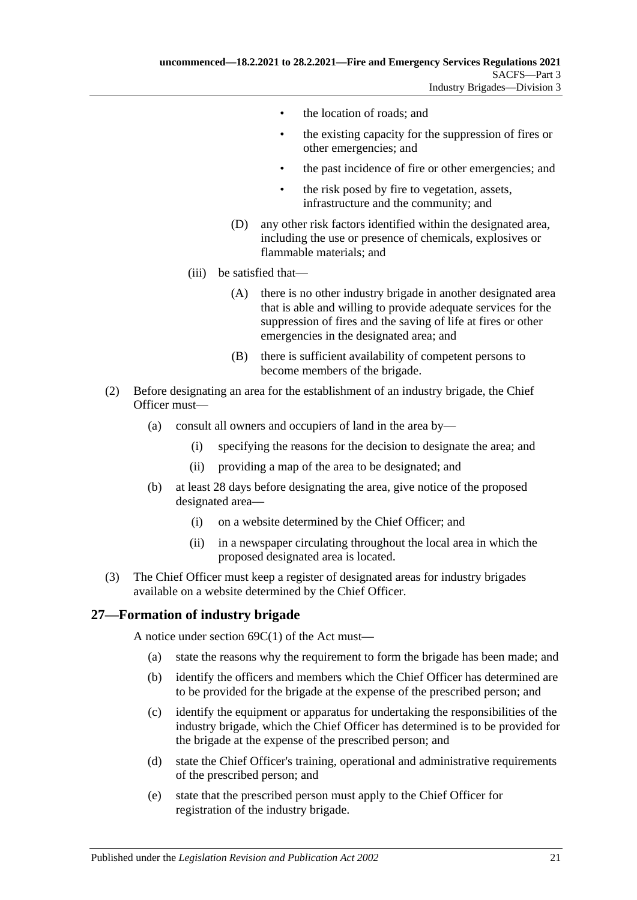- the location of roads; and
- the existing capacity for the suppression of fires or other emergencies; and
- the past incidence of fire or other emergencies; and
- the risk posed by fire to vegetation, assets, infrastructure and the community; and

(D) any other risk factors identified within the designated area, including the use or presence of chemicals, explosives or flammable materials; and

(iii) be satisfied that—

(A) there is no other industry brigade in another designated area that is able and willing to provide adequate services for the suppression of fires and the saving of life at fires or other emergencies in the designated area; and

(B) there is sufficient availability of competent persons to become members of the brigade.

(2) Before designating an area for the establishment of an industry brigade, the Chief Officer must—

(a) consult all owners and occupiers of land in the area by—

(i) specifying the reasons for the decision to designate the area; and

(ii) providing a map of the area to be designated; and

(b) at least 28 days before designating the area, give notice of the proposed designated area—

(i) on a website determined by the Chief Officer; and

(ii) in a newspaper circulating throughout the local area in which the proposed designated area is located.

(3) The Chief Officer must keep a register of designated areas for industry brigades available on a website determined by the Chief Officer.

## 27—Formation of industry brigade

A notice under section 69C(1) of the Act must—

(a) state the reasons why the requirement to form the brigade has been made; and

(b) identify the officers and members which the Chief Officer has determined are to be provided for the brigade at the expense of the prescribed person; and

(c) identify the equipment or apparatus for undertaking the responsibilities of the industry brigade, which the Chief Officer has determined is to be provided for the brigade at the expense of the prescribed person; and

(d) state the Chief Officer's training, operational and administrative requirements of the prescribed person; and

(e) state that the prescribed person must apply to the Chief Officer for registration of the industry brigade.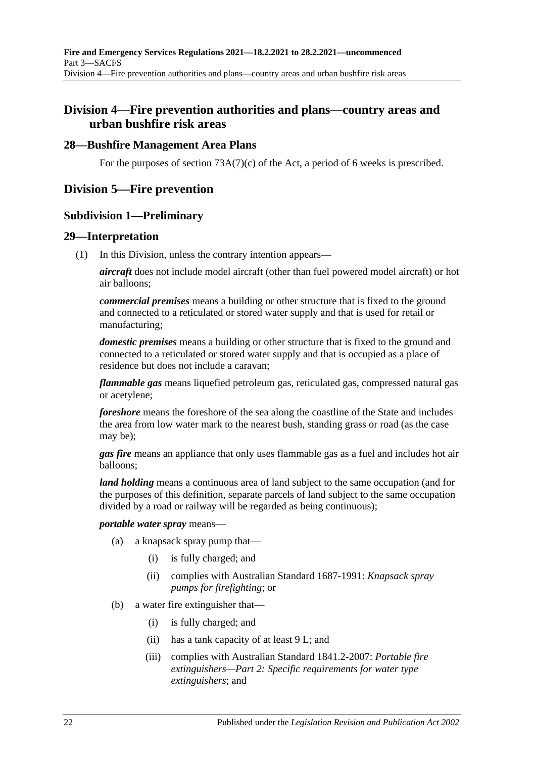## Division 4—Fire prevention authorities and plans—country areas and urban bushfire risk areas

### 28—Bushfire Management Area Plans

For the purposes of section 73A(7)(c) of the Act, a period of 6 weeks is prescribed.

## Division 5—Fire prevention

### Subdivision 1—Preliminary

### 29—Interpretation

(1) In this Division, unless the contrary intention appears—

***aircraft*** does not include model aircraft (other than fuel powered model aircraft) or hot air balloons;

***commercial premises*** means a building or other structure that is fixed to the ground and connected to a reticulated or stored water supply and that is used for retail or manufacturing;

***domestic premises*** means a building or other structure that is fixed to the ground and connected to a reticulated or stored water supply and that is occupied as a place of residence but does not include a caravan;

***flammable gas*** means liquefied petroleum gas, reticulated gas, compressed natural gas or acetylene;

***foreshore*** means the foreshore of the sea along the coastline of the State and includes the area from low water mark to the nearest bush, standing grass or road (as the case may be);

***gas fire*** means an appliance that only uses flammable gas as a fuel and includes hot air balloons;

***land holding*** means a continuous area of land subject to the same occupation (and for the purposes of this definition, separate parcels of land subject to the same occupation divided by a road or railway will be regarded as being continuous);

***portable water spray*** means—

- (a) a knapsack spray pump that—
  - (i) is fully charged; and
  - (ii) complies with Australian Standard 1687-1991: *Knapsack spray pumps for firefighting*; or
- (b) a water fire extinguisher that—
  - (i) is fully charged; and
  - (ii) has a tank capacity of at least 9 L; and
  - (iii) complies with Australian Standard 1841.2-2007: *Portable fire extinguishers—Part 2: Specific requirements for water type extinguishers*; and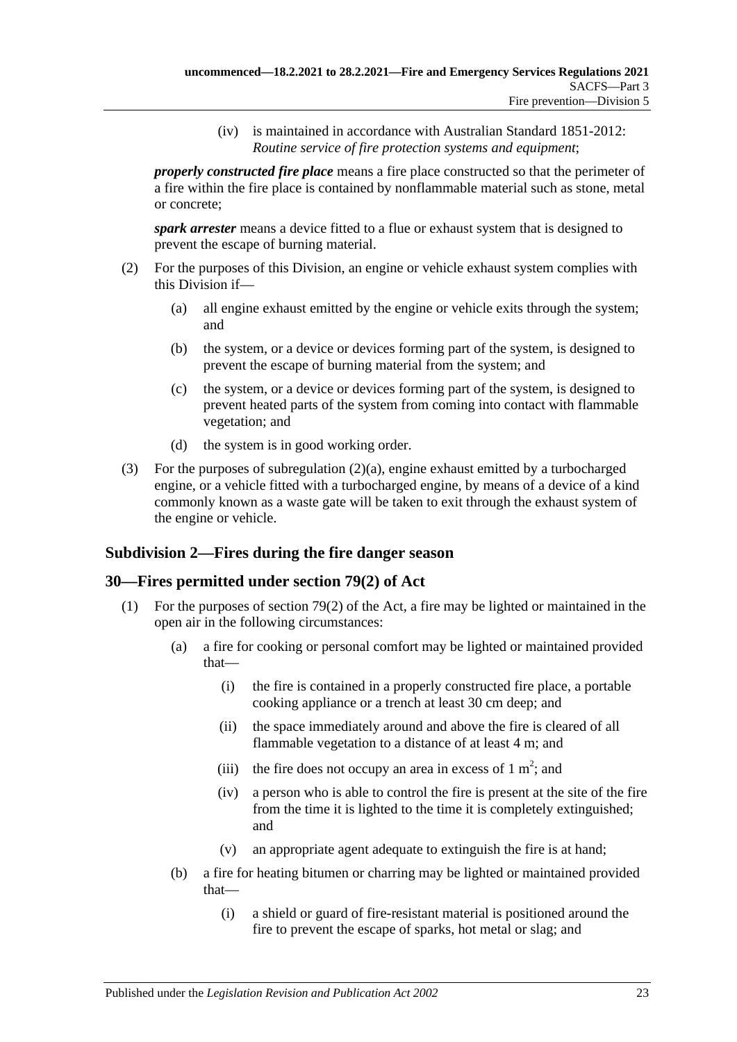(iv) is maintained in accordance with Australian Standard 1851-2012: *Routine service of fire protection systems and equipment*;

***properly constructed fire place*** means a fire place constructed so that the perimeter of a fire within the fire place is contained by nonflammable material such as stone, metal or concrete;

***spark arrester*** means a device fitted to a flue or exhaust system that is designed to prevent the escape of burning material.

(2) For the purposes of this Division, an engine or vehicle exhaust system complies with this Division if—

(a) all engine exhaust emitted by the engine or vehicle exits through the system; and

(b) the system, or a device or devices forming part of the system, is designed to prevent the escape of burning material from the system; and

(c) the system, or a device or devices forming part of the system, is designed to prevent heated parts of the system from coming into contact with flammable vegetation; and

(d) the system is in good working order.

(3) For the purposes of subregulation (2)(a), engine exhaust emitted by a turbocharged engine, or a vehicle fitted with a turbocharged engine, by means of a device of a kind commonly known as a waste gate will be taken to exit through the exhaust system of the engine or vehicle.

## Subdivision 2—Fires during the fire danger season

## 30—Fires permitted under section 79(2) of Act

(1) For the purposes of section 79(2) of the Act, a fire may be lighted or maintained in the open air in the following circumstances:

(a) a fire for cooking or personal comfort may be lighted or maintained provided that—

(i) the fire is contained in a properly constructed fire place, a portable cooking appliance or a trench at least 30 cm deep; and

(ii) the space immediately around and above the fire is cleared of all flammable vegetation to a distance of at least 4 m; and

(iii) the fire does not occupy an area in excess of 1 $m^2$; and

(iv) a person who is able to control the fire is present at the site of the fire from the time it is lighted to the time it is completely extinguished; and

(v) an appropriate agent adequate to extinguish the fire is at hand;

(b) a fire for heating bitumen or charring may be lighted or maintained provided that—

(i) a shield or guard of fire-resistant material is positioned around the fire to prevent the escape of sparks, hot metal or slag; and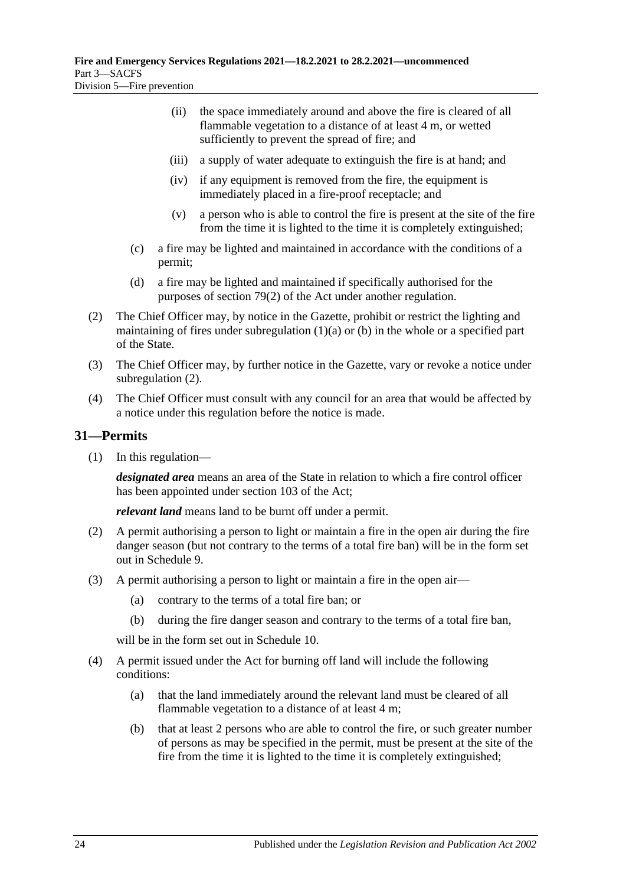(ii) the space immediately around and above the fire is cleared of all flammable vegetation to a distance of at least 4 m, or wetted sufficiently to prevent the spread of fire; and

(iii) a supply of water adequate to extinguish the fire is at hand; and

(iv) if any equipment is removed from the fire, the equipment is immediately placed in a fire-proof receptacle; and

(v) a person who is able to control the fire is present at the site of the fire from the time it is lighted to the time it is completely extinguished;

(c) a fire may be lighted and maintained in accordance with the conditions of a permit;

(d) a fire may be lighted and maintained if specifically authorised for the purposes of section 79(2) of the Act under another regulation.

(2) The Chief Officer may, by notice in the Gazette, prohibit or restrict the lighting and maintaining of fires under subregulation (1)(a) or (b) in the whole or a specified part of the State.

(3) The Chief Officer may, by further notice in the Gazette, vary or revoke a notice under subregulation (2).

(4) The Chief Officer must consult with any council for an area that would be affected by a notice under this regulation before the notice is made.

## 31—Permits

(1) In this regulation—

***designated area*** means an area of the State in relation to which a fire control officer has been appointed under section 103 of the Act;

***relevant land*** means land to be burnt off under a permit.

(2) A permit authorising a person to light or maintain a fire in the open air during the fire danger season (but not contrary to the terms of a total fire ban) will be in the form set out in Schedule 9.

(3) A permit authorising a person to light or maintain a fire in the open air—

(a) contrary to the terms of a total fire ban; or

(b) during the fire danger season and contrary to the terms of a total fire ban,

will be in the form set out in Schedule 10.

(4) A permit issued under the Act for burning off land will include the following conditions:

(a) that the land immediately around the relevant land must be cleared of all flammable vegetation to a distance of at least 4 m;

(b) that at least 2 persons who are able to control the fire, or such greater number of persons as may be specified in the permit, must be present at the site of the fire from the time it is lighted to the time it is completely extinguished;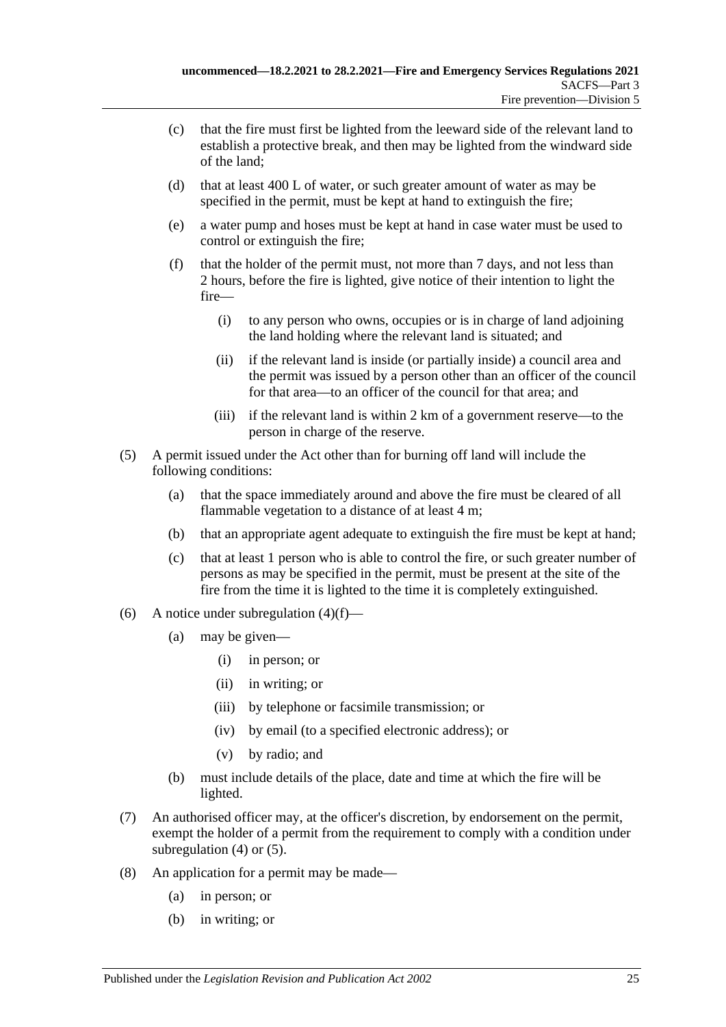(c) that the fire must first be lighted from the leeward side of the relevant land to establish a protective break, and then may be lighted from the windward side of the land;

(d) that at least 400 L of water, or such greater amount of water as may be specified in the permit, must be kept at hand to extinguish the fire;

(e) a water pump and hoses must be kept at hand in case water must be used to control or extinguish the fire;

(f) that the holder of the permit must, not more than 7 days, and not less than 2 hours, before the fire is lighted, give notice of their intention to light the fire—

(i) to any person who owns, occupies or is in charge of land adjoining the land holding where the relevant land is situated; and

(ii) if the relevant land is inside (or partially inside) a council area and the permit was issued by a person other than an officer of the council for that area—to an officer of the council for that area; and

(iii) if the relevant land is within 2 km of a government reserve—to the person in charge of the reserve.

(5) A permit issued under the Act other than for burning off land will include the following conditions:

(a) that the space immediately around and above the fire must be cleared of all flammable vegetation to a distance of at least 4 m;

(b) that an appropriate agent adequate to extinguish the fire must be kept at hand;

(c) that at least 1 person who is able to control the fire, or such greater number of persons as may be specified in the permit, must be present at the site of the fire from the time it is lighted to the time it is completely extinguished.

(6) A notice under subregulation (4)(f)—

(a) may be given—

(i) in person; or

(ii) in writing; or

(iii) by telephone or facsimile transmission; or

(iv) by email (to a specified electronic address); or

(v) by radio; and

(b) must include details of the place, date and time at which the fire will be lighted.

(7) An authorised officer may, at the officer's discretion, by endorsement on the permit, exempt the holder of a permit from the requirement to comply with a condition under subregulation (4) or (5).

(8) An application for a permit may be made—

(a) in person; or

(b) in writing; or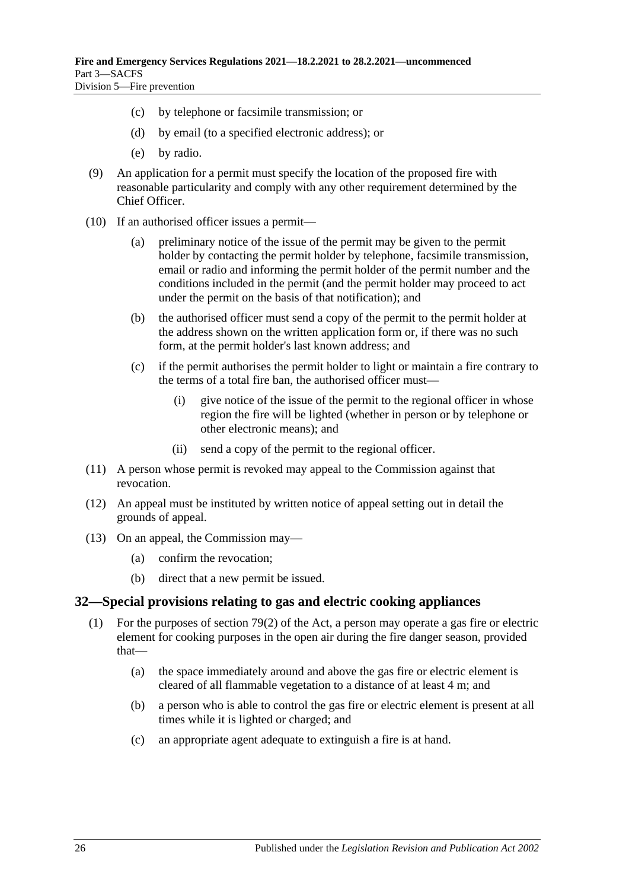- (c) by telephone or facsimile transmission; or
- (d) by email (to a specified electronic address); or
- (e) by radio.

(9) An application for a permit must specify the location of the proposed fire with reasonable particularity and comply with any other requirement determined by the Chief Officer.

(10) If an authorised officer issues a permit—

- (a) preliminary notice of the issue of the permit may be given to the permit holder by contacting the permit holder by telephone, facsimile transmission, email or radio and informing the permit holder of the permit number and the conditions included in the permit (and the permit holder may proceed to act under the permit on the basis of that notification); and
- (b) the authorised officer must send a copy of the permit to the permit holder at the address shown on the written application form or, if there was no such form, at the permit holder's last known address; and
- (c) if the permit authorises the permit holder to light or maintain a fire contrary to the terms of a total fire ban, the authorised officer must—
  - (i) give notice of the issue of the permit to the regional officer in whose region the fire will be lighted (whether in person or by telephone or other electronic means); and
  - (ii) send a copy of the permit to the regional officer.

(11) A person whose permit is revoked may appeal to the Commission against that revocation.

(12) An appeal must be instituted by written notice of appeal setting out in detail the grounds of appeal.

(13) On an appeal, the Commission may—

- (a) confirm the revocation;
- (b) direct that a new permit be issued.

## 32—Special provisions relating to gas and electric cooking appliances

(1) For the purposes of section 79(2) of the Act, a person may operate a gas fire or electric element for cooking purposes in the open air during the fire danger season, provided that—

- (a) the space immediately around and above the gas fire or electric element is cleared of all flammable vegetation to a distance of at least 4 m; and
- (b) a person who is able to control the gas fire or electric element is present at all times while it is lighted or charged; and
- (c) an appropriate agent adequate to extinguish a fire is at hand.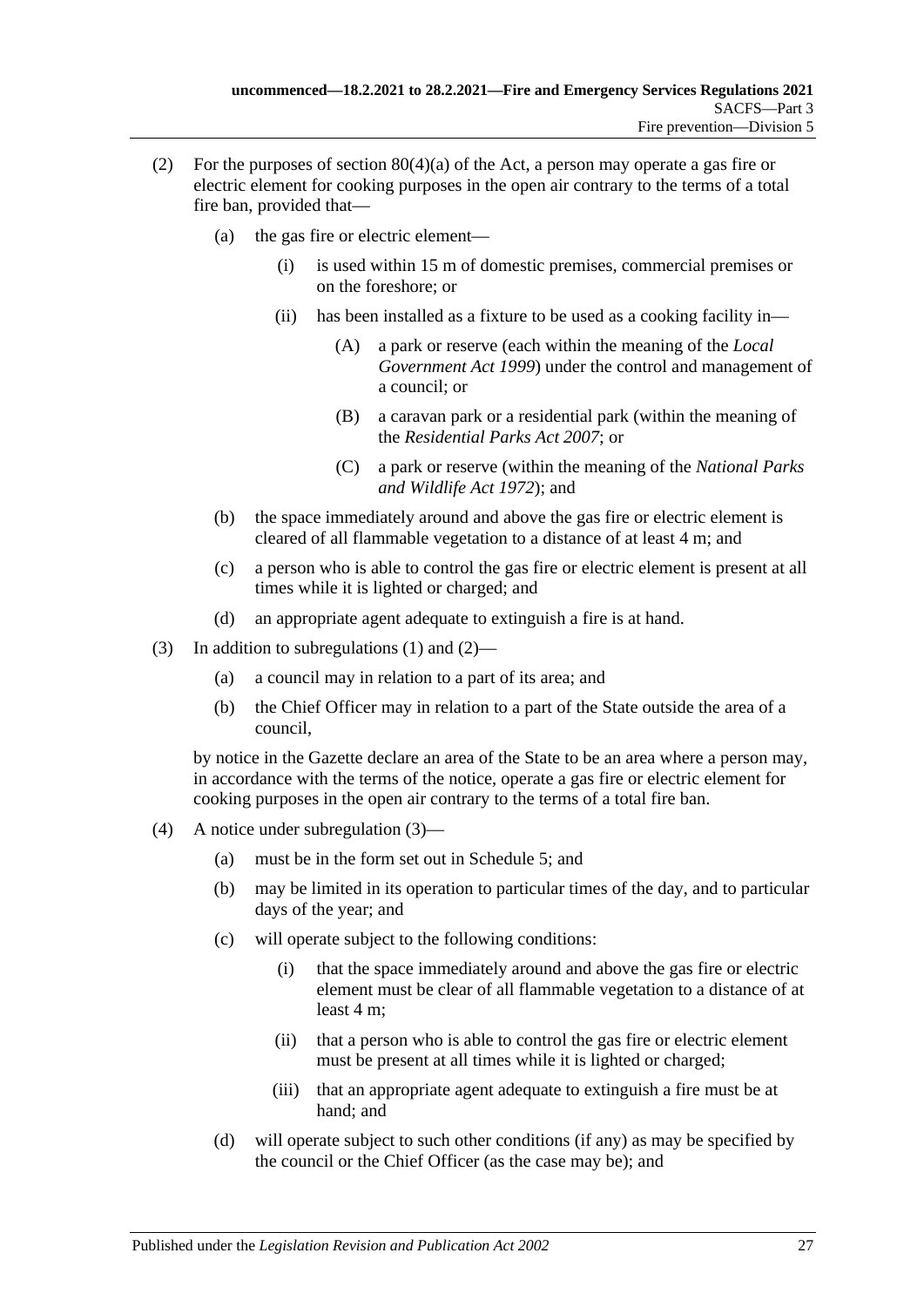(2) For the purposes of section 80(4)(a) of the Act, a person may operate a gas fire or electric element for cooking purposes in the open air contrary to the terms of a total fire ban, provided that—

  (a) the gas fire or electric element—

    (i) is used within 15 m of domestic premises, commercial premises or on the foreshore; or

    (ii) has been installed as a fixture to be used as a cooking facility in—

      (A) a park or reserve (each within the meaning of the *Local Government Act 1999*) under the control and management of a council; or

      (B) a caravan park or a residential park (within the meaning of the *Residential Parks Act 2007*; or

      (C) a park or reserve (within the meaning of the *National Parks and Wildlife Act 1972*); and

  (b) the space immediately around and above the gas fire or electric element is cleared of all flammable vegetation to a distance of at least 4 m; and

  (c) a person who is able to control the gas fire or electric element is present at all times while it is lighted or charged; and

  (d) an appropriate agent adequate to extinguish a fire is at hand.

(3) In addition to subregulations (1) and (2)—

  (a) a council may in relation to a part of its area; and

  (b) the Chief Officer may in relation to a part of the State outside the area of a council,

by notice in the Gazette declare an area of the State to be an area where a person may, in accordance with the terms of the notice, operate a gas fire or electric element for cooking purposes in the open air contrary to the terms of a total fire ban.

(4) A notice under subregulation (3)—

  (a) must be in the form set out in Schedule 5; and

  (b) may be limited in its operation to particular times of the day, and to particular days of the year; and

  (c) will operate subject to the following conditions:

    (i) that the space immediately around and above the gas fire or electric element must be clear of all flammable vegetation to a distance of at least 4 m;

    (ii) that a person who is able to control the gas fire or electric element must be present at all times while it is lighted or charged;

    (iii) that an appropriate agent adequate to extinguish a fire must be at hand; and

  (d) will operate subject to such other conditions (if any) as may be specified by the council or the Chief Officer (as the case may be); and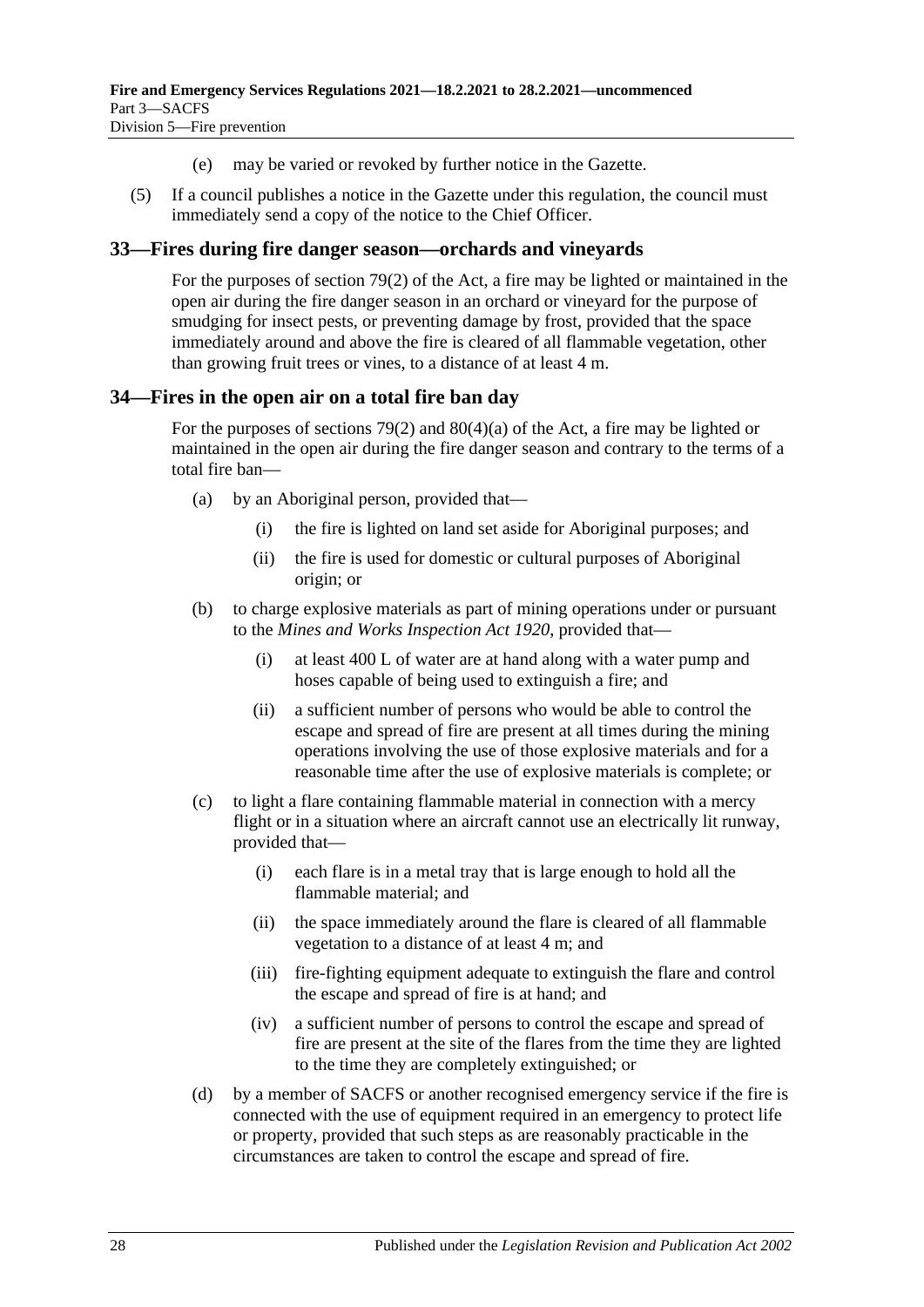(e) may be varied or revoked by further notice in the Gazette.

(5) If a council publishes a notice in the Gazette under this regulation, the council must immediately send a copy of the notice to the Chief Officer.

## 33—Fires during fire danger season—orchards and vineyards

For the purposes of section 79(2) of the Act, a fire may be lighted or maintained in the open air during the fire danger season in an orchard or vineyard for the purpose of smudging for insect pests, or preventing damage by frost, provided that the space immediately around and above the fire is cleared of all flammable vegetation, other than growing fruit trees or vines, to a distance of at least 4 m.

## 34—Fires in the open air on a total fire ban day

For the purposes of sections 79(2) and 80(4)(a) of the Act, a fire may be lighted or maintained in the open air during the fire danger season and contrary to the terms of a total fire ban—

(a) by an Aboriginal person, provided that—

(i) the fire is lighted on land set aside for Aboriginal purposes; and

(ii) the fire is used for domestic or cultural purposes of Aboriginal origin; or

(b) to charge explosive materials as part of mining operations under or pursuant to the *Mines and Works Inspection Act 1920*, provided that—

(i) at least 400 L of water are at hand along with a water pump and hoses capable of being used to extinguish a fire; and

(ii) a sufficient number of persons who would be able to control the escape and spread of fire are present at all times during the mining operations involving the use of those explosive materials and for a reasonable time after the use of explosive materials is complete; or

(c) to light a flare containing flammable material in connection with a mercy flight or in a situation where an aircraft cannot use an electrically lit runway, provided that—

(i) each flare is in a metal tray that is large enough to hold all the flammable material; and

(ii) the space immediately around the flare is cleared of all flammable vegetation to a distance of at least 4 m; and

(iii) fire-fighting equipment adequate to extinguish the flare and control the escape and spread of fire is at hand; and

(iv) a sufficient number of persons to control the escape and spread of fire are present at the site of the flares from the time they are lighted to the time they are completely extinguished; or

(d) by a member of SACFS or another recognised emergency service if the fire is connected with the use of equipment required in an emergency to protect life or property, provided that such steps as are reasonably practicable in the circumstances are taken to control the escape and spread of fire.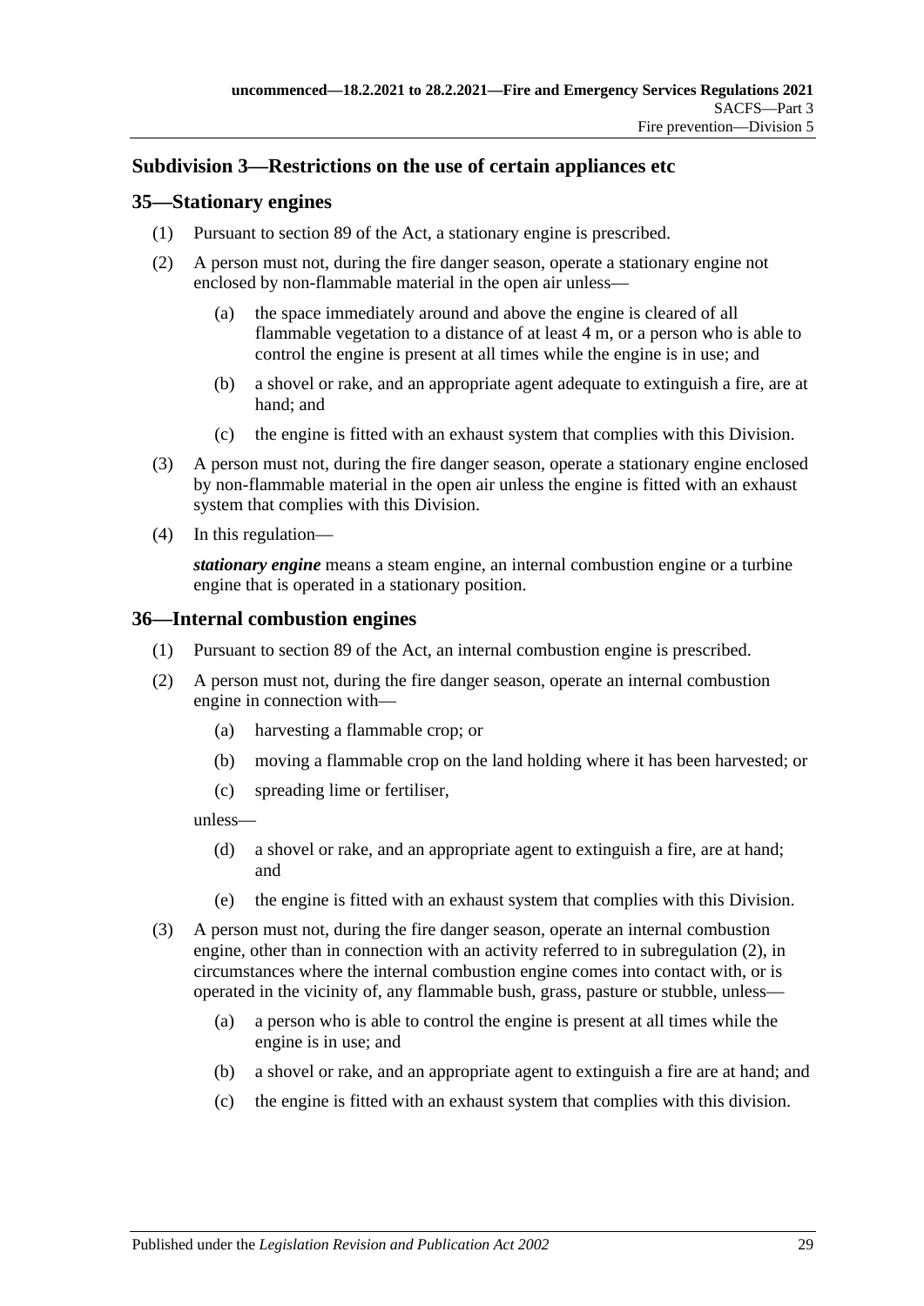### Subdivision 3—Restrictions on the use of certain appliances etc

#### 35—Stationary engines

(1) Pursuant to section 89 of the Act, a stationary engine is prescribed.

(2) A person must not, during the fire danger season, operate a stationary engine not enclosed by non-flammable material in the open air unless—

  (a) the space immediately around and above the engine is cleared of all flammable vegetation to a distance of at least 4 m, or a person who is able to control the engine is present at all times while the engine is in use; and

  (b) a shovel or rake, and an appropriate agent adequate to extinguish a fire, are at hand; and

  (c) the engine is fitted with an exhaust system that complies with this Division.

(3) A person must not, during the fire danger season, operate a stationary engine enclosed by non-flammable material in the open air unless the engine is fitted with an exhaust system that complies with this Division.

(4) In this regulation—

***stationary engine*** means a steam engine, an internal combustion engine or a turbine engine that is operated in a stationary position.

#### 36—Internal combustion engines

(1) Pursuant to section 89 of the Act, an internal combustion engine is prescribed.

(2) A person must not, during the fire danger season, operate an internal combustion engine in connection with—

  (a) harvesting a flammable crop; or

  (b) moving a flammable crop on the land holding where it has been harvested; or

  (c) spreading lime or fertiliser,

unless—

  (d) a shovel or rake, and an appropriate agent to extinguish a fire, are at hand; and

  (e) the engine is fitted with an exhaust system that complies with this Division.

(3) A person must not, during the fire danger season, operate an internal combustion engine, other than in connection with an activity referred to in subregulation (2), in circumstances where the internal combustion engine comes into contact with, or is operated in the vicinity of, any flammable bush, grass, pasture or stubble, unless—

  (a) a person who is able to control the engine is present at all times while the engine is in use; and

  (b) a shovel or rake, and an appropriate agent to extinguish a fire are at hand; and

  (c) the engine is fitted with an exhaust system that complies with this division.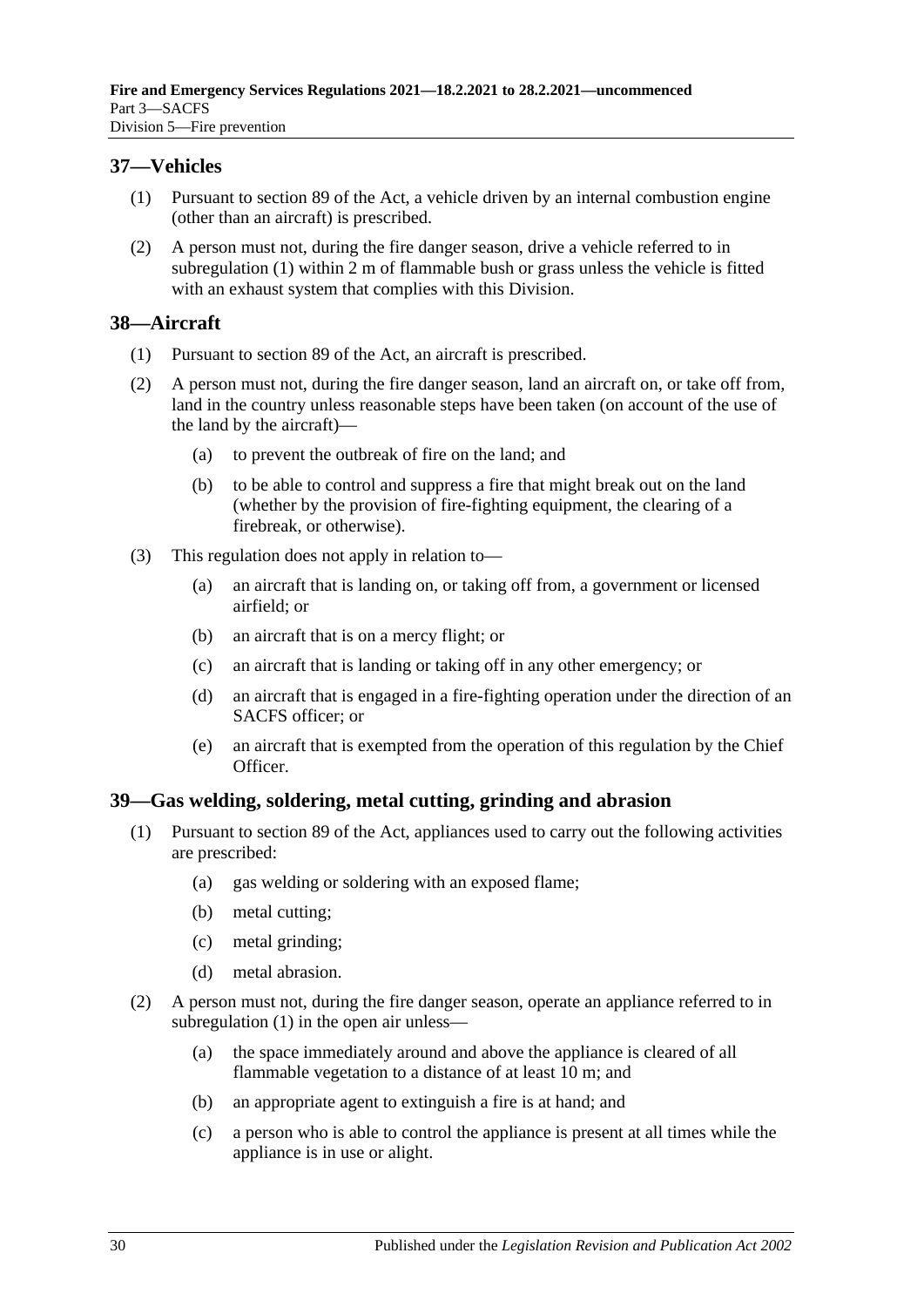## 37—Vehicles

(1) Pursuant to section 89 of the Act, a vehicle driven by an internal combustion engine (other than an aircraft) is prescribed.

(2) A person must not, during the fire danger season, drive a vehicle referred to in subregulation (1) within 2 m of flammable bush or grass unless the vehicle is fitted with an exhaust system that complies with this Division.

## 38—Aircraft

(1) Pursuant to section 89 of the Act, an aircraft is prescribed.

(2) A person must not, during the fire danger season, land an aircraft on, or take off from, land in the country unless reasonable steps have been taken (on account of the use of the land by the aircraft)—

   (a) to prevent the outbreak of fire on the land; and

   (b) to be able to control and suppress a fire that might break out on the land (whether by the provision of fire-fighting equipment, the clearing of a firebreak, or otherwise).

(3) This regulation does not apply in relation to—

   (a) an aircraft that is landing on, or taking off from, a government or licensed airfield; or

   (b) an aircraft that is on a mercy flight; or

   (c) an aircraft that is landing or taking off in any other emergency; or

   (d) an aircraft that is engaged in a fire-fighting operation under the direction of an SACFS officer; or

   (e) an aircraft that is exempted from the operation of this regulation by the Chief Officer.

## 39—Gas welding, soldering, metal cutting, grinding and abrasion

(1) Pursuant to section 89 of the Act, appliances used to carry out the following activities are prescribed:

   (a) gas welding or soldering with an exposed flame;

   (b) metal cutting;

   (c) metal grinding;

   (d) metal abrasion.

(2) A person must not, during the fire danger season, operate an appliance referred to in subregulation (1) in the open air unless—

   (a) the space immediately around and above the appliance is cleared of all flammable vegetation to a distance of at least 10 m; and

   (b) an appropriate agent to extinguish a fire is at hand; and

   (c) a person who is able to control the appliance is present at all times while the appliance is in use or alight.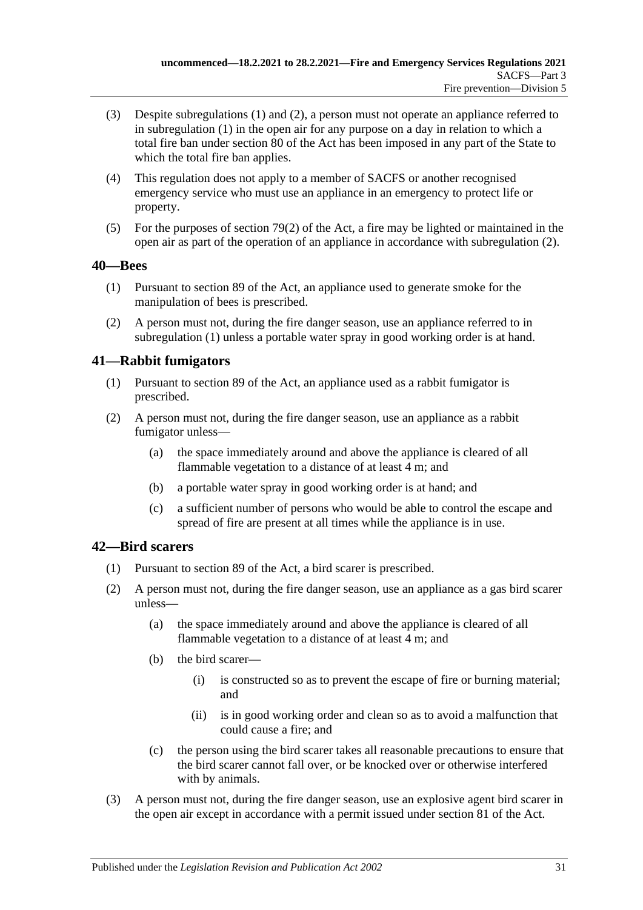(3) Despite subregulations (1) and (2), a person must not operate an appliance referred to in subregulation (1) in the open air for any purpose on a day in relation to which a total fire ban under section 80 of the Act has been imposed in any part of the State to which the total fire ban applies.

(4) This regulation does not apply to a member of SACFS or another recognised emergency service who must use an appliance in an emergency to protect life or property.

(5) For the purposes of section 79(2) of the Act, a fire may be lighted or maintained in the open air as part of the operation of an appliance in accordance with subregulation (2).

## 40—Bees

(1) Pursuant to section 89 of the Act, an appliance used to generate smoke for the manipulation of bees is prescribed.

(2) A person must not, during the fire danger season, use an appliance referred to in subregulation (1) unless a portable water spray in good working order is at hand.

## 41—Rabbit fumigators

(1) Pursuant to section 89 of the Act, an appliance used as a rabbit fumigator is prescribed.

(2) A person must not, during the fire danger season, use an appliance as a rabbit fumigator unless—

- (a) the space immediately around and above the appliance is cleared of all flammable vegetation to a distance of at least 4 m; and
- (b) a portable water spray in good working order is at hand; and
- (c) a sufficient number of persons who would be able to control the escape and spread of fire are present at all times while the appliance is in use.

## 42—Bird scarers

(1) Pursuant to section 89 of the Act, a bird scarer is prescribed.

(2) A person must not, during the fire danger season, use an appliance as a gas bird scarer unless—

- (a) the space immediately around and above the appliance is cleared of all flammable vegetation to a distance of at least 4 m; and
- (b) the bird scarer—
  - (i) is constructed so as to prevent the escape of fire or burning material; and
  - (ii) is in good working order and clean so as to avoid a malfunction that could cause a fire; and
- (c) the person using the bird scarer takes all reasonable precautions to ensure that the bird scarer cannot fall over, or be knocked over or otherwise interfered with by animals.

(3) A person must not, during the fire danger season, use an explosive agent bird scarer in the open air except in accordance with a permit issued under section 81 of the Act.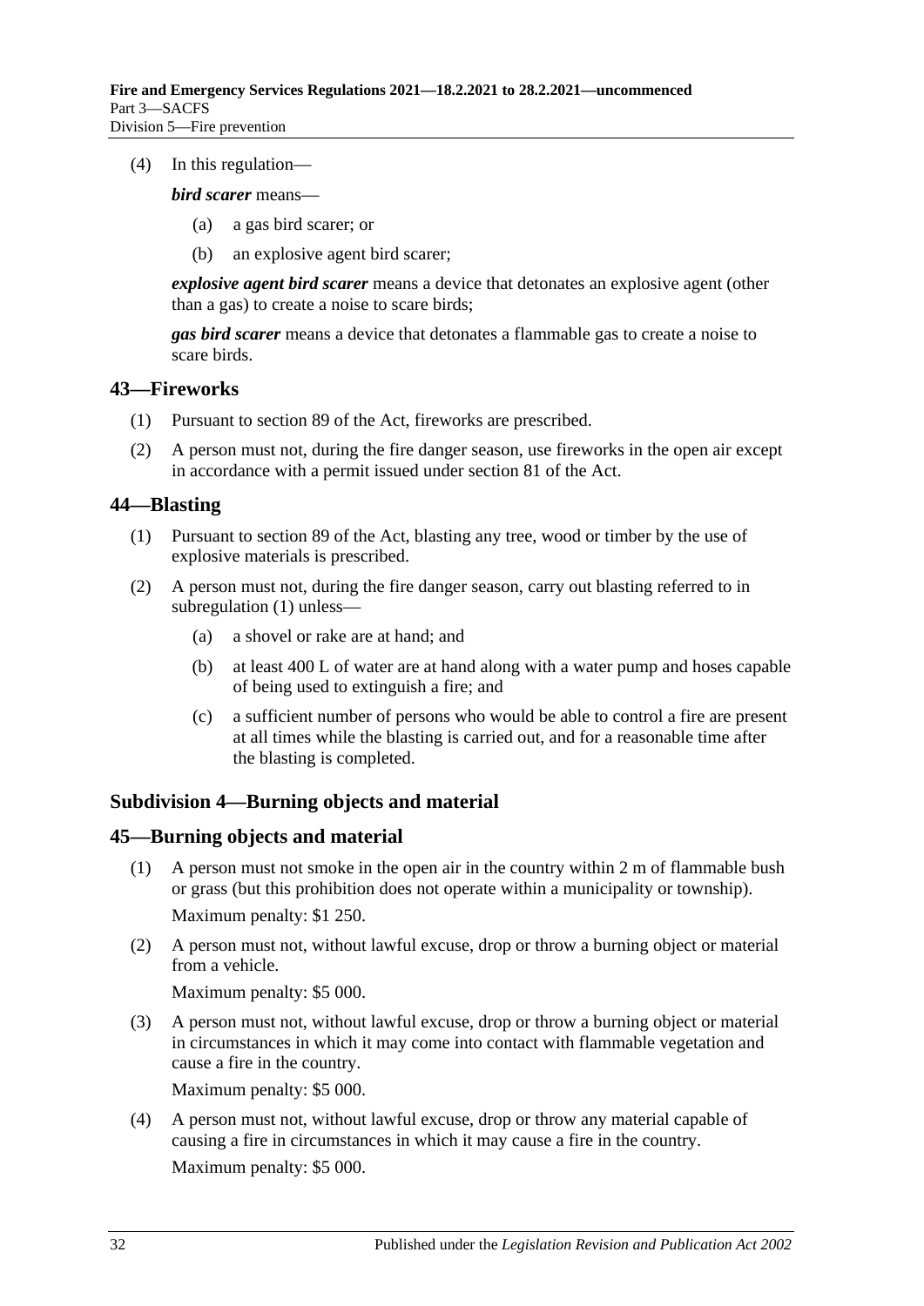(4) In this regulation—

***bird scarer*** means—

(a) a gas bird scarer; or

(b) an explosive agent bird scarer;

***explosive agent bird scarer*** means a device that detonates an explosive agent (other than a gas) to create a noise to scare birds;

***gas bird scarer*** means a device that detonates a flammable gas to create a noise to scare birds.

## 43—Fireworks

(1) Pursuant to section 89 of the Act, fireworks are prescribed.

(2) A person must not, during the fire danger season, use fireworks in the open air except in accordance with a permit issued under section 81 of the Act.

## 44—Blasting

(1) Pursuant to section 89 of the Act, blasting any tree, wood or timber by the use of explosive materials is prescribed.

(2) A person must not, during the fire danger season, carry out blasting referred to in subregulation (1) unless—

(a) a shovel or rake are at hand; and

(b) at least 400 L of water are at hand along with a water pump and hoses capable of being used to extinguish a fire; and

(c) a sufficient number of persons who would be able to control a fire are present at all times while the blasting is carried out, and for a reasonable time after the blasting is completed.

### Subdivision 4—Burning objects and material

## 45—Burning objects and material

(1) A person must not smoke in the open air in the country within 2 m of flammable bush or grass (but this prohibition does not operate within a municipality or township).

Maximum penalty: $1 250.

(2) A person must not, without lawful excuse, drop or throw a burning object or material from a vehicle.

Maximum penalty: $5 000.

(3) A person must not, without lawful excuse, drop or throw a burning object or material in circumstances in which it may come into contact with flammable vegetation and cause a fire in the country.

Maximum penalty: $5 000.

(4) A person must not, without lawful excuse, drop or throw any material capable of causing a fire in circumstances in which it may cause a fire in the country.

Maximum penalty: $5 000.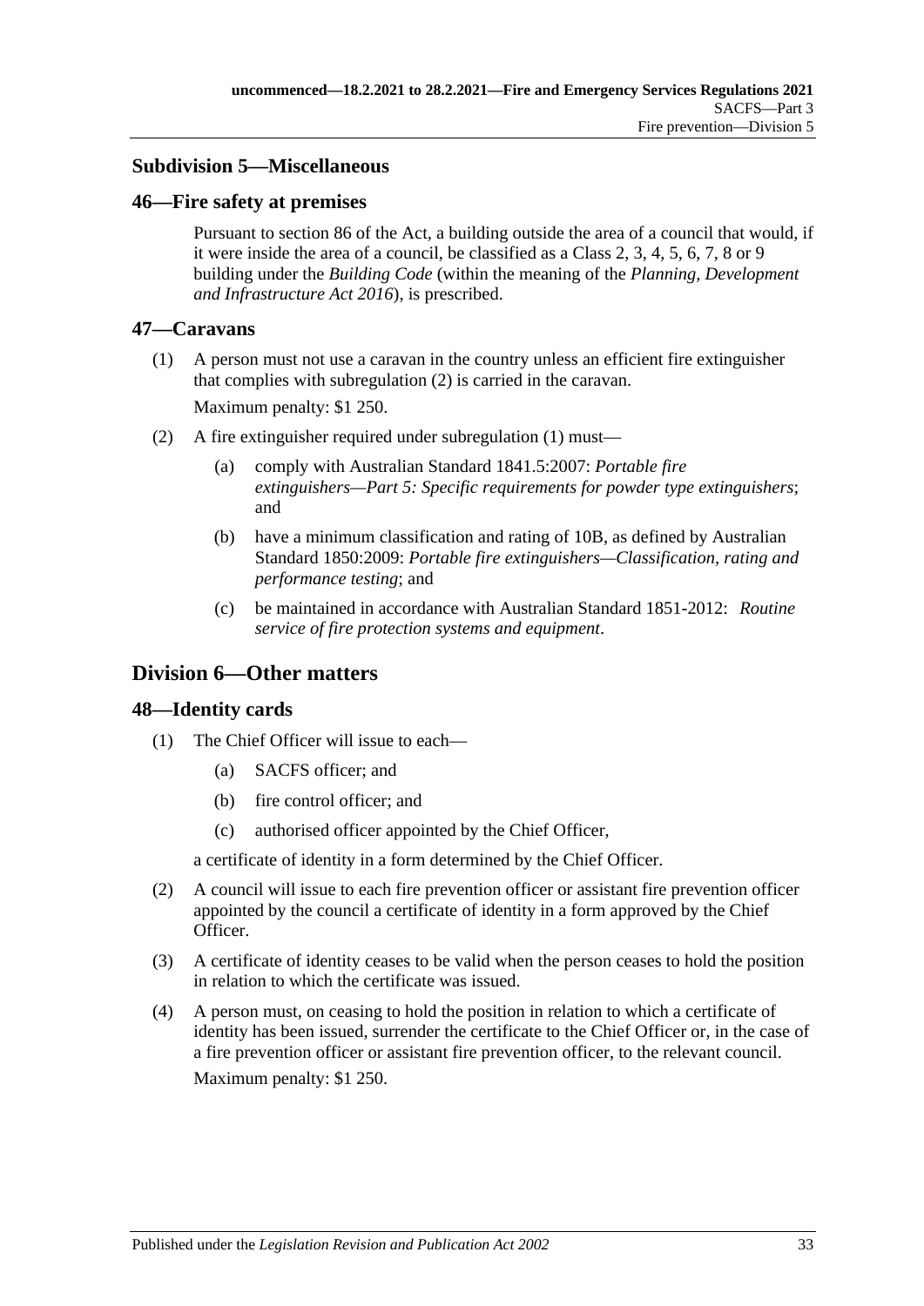### Subdivision 5—Miscellaneous

#### 46—Fire safety at premises

Pursuant to section 86 of the Act, a building outside the area of a council that would, if it were inside the area of a council, be classified as a Class 2, 3, 4, 5, 6, 7, 8 or 9 building under the *Building Code* (within the meaning of the *Planning, Development and Infrastructure Act 2016*), is prescribed.

#### 47—Caravans

(1) A person must not use a caravan in the country unless an efficient fire extinguisher that complies with subregulation (2) is carried in the caravan.

Maximum penalty: $1 250.

(2) A fire extinguisher required under subregulation (1) must—

- (a) comply with Australian Standard 1841.5:2007: *Portable fire extinguishers—Part 5: Specific requirements for powder type extinguishers*; and
- (b) have a minimum classification and rating of 10B, as defined by Australian Standard 1850:2009: *Portable fire extinguishers—Classification, rating and performance testing*; and
- (c) be maintained in accordance with Australian Standard 1851-2012: *Routine service of fire protection systems and equipment*.

## Division 6—Other matters

#### 48—Identity cards

(1) The Chief Officer will issue to each—

- (a) SACFS officer; and
- (b) fire control officer; and
- (c) authorised officer appointed by the Chief Officer,

a certificate of identity in a form determined by the Chief Officer.

(2) A council will issue to each fire prevention officer or assistant fire prevention officer appointed by the council a certificate of identity in a form approved by the Chief Officer.

(3) A certificate of identity ceases to be valid when the person ceases to hold the position in relation to which the certificate was issued.

(4) A person must, on ceasing to hold the position in relation to which a certificate of identity has been issued, surrender the certificate to the Chief Officer or, in the case of a fire prevention officer or assistant fire prevention officer, to the relevant council.

Maximum penalty: $1 250.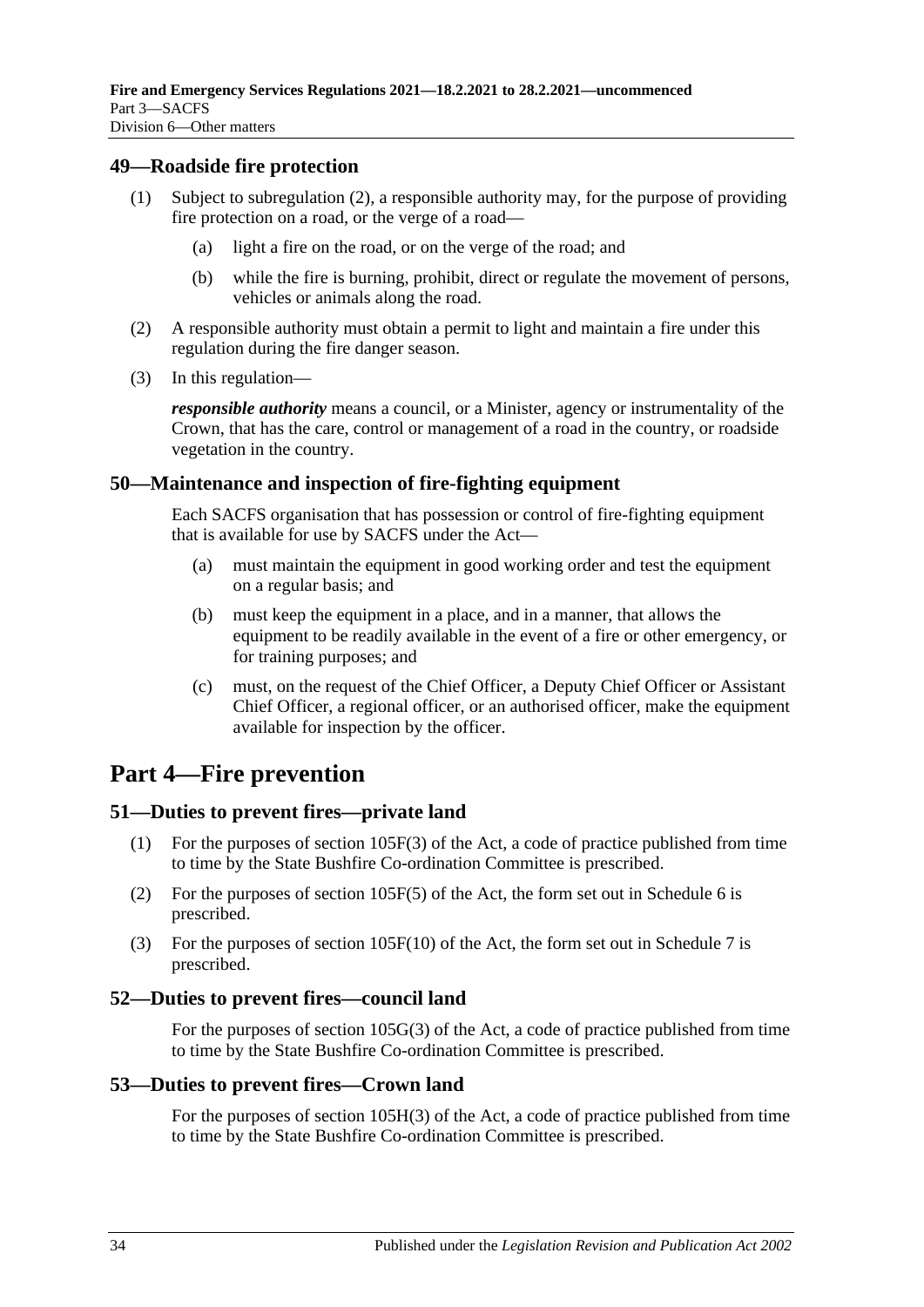## 49—Roadside fire protection

(1) Subject to subregulation (2), a responsible authority may, for the purpose of providing fire protection on a road, or the verge of a road—

(a) light a fire on the road, or on the verge of the road; and

(b) while the fire is burning, prohibit, direct or regulate the movement of persons, vehicles or animals along the road.

(2) A responsible authority must obtain a permit to light and maintain a fire under this regulation during the fire danger season.

(3) In this regulation—

***responsible authority*** means a council, or a Minister, agency or instrumentality of the Crown, that has the care, control or management of a road in the country, or roadside vegetation in the country.

## 50—Maintenance and inspection of fire-fighting equipment

Each SACFS organisation that has possession or control of fire-fighting equipment that is available for use by SACFS under the Act—

(a) must maintain the equipment in good working order and test the equipment on a regular basis; and

(b) must keep the equipment in a place, and in a manner, that allows the equipment to be readily available in the event of a fire or other emergency, or for training purposes; and

(c) must, on the request of the Chief Officer, a Deputy Chief Officer or Assistant Chief Officer, a regional officer, or an authorised officer, make the equipment available for inspection by the officer.

# Part 4—Fire prevention

## 51—Duties to prevent fires—private land

(1) For the purposes of section 105F(3) of the Act, a code of practice published from time to time by the State Bushfire Co-ordination Committee is prescribed.

(2) For the purposes of section 105F(5) of the Act, the form set out in Schedule 6 is prescribed.

(3) For the purposes of section 105F(10) of the Act, the form set out in Schedule 7 is prescribed.

## 52—Duties to prevent fires—council land

For the purposes of section 105G(3) of the Act, a code of practice published from time to time by the State Bushfire Co-ordination Committee is prescribed.

## 53—Duties to prevent fires—Crown land

For the purposes of section 105H(3) of the Act, a code of practice published from time to time by the State Bushfire Co-ordination Committee is prescribed.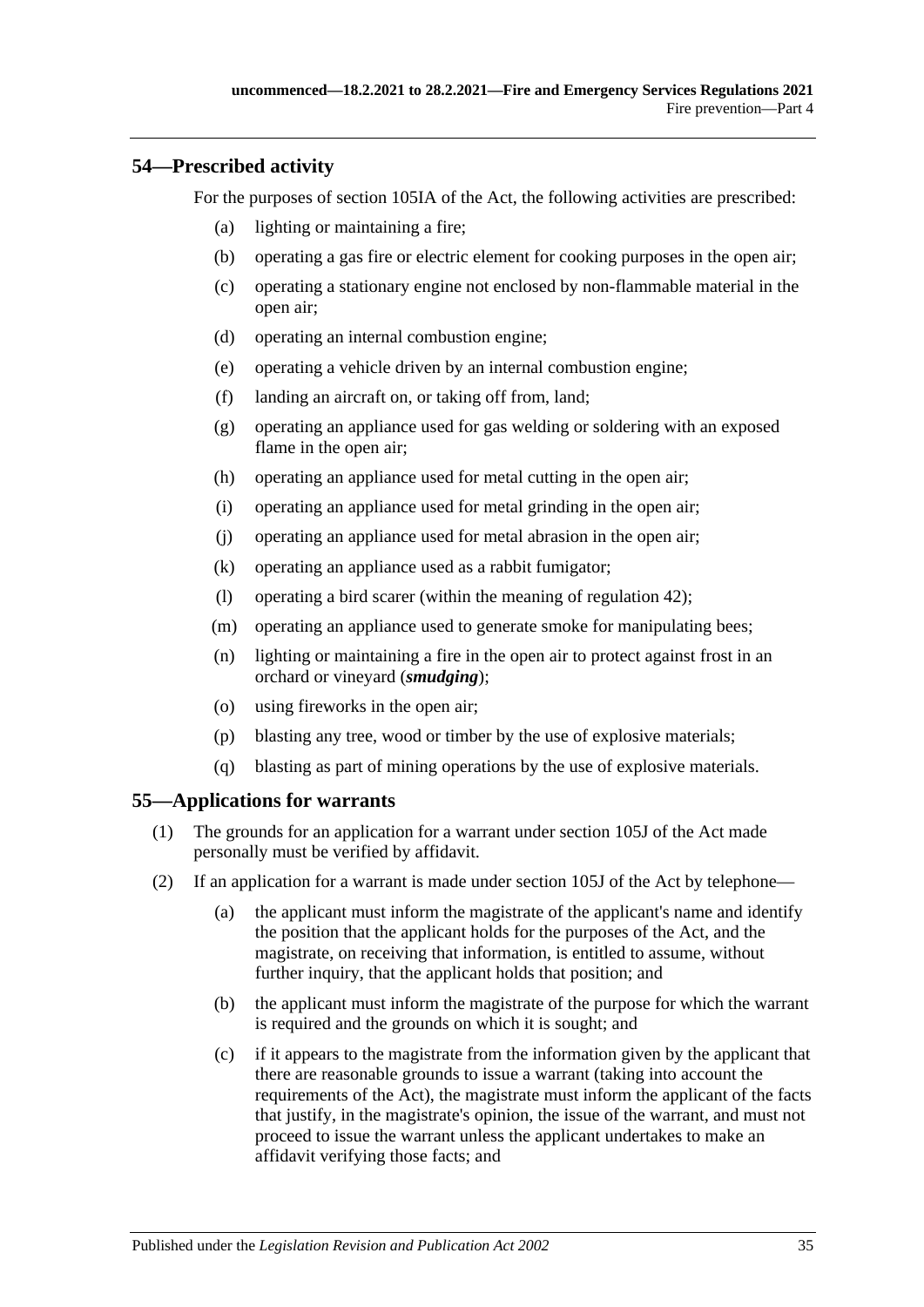## 54—Prescribed activity

For the purposes of section 105IA of the Act, the following activities are prescribed:

- (a) lighting or maintaining a fire;
- (b) operating a gas fire or electric element for cooking purposes in the open air;
- (c) operating a stationary engine not enclosed by non-flammable material in the open air;
- (d) operating an internal combustion engine;
- (e) operating a vehicle driven by an internal combustion engine;
- (f) landing an aircraft on, or taking off from, land;
- (g) operating an appliance used for gas welding or soldering with an exposed flame in the open air;
- (h) operating an appliance used for metal cutting in the open air;
- (i) operating an appliance used for metal grinding in the open air;
- (j) operating an appliance used for metal abrasion in the open air;
- (k) operating an appliance used as a rabbit fumigator;
- (l) operating a bird scarer (within the meaning of regulation 42);
- (m) operating an appliance used to generate smoke for manipulating bees;
- (n) lighting or maintaining a fire in the open air to protect against frost in an orchard or vineyard (***smudging***);
- (o) using fireworks in the open air;
- (p) blasting any tree, wood or timber by the use of explosive materials;
- (q) blasting as part of mining operations by the use of explosive materials.

## 55—Applications for warrants

(1) The grounds for an application for a warrant under section 105J of the Act made personally must be verified by affidavit.

(2) If an application for a warrant is made under section 105J of the Act by telephone—

- (a) the applicant must inform the magistrate of the applicant's name and identify the position that the applicant holds for the purposes of the Act, and the magistrate, on receiving that information, is entitled to assume, without further inquiry, that the applicant holds that position; and
- (b) the applicant must inform the magistrate of the purpose for which the warrant is required and the grounds on which it is sought; and
- (c) if it appears to the magistrate from the information given by the applicant that there are reasonable grounds to issue a warrant (taking into account the requirements of the Act), the magistrate must inform the applicant of the facts that justify, in the magistrate's opinion, the issue of the warrant, and must not proceed to issue the warrant unless the applicant undertakes to make an affidavit verifying those facts; and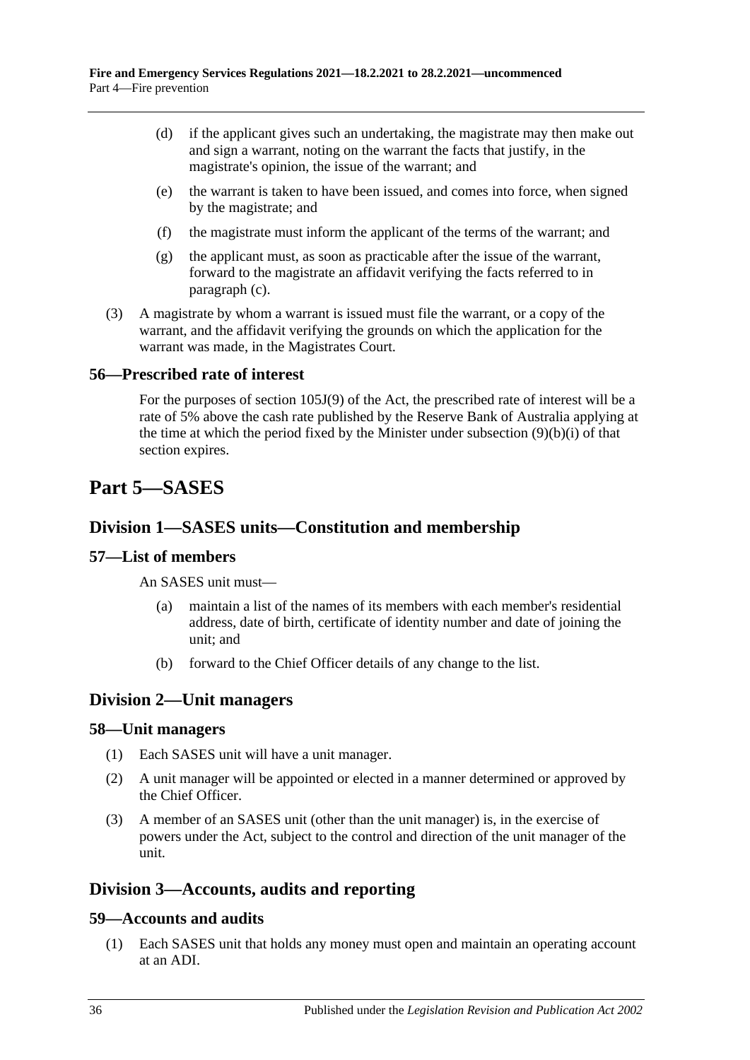(d) if the applicant gives such an undertaking, the magistrate may then make out and sign a warrant, noting on the warrant the facts that justify, in the magistrate's opinion, the issue of the warrant; and

(e) the warrant is taken to have been issued, and comes into force, when signed by the magistrate; and

(f) the magistrate must inform the applicant of the terms of the warrant; and

(g) the applicant must, as soon as practicable after the issue of the warrant, forward to the magistrate an affidavit verifying the facts referred to in paragraph (c).

(3) A magistrate by whom a warrant is issued must file the warrant, or a copy of the warrant, and the affidavit verifying the grounds on which the application for the warrant was made, in the Magistrates Court.

### 56—Prescribed rate of interest

For the purposes of section 105J(9) of the Act, the prescribed rate of interest will be a rate of 5% above the cash rate published by the Reserve Bank of Australia applying at the time at which the period fixed by the Minister under subsection (9)(b)(i) of that section expires.

# Part 5—SASES

## Division 1—SASES units—Constitution and membership

### 57—List of members

An SASES unit must—

(a) maintain a list of the names of its members with each member's residential address, date of birth, certificate of identity number and date of joining the unit; and

(b) forward to the Chief Officer details of any change to the list.

## Division 2—Unit managers

### 58—Unit managers

(1) Each SASES unit will have a unit manager.

(2) A unit manager will be appointed or elected in a manner determined or approved by the Chief Officer.

(3) A member of an SASES unit (other than the unit manager) is, in the exercise of powers under the Act, subject to the control and direction of the unit manager of the unit.

## Division 3—Accounts, audits and reporting

### 59—Accounts and audits

(1) Each SASES unit that holds any money must open and maintain an operating account at an ADI.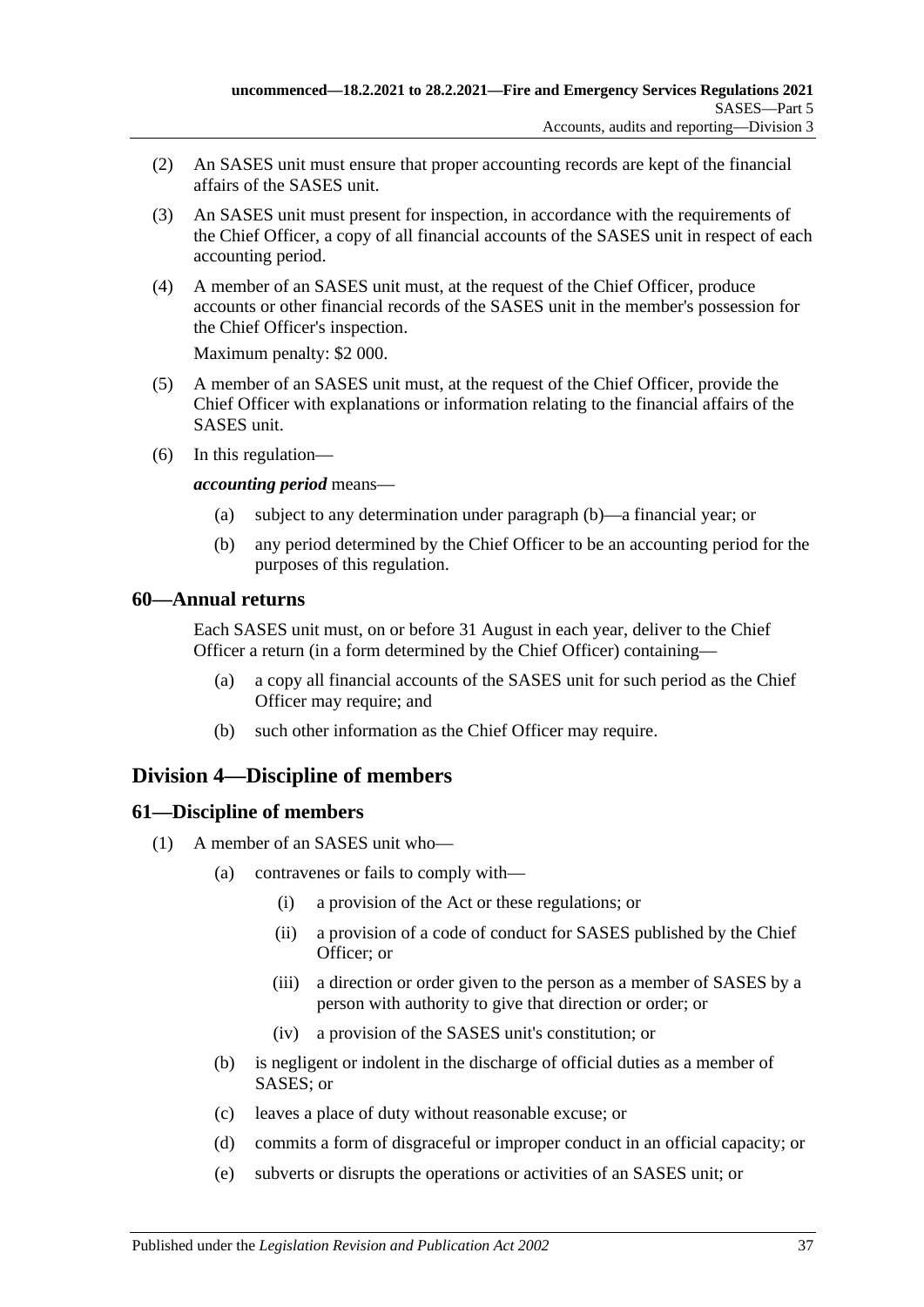(2) An SASES unit must ensure that proper accounting records are kept of the financial affairs of the SASES unit.

(3) An SASES unit must present for inspection, in accordance with the requirements of the Chief Officer, a copy of all financial accounts of the SASES unit in respect of each accounting period.

(4) A member of an SASES unit must, at the request of the Chief Officer, produce accounts or other financial records of the SASES unit in the member's possession for the Chief Officer's inspection.

Maximum penalty: $2 000.

(5) A member of an SASES unit must, at the request of the Chief Officer, provide the Chief Officer with explanations or information relating to the financial affairs of the SASES unit.

(6) In this regulation—

***accounting period*** means—

(a) subject to any determination under paragraph (b)—a financial year; or

(b) any period determined by the Chief Officer to be an accounting period for the purposes of this regulation.

## 60—Annual returns

Each SASES unit must, on or before 31 August in each year, deliver to the Chief Officer a return (in a form determined by the Chief Officer) containing—

(a) a copy all financial accounts of the SASES unit for such period as the Chief Officer may require; and

(b) such other information as the Chief Officer may require.

# Division 4—Discipline of members

## 61—Discipline of members

(1) A member of an SASES unit who—

(a) contravenes or fails to comply with—

(i) a provision of the Act or these regulations; or

(ii) a provision of a code of conduct for SASES published by the Chief Officer; or

(iii) a direction or order given to the person as a member of SASES by a person with authority to give that direction or order; or

(iv) a provision of the SASES unit's constitution; or

(b) is negligent or indolent in the discharge of official duties as a member of SASES; or

(c) leaves a place of duty without reasonable excuse; or

(d) commits a form of disgraceful or improper conduct in an official capacity; or

(e) subverts or disrupts the operations or activities of an SASES unit; or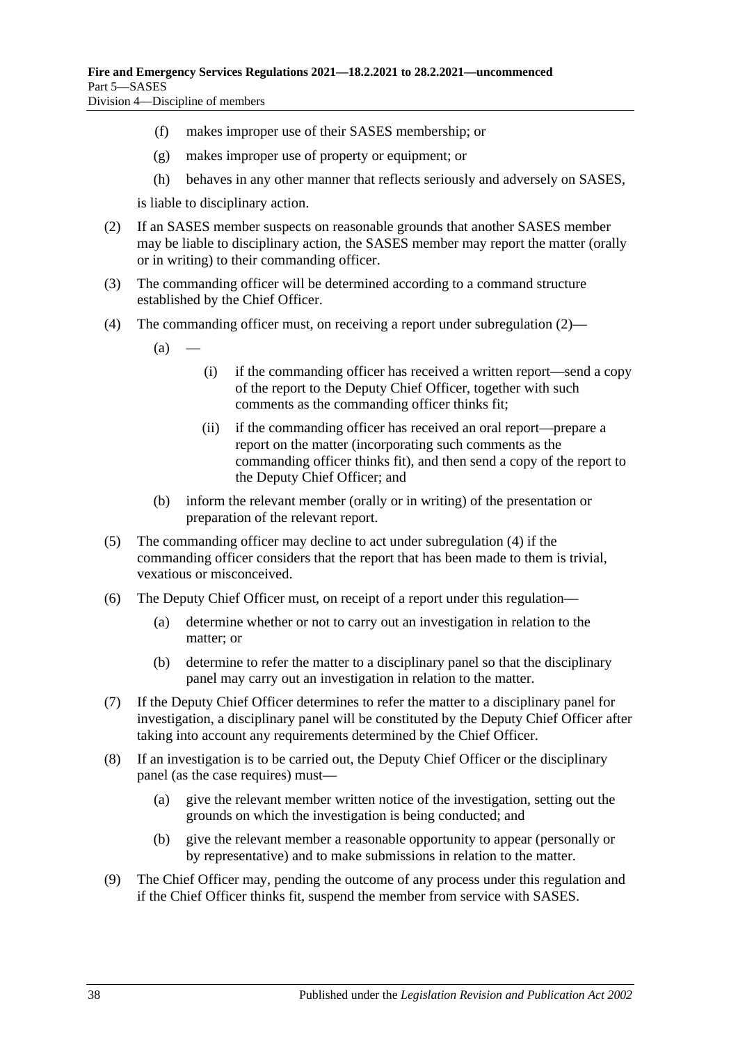(f) makes improper use of their SASES membership; or

(g) makes improper use of property or equipment; or

(h) behaves in any other manner that reflects seriously and adversely on SASES,

is liable to disciplinary action.

(2) If an SASES member suspects on reasonable grounds that another SASES member may be liable to disciplinary action, the SASES member may report the matter (orally or in writing) to their commanding officer.

(3) The commanding officer will be determined according to a command structure established by the Chief Officer.

(4) The commanding officer must, on receiving a report under subregulation (2)—

(a) —

(i) if the commanding officer has received a written report—send a copy of the report to the Deputy Chief Officer, together with such comments as the commanding officer thinks fit;

(ii) if the commanding officer has received an oral report—prepare a report on the matter (incorporating such comments as the commanding officer thinks fit), and then send a copy of the report to the Deputy Chief Officer; and

(b) inform the relevant member (orally or in writing) of the presentation or preparation of the relevant report.

(5) The commanding officer may decline to act under subregulation (4) if the commanding officer considers that the report that has been made to them is trivial, vexatious or misconceived.

(6) The Deputy Chief Officer must, on receipt of a report under this regulation—

(a) determine whether or not to carry out an investigation in relation to the matter; or

(b) determine to refer the matter to a disciplinary panel so that the disciplinary panel may carry out an investigation in relation to the matter.

(7) If the Deputy Chief Officer determines to refer the matter to a disciplinary panel for investigation, a disciplinary panel will be constituted by the Deputy Chief Officer after taking into account any requirements determined by the Chief Officer.

(8) If an investigation is to be carried out, the Deputy Chief Officer or the disciplinary panel (as the case requires) must—

(a) give the relevant member written notice of the investigation, setting out the grounds on which the investigation is being conducted; and

(b) give the relevant member a reasonable opportunity to appear (personally or by representative) and to make submissions in relation to the matter.

(9) The Chief Officer may, pending the outcome of any process under this regulation and if the Chief Officer thinks fit, suspend the member from service with SASES.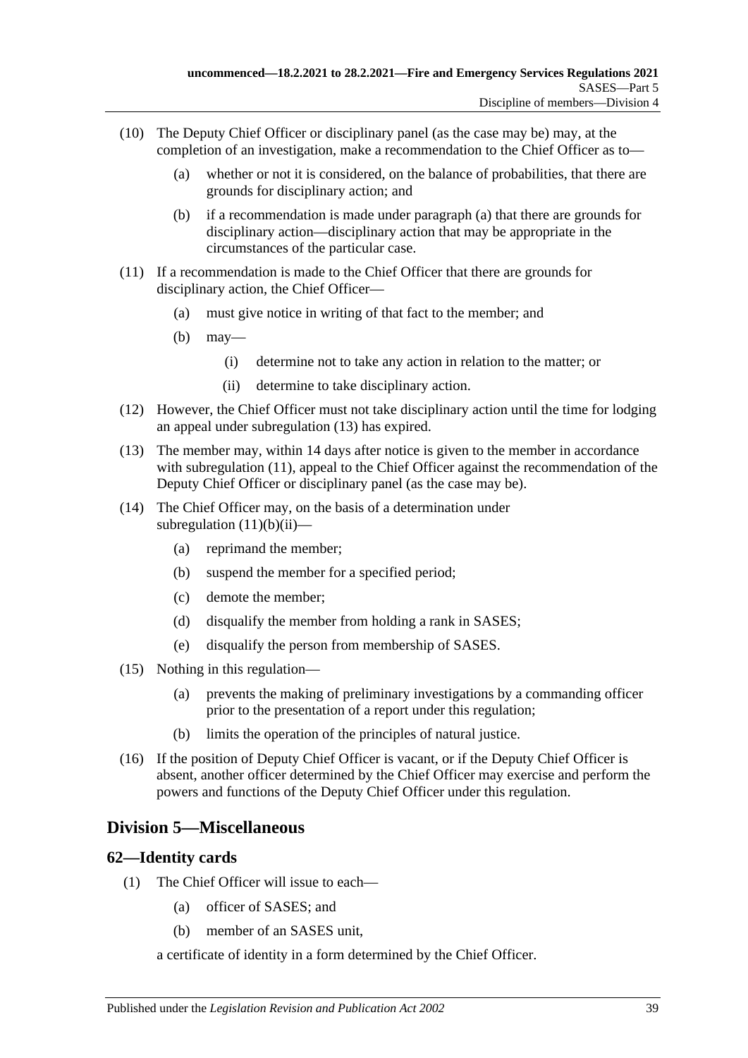(10) The Deputy Chief Officer or disciplinary panel (as the case may be) may, at the completion of an investigation, make a recommendation to the Chief Officer as to—

- (a) whether or not it is considered, on the balance of probabilities, that there are grounds for disciplinary action; and
- (b) if a recommendation is made under paragraph (a) that there are grounds for disciplinary action—disciplinary action that may be appropriate in the circumstances of the particular case.

(11) If a recommendation is made to the Chief Officer that there are grounds for disciplinary action, the Chief Officer—

- (a) must give notice in writing of that fact to the member; and
- (b) may—
  - (i) determine not to take any action in relation to the matter; or
  - (ii) determine to take disciplinary action.

(12) However, the Chief Officer must not take disciplinary action until the time for lodging an appeal under subregulation (13) has expired.

(13) The member may, within 14 days after notice is given to the member in accordance with subregulation (11), appeal to the Chief Officer against the recommendation of the Deputy Chief Officer or disciplinary panel (as the case may be).

(14) The Chief Officer may, on the basis of a determination under subregulation (11)(b)(ii)—

- (a) reprimand the member;
- (b) suspend the member for a specified period;
- (c) demote the member;
- (d) disqualify the member from holding a rank in SASES;
- (e) disqualify the person from membership of SASES.

(15) Nothing in this regulation—

- (a) prevents the making of preliminary investigations by a commanding officer prior to the presentation of a report under this regulation;
- (b) limits the operation of the principles of natural justice.

(16) If the position of Deputy Chief Officer is vacant, or if the Deputy Chief Officer is absent, another officer determined by the Chief Officer may exercise and perform the powers and functions of the Deputy Chief Officer under this regulation.

## Division 5—Miscellaneous

### 62—Identity cards

(1) The Chief Officer will issue to each—

- (a) officer of SASES; and
- (b) member of an SASES unit,

a certificate of identity in a form determined by the Chief Officer.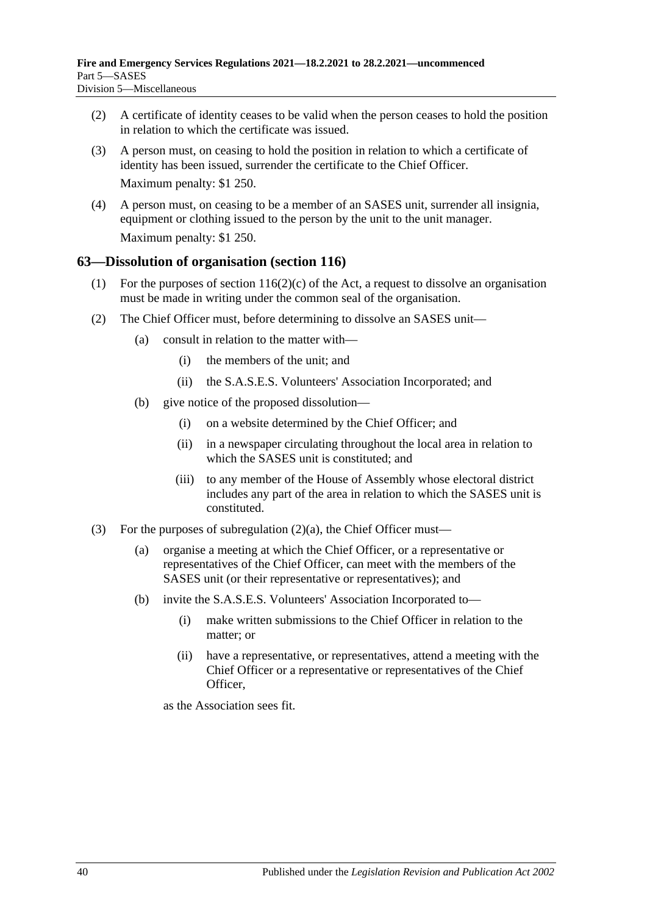(2) A certificate of identity ceases to be valid when the person ceases to hold the position in relation to which the certificate was issued.

(3) A person must, on ceasing to hold the position in relation to which a certificate of identity has been issued, surrender the certificate to the Chief Officer.

Maximum penalty: $1 250.

(4) A person must, on ceasing to be a member of an SASES unit, surrender all insignia, equipment or clothing issued to the person by the unit to the unit manager.

Maximum penalty: $1 250.

## 63—Dissolution of organisation (section 116)

(1) For the purposes of section 116(2)(c) of the Act, a request to dissolve an organisation must be made in writing under the common seal of the organisation.

(2) The Chief Officer must, before determining to dissolve an SASES unit—

- (a) consult in relation to the matter with—
  - (i) the members of the unit; and
  - (ii) the S.A.S.E.S. Volunteers' Association Incorporated; and
- (b) give notice of the proposed dissolution—
  - (i) on a website determined by the Chief Officer; and
  - (ii) in a newspaper circulating throughout the local area in relation to which the SASES unit is constituted; and
  - (iii) to any member of the House of Assembly whose electoral district includes any part of the area in relation to which the SASES unit is constituted.

(3) For the purposes of subregulation (2)(a), the Chief Officer must—

- (a) organise a meeting at which the Chief Officer, or a representative or representatives of the Chief Officer, can meet with the members of the SASES unit (or their representative or representatives); and
- (b) invite the S.A.S.E.S. Volunteers' Association Incorporated to—
  - (i) make written submissions to the Chief Officer in relation to the matter; or
  - (ii) have a representative, or representatives, attend a meeting with the Chief Officer or a representative or representatives of the Chief Officer,

  as the Association sees fit.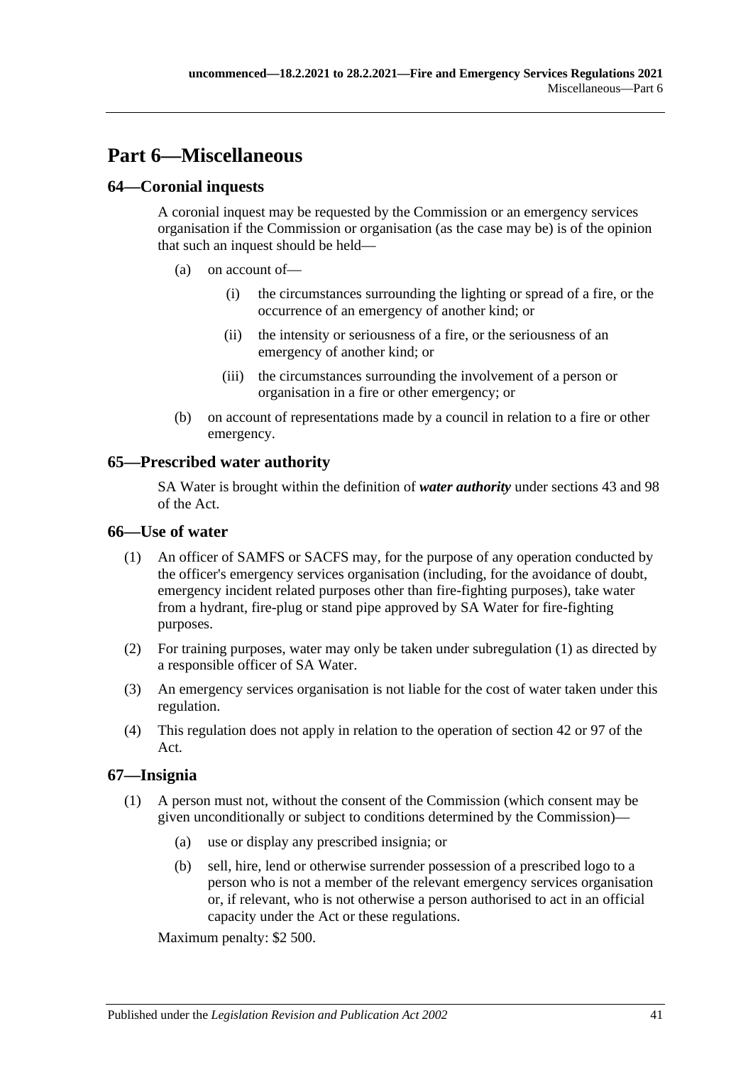# Part 6—Miscellaneous

## 64—Coronial inquests

A coronial inquest may be requested by the Commission or an emergency services organisation if the Commission or organisation (as the case may be) is of the opinion that such an inquest should be held—

- (a) on account of—
    - (i) the circumstances surrounding the lighting or spread of a fire, or the occurrence of an emergency of another kind; or
    - (ii) the intensity or seriousness of a fire, or the seriousness of an emergency of another kind; or
    - (iii) the circumstances surrounding the involvement of a person or organisation in a fire or other emergency; or
- (b) on account of representations made by a council in relation to a fire or other emergency.

## 65—Prescribed water authority

SA Water is brought within the definition of ***water authority*** under sections 43 and 98 of the Act.

## 66—Use of water

(1) An officer of SAMFS or SACFS may, for the purpose of any operation conducted by the officer's emergency services organisation (including, for the avoidance of doubt, emergency incident related purposes other than fire-fighting purposes), take water from a hydrant, fire-plug or stand pipe approved by SA Water for fire-fighting purposes.

(2) For training purposes, water may only be taken under subregulation (1) as directed by a responsible officer of SA Water.

(3) An emergency services organisation is not liable for the cost of water taken under this regulation.

(4) This regulation does not apply in relation to the operation of section 42 or 97 of the Act.

## 67—Insignia

(1) A person must not, without the consent of the Commission (which consent may be given unconditionally or subject to conditions determined by the Commission)—

- (a) use or display any prescribed insignia; or
- (b) sell, hire, lend or otherwise surrender possession of a prescribed logo to a person who is not a member of the relevant emergency services organisation or, if relevant, who is not otherwise a person authorised to act in an official capacity under the Act or these regulations.

Maximum penalty: $2 500.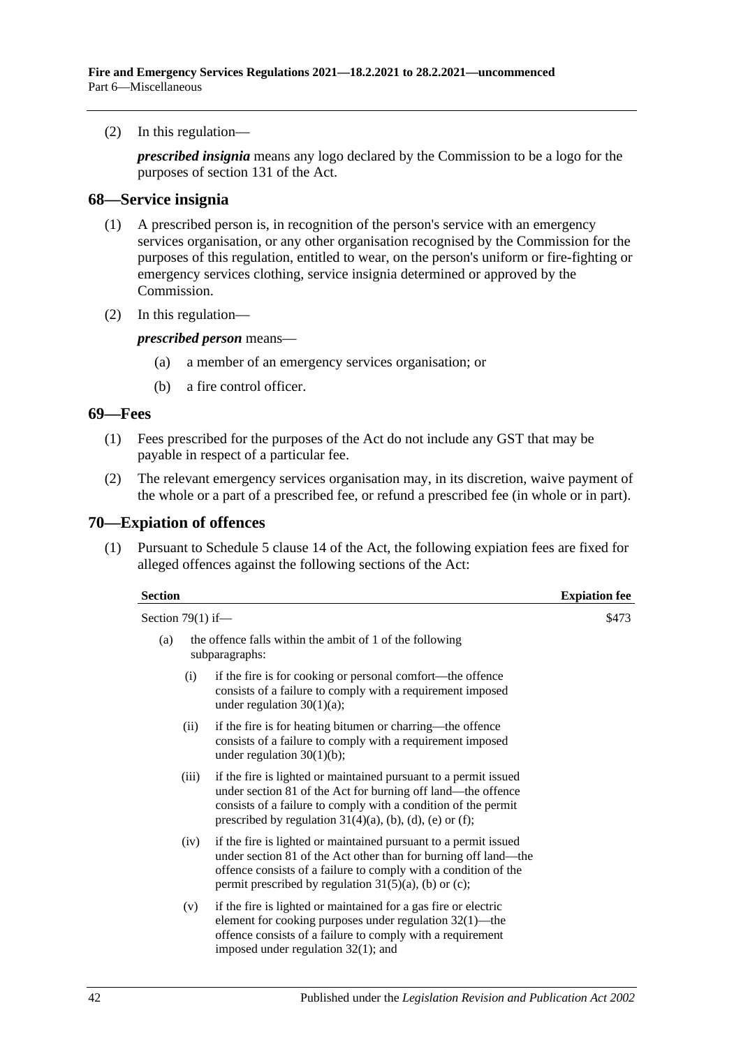(2) In this regulation—

***prescribed insignia*** means any logo declared by the Commission to be a logo for the purposes of section 131 of the Act.

## 68—Service insignia

(1) A prescribed person is, in recognition of the person's service with an emergency services organisation, or any other organisation recognised by the Commission for the purposes of this regulation, entitled to wear, on the person's uniform or fire-fighting or emergency services clothing, service insignia determined or approved by the Commission.

(2) In this regulation—

***prescribed person*** means—

(a) a member of an emergency services organisation; or

(b) a fire control officer.

## 69—Fees

(1) Fees prescribed for the purposes of the Act do not include any GST that may be payable in respect of a particular fee.

(2) The relevant emergency services organisation may, in its discretion, waive payment of the whole or a part of a prescribed fee, or refund a prescribed fee (in whole or in part).

## 70—Expiation of offences

(1) Pursuant to Schedule 5 clause 14 of the Act, the following expiation fees are fixed for alleged offences against the following sections of the Act:

| Section | Expiation fee |
|---|---|
| Section 79(1) if—<br>(a) the offence falls within the ambit of 1 of the following subparagraphs:<br>(i) if the fire is for cooking or personal comfort—the offence consists of a failure to comply with a requirement imposed under regulation 30(1)(a);<br>(ii) if the fire is for heating bitumen or charring—the offence consists of a failure to comply with a requirement imposed under regulation 30(1)(b);<br>(iii) if the fire is lighted or maintained pursuant to a permit issued under section 81 of the Act for burning off land—the offence consists of a failure to comply with a condition of the permit prescribed by regulation 31(4)(a), (b), (d), (e) or (f);<br>(iv) if the fire is lighted or maintained pursuant to a permit issued under section 81 of the Act other than for burning off land—the offence consists of a failure to comply with a condition of the permit prescribed by regulation 31(5)(a), (b) or (c);<br>(v) if the fire is lighted or maintained for a gas fire or electric element for cooking purposes under regulation 32(1)—the offence consists of a failure to comply with a requirement imposed under regulation 32(1); and | $473 |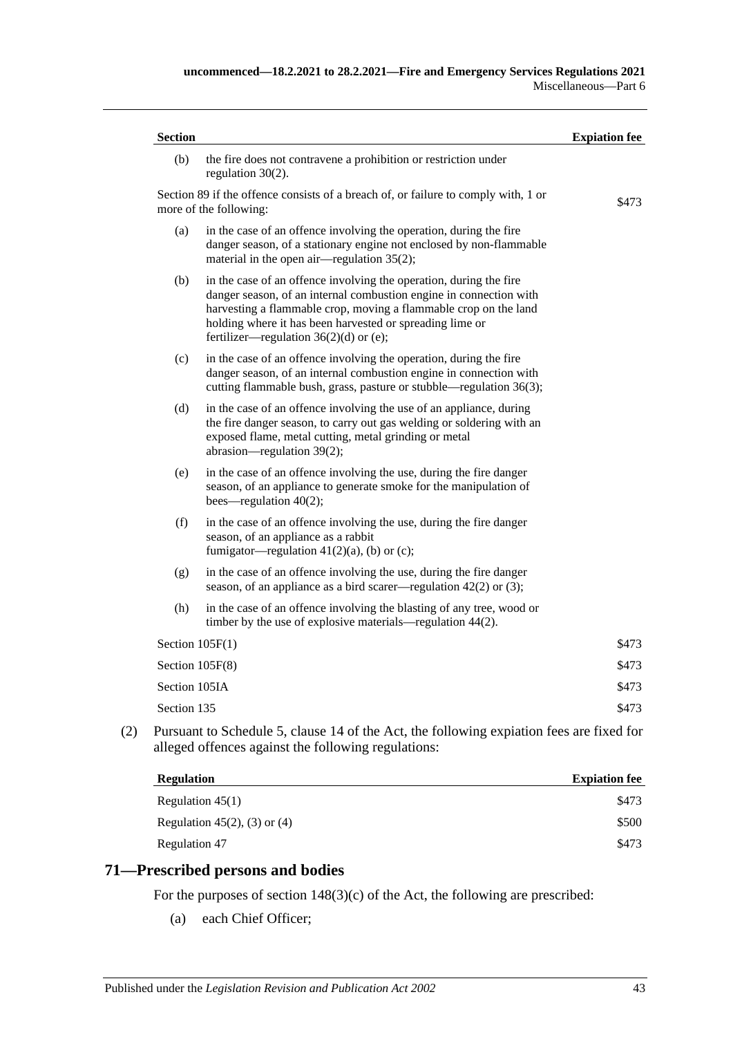| Section | Expiation fee |
|---|---|
| (b) the fire does not contravene a prohibition or restriction under regulation 30(2). | |
| Section 89 if the offence consists of a breach of, or failure to comply with, 1 or more of the following: | $473 |
| (a) in the case of an offence involving the operation, during the fire danger season, of a stationary engine not enclosed by non-flammable material in the open air—regulation 35(2); | |
| (b) in the case of an offence involving the operation, during the fire danger season, of an internal combustion engine in connection with harvesting a flammable crop, moving a flammable crop on the land holding where it has been harvested or spreading lime or fertilizer—regulation 36(2)(d) or (e); | |
| (c) in the case of an offence involving the operation, during the fire danger season, of an internal combustion engine in connection with cutting flammable bush, grass, pasture or stubble—regulation 36(3); | |
| (d) in the case of an offence involving the use of an appliance, during the fire danger season, to carry out gas welding or soldering with an exposed flame, metal cutting, metal grinding or metal abrasion—regulation 39(2); | |
| (e) in the case of an offence involving the use, during the fire danger season, of an appliance to generate smoke for the manipulation of bees—regulation 40(2); | |
| (f) in the case of an offence involving the use, during the fire danger season, of an appliance as a rabbit fumigator—regulation 41(2)(a), (b) or (c); | |
| (g) in the case of an offence involving the use, during the fire danger season, of an appliance as a bird scarer—regulation 42(2) or (3); | |
| (h) in the case of an offence involving the blasting of any tree, wood or timber by the use of explosive materials—regulation 44(2). | |
| Section 105F(1) | $473 |
| Section 105F(8) | $473 |
| Section 105IA | $473 |
| Section 135 | $473 |

(2) Pursuant to Schedule 5, clause 14 of the Act, the following expiation fees are fixed for alleged offences against the following regulations:

| Regulation | Expiation fee |
|---|---|
| Regulation 45(1) | $473 |
| Regulation 45(2), (3) or (4) | $500 |
| Regulation 47 | $473 |

## 71—Prescribed persons and bodies

For the purposes of section 148(3)(c) of the Act, the following are prescribed:

(a) each Chief Officer;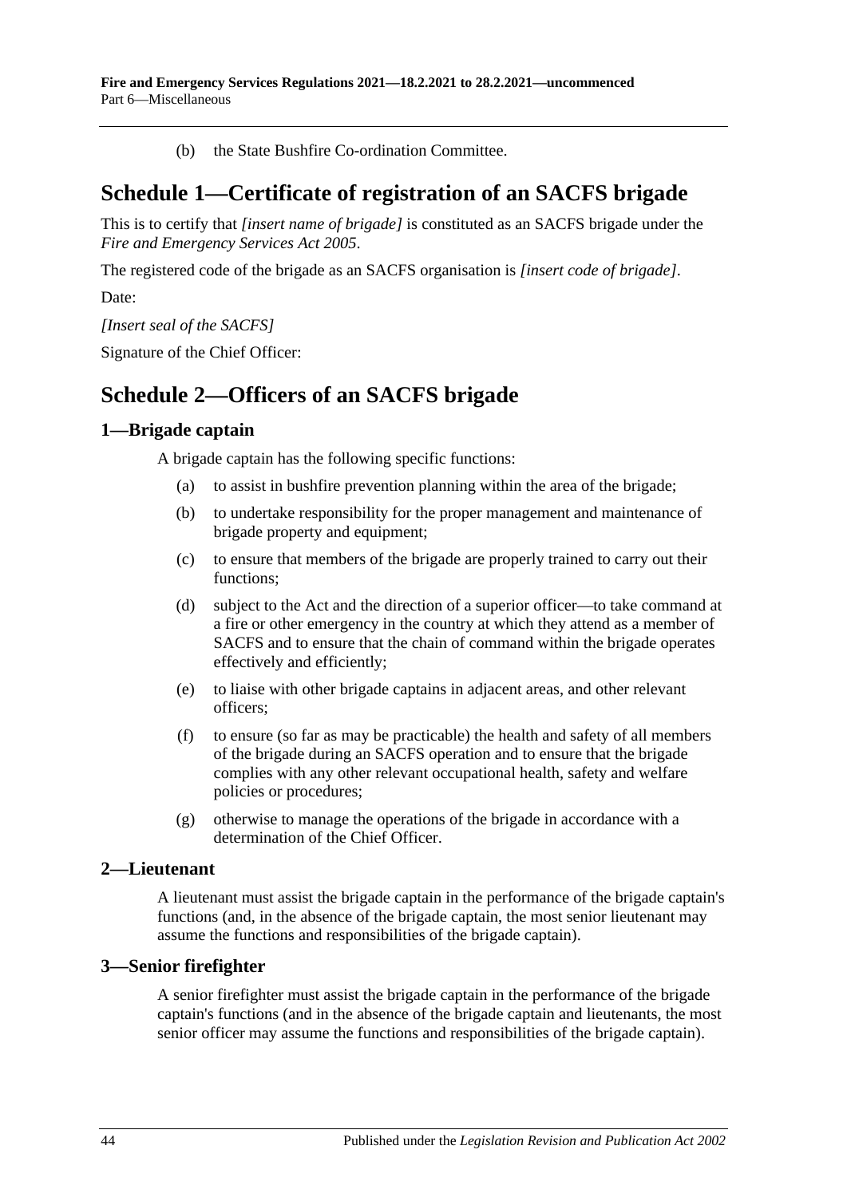(b) the State Bushfire Co-ordination Committee.

# Schedule 1—Certificate of registration of an SACFS brigade

This is to certify that *[insert name of brigade]* is constituted as an SACFS brigade under the *Fire and Emergency Services Act 2005*.

The registered code of the brigade as an SACFS organisation is *[insert code of brigade]*.

Date:

*[Insert seal of the SACFS]*

Signature of the Chief Officer:

# Schedule 2—Officers of an SACFS brigade

## 1—Brigade captain

A brigade captain has the following specific functions:

(a) to assist in bushfire prevention planning within the area of the brigade;

(b) to undertake responsibility for the proper management and maintenance of brigade property and equipment;

(c) to ensure that members of the brigade are properly trained to carry out their functions;

(d) subject to the Act and the direction of a superior officer—to take command at a fire or other emergency in the country at which they attend as a member of SACFS and to ensure that the chain of command within the brigade operates effectively and efficiently;

(e) to liaise with other brigade captains in adjacent areas, and other relevant officers;

(f) to ensure (so far as may be practicable) the health and safety of all members of the brigade during an SACFS operation and to ensure that the brigade complies with any other relevant occupational health, safety and welfare policies or procedures;

(g) otherwise to manage the operations of the brigade in accordance with a determination of the Chief Officer.

## 2—Lieutenant

A lieutenant must assist the brigade captain in the performance of the brigade captain's functions (and, in the absence of the brigade captain, the most senior lieutenant may assume the functions and responsibilities of the brigade captain).

## 3—Senior firefighter

A senior firefighter must assist the brigade captain in the performance of the brigade captain's functions (and in the absence of the brigade captain and lieutenants, the most senior officer may assume the functions and responsibilities of the brigade captain).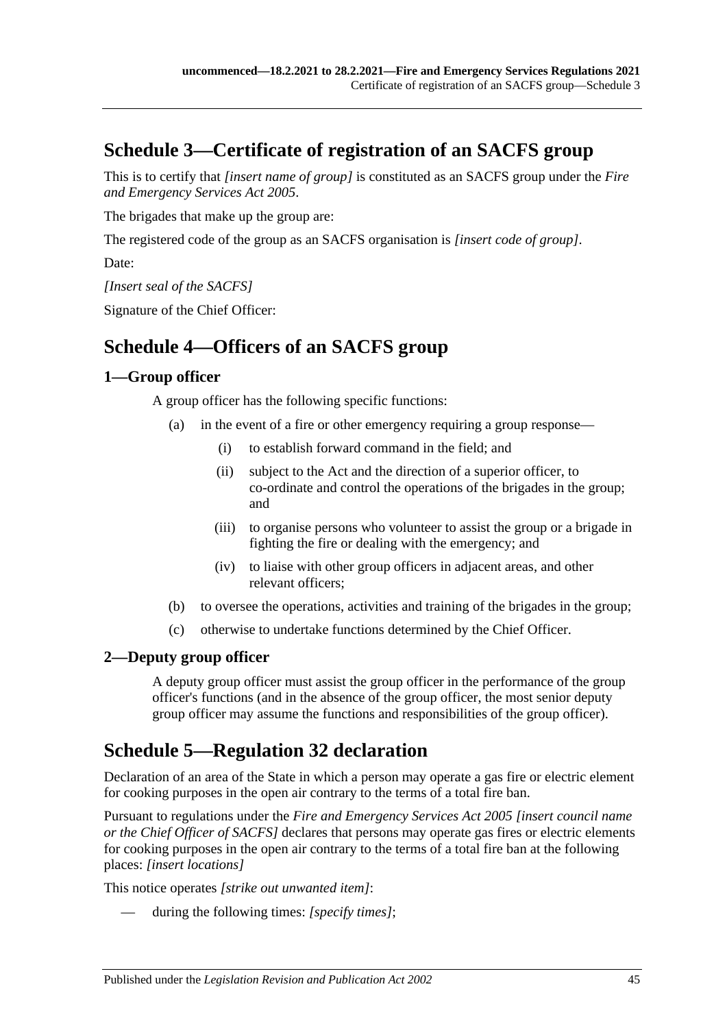## Schedule 3—Certificate of registration of an SACFS group

This is to certify that *[insert name of group]* is constituted as an SACFS group under the *Fire and Emergency Services Act 2005*.

The brigades that make up the group are:

The registered code of the group as an SACFS organisation is *[insert code of group]*.

Date:

*[Insert seal of the SACFS]*

Signature of the Chief Officer:

## Schedule 4—Officers of an SACFS group

### 1—Group officer

A group officer has the following specific functions:

(a) in the event of a fire or other emergency requiring a group response—

(i) to establish forward command in the field; and

(ii) subject to the Act and the direction of a superior officer, to co-ordinate and control the operations of the brigades in the group; and

(iii) to organise persons who volunteer to assist the group or a brigade in fighting the fire or dealing with the emergency; and

(iv) to liaise with other group officers in adjacent areas, and other relevant officers;

(b) to oversee the operations, activities and training of the brigades in the group;

(c) otherwise to undertake functions determined by the Chief Officer.

### 2—Deputy group officer

A deputy group officer must assist the group officer in the performance of the group officer's functions (and in the absence of the group officer, the most senior deputy group officer may assume the functions and responsibilities of the group officer).

## Schedule 5—Regulation 32 declaration

Declaration of an area of the State in which a person may operate a gas fire or electric element for cooking purposes in the open air contrary to the terms of a total fire ban.

Pursuant to regulations under the *Fire and Emergency Services Act 2005 [insert council name or the Chief Officer of SACFS]* declares that persons may operate gas fires or electric elements for cooking purposes in the open air contrary to the terms of a total fire ban at the following places: *[insert locations]*

This notice operates *[strike out unwanted item]*:

— during the following times: *[specify times]*;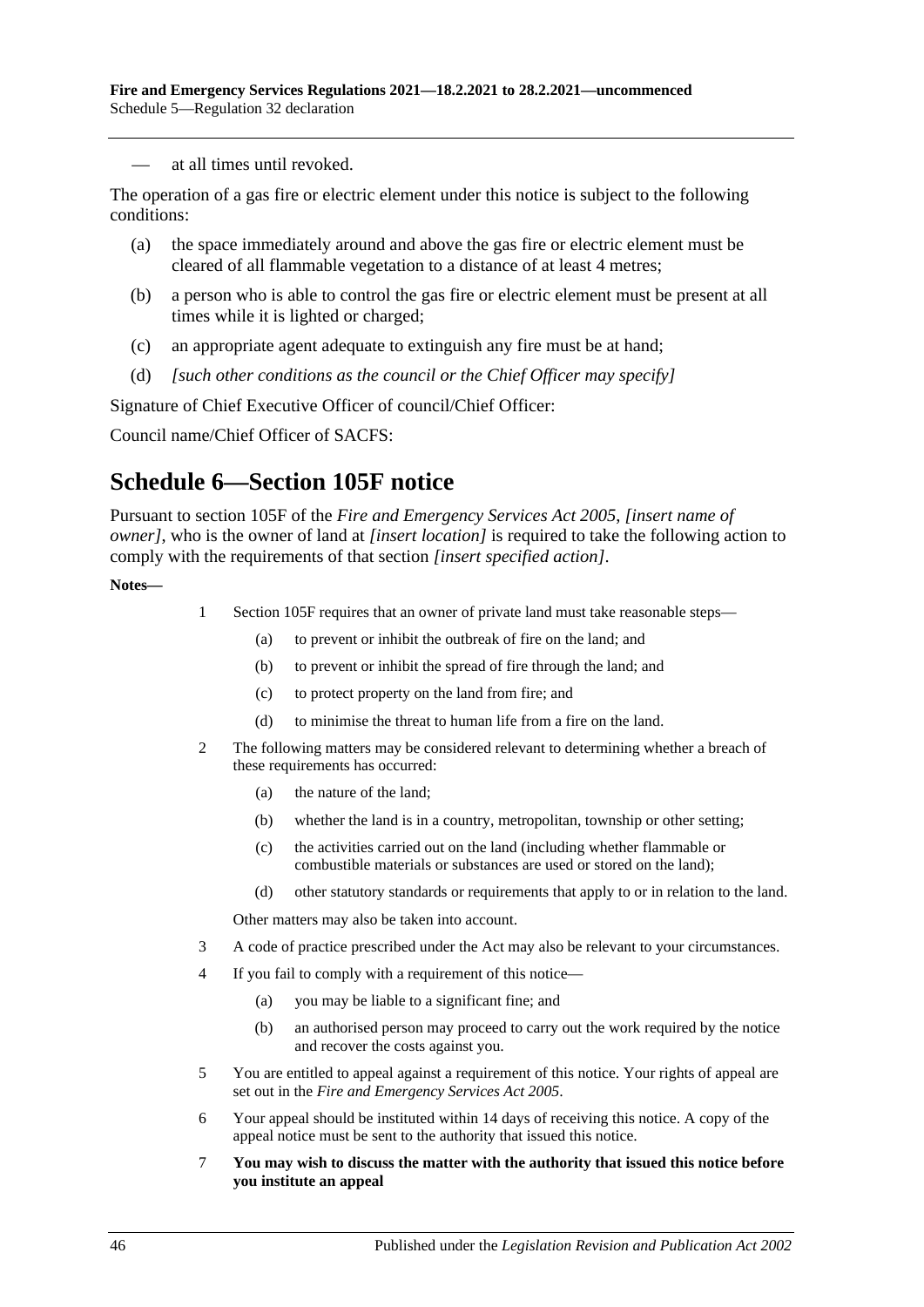— at all times until revoked.

The operation of a gas fire or electric element under this notice is subject to the following conditions:

(a) the space immediately around and above the gas fire or electric element must be cleared of all flammable vegetation to a distance of at least 4 metres;

(b) a person who is able to control the gas fire or electric element must be present at all times while it is lighted or charged;

(c) an appropriate agent adequate to extinguish any fire must be at hand;

(d) *[such other conditions as the council or the Chief Officer may specify]*

Signature of Chief Executive Officer of council/Chief Officer:

Council name/Chief Officer of SACFS:

## Schedule 6—Section 105F notice

Pursuant to section 105F of the *Fire and Emergency Services Act 2005, [insert name of owner]*, who is the owner of land at *[insert location]* is required to take the following action to comply with the requirements of that section *[insert specified action]*.

**Notes—**

1 Section 105F requires that an owner of private land must take reasonable steps—

(a) to prevent or inhibit the outbreak of fire on the land; and

(b) to prevent or inhibit the spread of fire through the land; and

(c) to protect property on the land from fire; and

(d) to minimise the threat to human life from a fire on the land.

2 The following matters may be considered relevant to determining whether a breach of these requirements has occurred:

(a) the nature of the land;

(b) whether the land is in a country, metropolitan, township or other setting;

(c) the activities carried out on the land (including whether flammable or combustible materials or substances are used or stored on the land);

(d) other statutory standards or requirements that apply to or in relation to the land.

Other matters may also be taken into account.

3 A code of practice prescribed under the Act may also be relevant to your circumstances.

4 If you fail to comply with a requirement of this notice—

(a) you may be liable to a significant fine; and

(b) an authorised person may proceed to carry out the work required by the notice and recover the costs against you.

5 You are entitled to appeal against a requirement of this notice. Your rights of appeal are set out in the *Fire and Emergency Services Act 2005*.

6 Your appeal should be instituted within 14 days of receiving this notice. A copy of the appeal notice must be sent to the authority that issued this notice.

7 **You may wish to discuss the matter with the authority that issued this notice before you institute an appeal**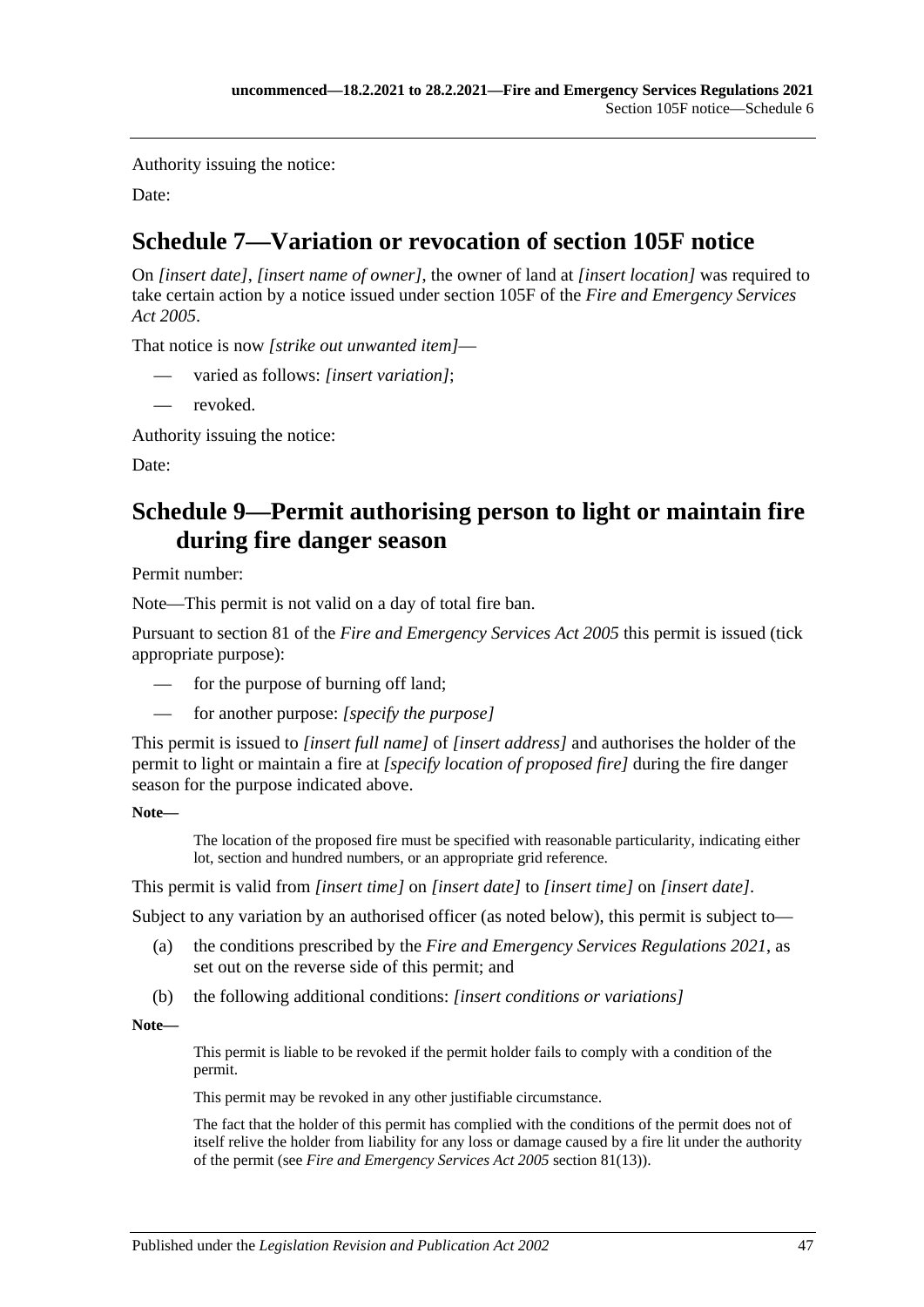Authority issuing the notice:

Date:

## Schedule 7—Variation or revocation of section 105F notice

On *[insert date]*, *[insert name of owner]*, the owner of land at *[insert location]* was required to take certain action by a notice issued under section 105F of the *Fire and Emergency Services Act 2005*.

That notice is now *[strike out unwanted item]*—

- varied as follows: *[insert variation]*;
- revoked.

Authority issuing the notice:

Date:

## Schedule 9—Permit authorising person to light or maintain fire during fire danger season

Permit number:

Note—This permit is not valid on a day of total fire ban.

Pursuant to section 81 of the *Fire and Emergency Services Act 2005* this permit is issued (tick appropriate purpose):

- for the purpose of burning off land;
- for another purpose: *[specify the purpose]*

This permit is issued to *[insert full name]* of *[insert address]* and authorises the holder of the permit to light or maintain a fire at *[specify location of proposed fire]* during the fire danger season for the purpose indicated above.

**Note—**

The location of the proposed fire must be specified with reasonable particularity, indicating either lot, section and hundred numbers, or an appropriate grid reference.

This permit is valid from *[insert time]* on *[insert date]* to *[insert time]* on *[insert date]*.

Subject to any variation by an authorised officer (as noted below), this permit is subject to—

(a) the conditions prescribed by the *Fire and Emergency Services Regulations 2021*, as set out on the reverse side of this permit; and

(b) the following additional conditions: *[insert conditions or variations]*

**Note—**

This permit is liable to be revoked if the permit holder fails to comply with a condition of the permit.

This permit may be revoked in any other justifiable circumstance.

The fact that the holder of this permit has complied with the conditions of the permit does not of itself relive the holder from liability for any loss or damage caused by a fire lit under the authority of the permit (see *Fire and Emergency Services Act 2005* section 81(13)).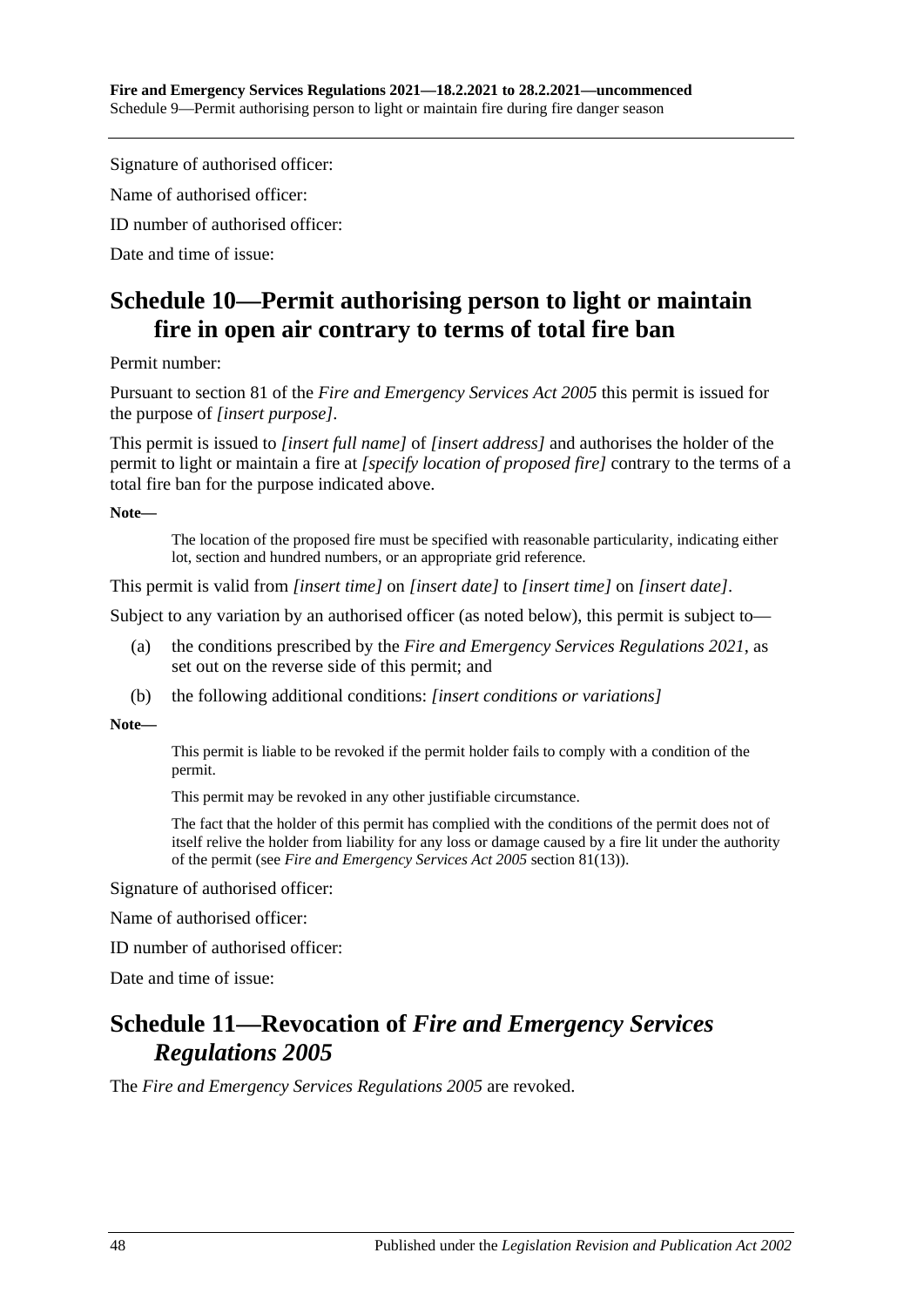Signature of authorised officer:

Name of authorised officer:

ID number of authorised officer:

Date and time of issue:

## Schedule 10—Permit authorising person to light or maintain fire in open air contrary to terms of total fire ban

Permit number:

Pursuant to section 81 of the *Fire and Emergency Services Act 2005* this permit is issued for the purpose of *[insert purpose]*.

This permit is issued to *[insert full name]* of *[insert address]* and authorises the holder of the permit to light or maintain a fire at *[specify location of proposed fire]* contrary to the terms of a total fire ban for the purpose indicated above.

**Note—**

The location of the proposed fire must be specified with reasonable particularity, indicating either lot, section and hundred numbers, or an appropriate grid reference.

This permit is valid from *[insert time]* on *[insert date]* to *[insert time]* on *[insert date]*.

Subject to any variation by an authorised officer (as noted below), this permit is subject to—

(a) the conditions prescribed by the *Fire and Emergency Services Regulations 2021*, as set out on the reverse side of this permit; and

(b) the following additional conditions: *[insert conditions or variations]*

**Note—**

This permit is liable to be revoked if the permit holder fails to comply with a condition of the permit.

This permit may be revoked in any other justifiable circumstance.

The fact that the holder of this permit has complied with the conditions of the permit does not of itself relive the holder from liability for any loss or damage caused by a fire lit under the authority of the permit (see *Fire and Emergency Services Act 2005* section 81(13)).

Signature of authorised officer:

Name of authorised officer:

ID number of authorised officer:

Date and time of issue:

## Schedule 11—Revocation of *Fire and Emergency Services Regulations 2005*

The *Fire and Emergency Services Regulations 2005* are revoked.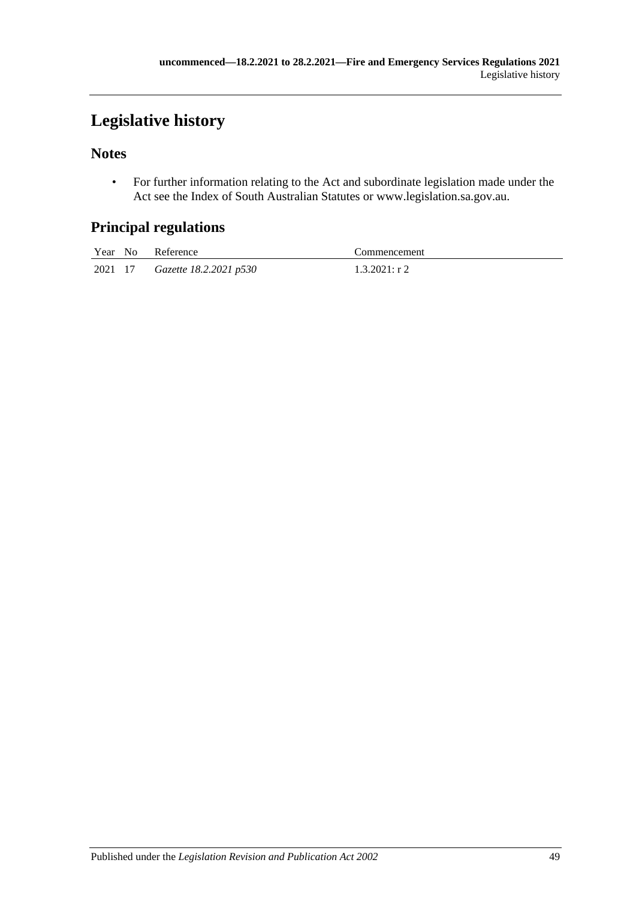## Legislative history

### Notes

- For further information relating to the Act and subordinate legislation made under the Act see the Index of South Australian Statutes or www.legislation.sa.gov.au.

### Principal regulations

| Year | No | Reference | Commencement |
|---|---|---|---|
| 2021 | 17 | *Gazette 18.2.2021 p530* | 1.3.2021: r 2 |